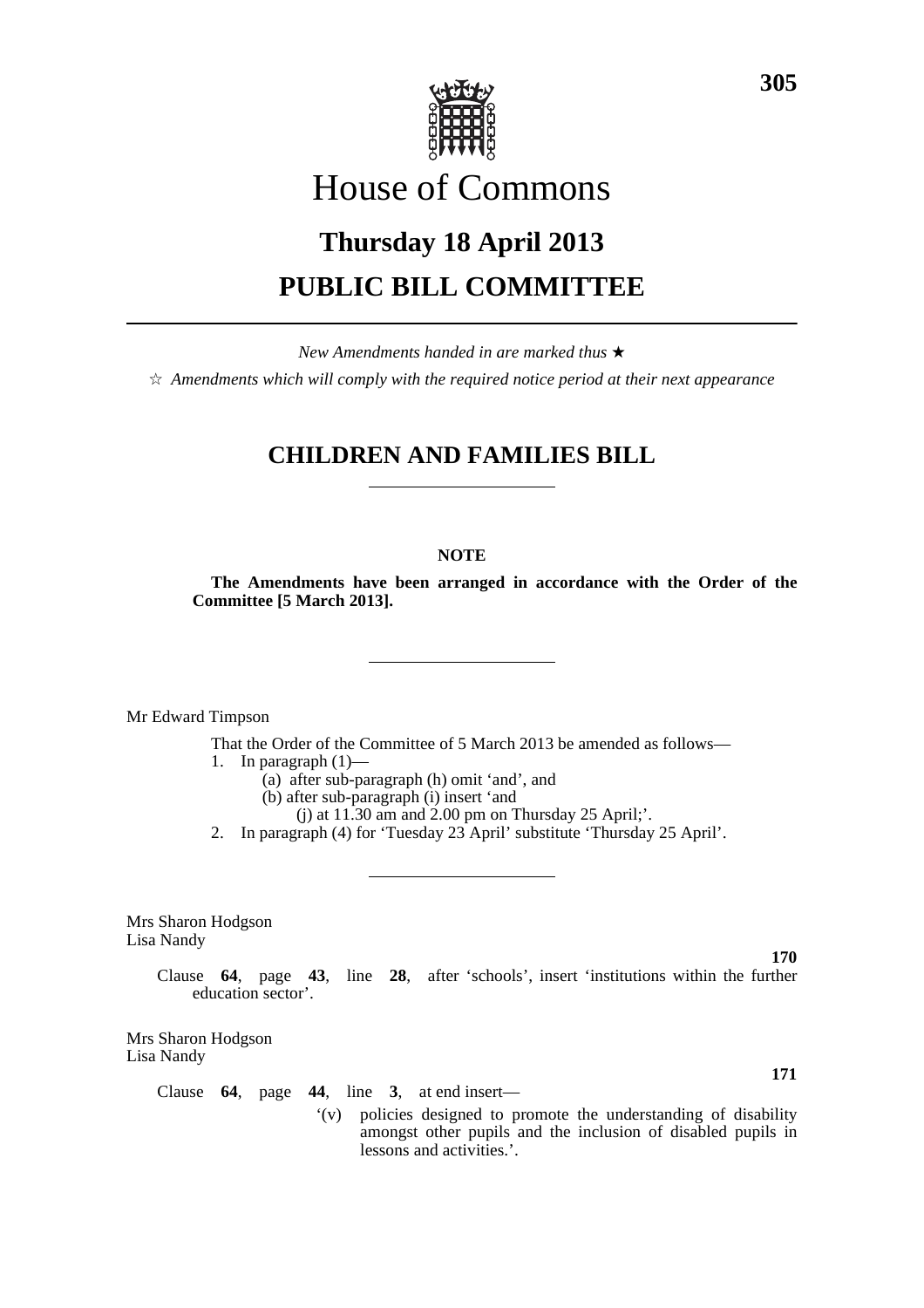# House of Commons

## Thursday 18 April 2013

## PUBLIC BILL COMMITTEE

*New Amendments handed in are marked thus* ★

☆ *Amendments which will comply with the required notice period at their next appearance*

## CHILDREN AND FAMILIES BILL

**NOTE**

**The Amendments have been arranged in accordance with the Order of the Committee [5 March 2013].**

Mr Edward Timpson

That the Order of the Committee of 5 March 2013 be amended as follows—

1. In paragraph (1)—
   - (a) after sub-paragraph (h) omit 'and', and
   - (b) after sub-paragraph (i) insert 'and
     - (j) at 11.30 am and 2.00 pm on Thursday 25 April;'.
2. In paragraph (4) for 'Tuesday 23 April' substitute 'Thursday 25 April'.

Mrs Sharon Hodgson
Lisa Nandy

**170**

Clause **64**, page **43**, line **28**, after 'schools', insert 'institutions within the further education sector'.

Mrs Sharon Hodgson
Lisa Nandy

**171**

Clause **64**, page **44**, line **3**, at end insert—

'(v) policies designed to promote the understanding of disability amongst other pupils and the inclusion of disabled pupils in lessons and activities.'.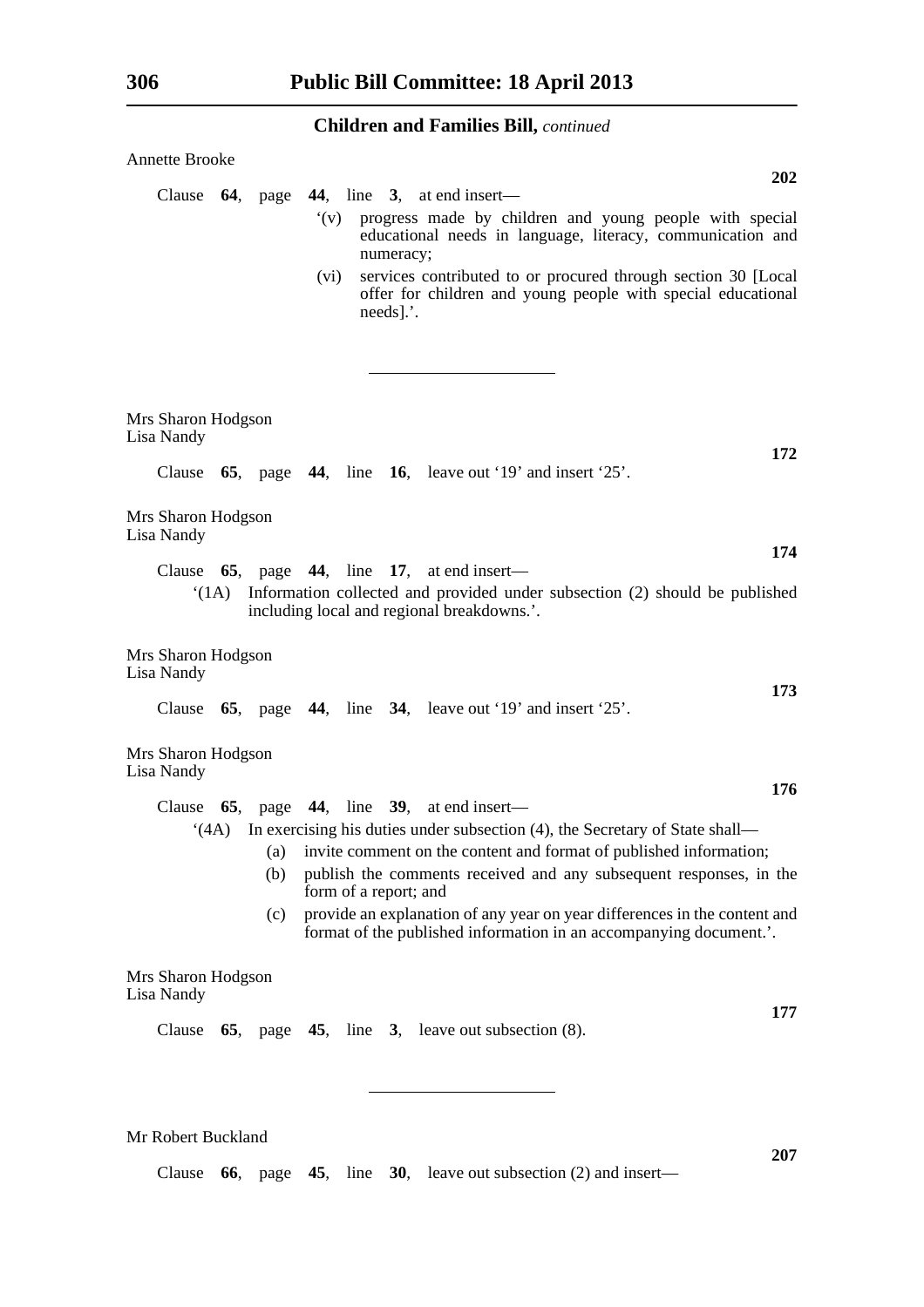Annette Brooke

**202**

Clause **64**, page **44**, line **3**, at end insert—

'(v) progress made by children and young people with special educational needs in language, literacy, communication and numeracy;

(vi) services contributed to or procured through section 30 [Local offer for children and young people with special educational needs].'.

---

Mrs Sharon Hodgson
Lisa Nandy

**172**

Clause **65**, page **44**, line **16**, leave out '19' and insert '25'.

Mrs Sharon Hodgson
Lisa Nandy

**174**

Clause **65**, page **44**, line **17**, at end insert—

'(1A) Information collected and provided under subsection (2) should be published including local and regional breakdowns.'.

Mrs Sharon Hodgson
Lisa Nandy

**173**

Clause **65**, page **44**, line **34**, leave out '19' and insert '25'.

Mrs Sharon Hodgson
Lisa Nandy

**176**

Clause **65**, page **44**, line **39**, at end insert—

'(4A) In exercising his duties under subsection (4), the Secretary of State shall—

(a) invite comment on the content and format of published information;

(b) publish the comments received and any subsequent responses, in the form of a report; and

(c) provide an explanation of any year on year differences in the content and format of the published information in an accompanying document.'.

Mrs Sharon Hodgson
Lisa Nandy

**177**

Clause **65**, page **45**, line **3**, leave out subsection (8).

---

Mr Robert Buckland

**207**

Clause **66**, page **45**, line **30**, leave out subsection (2) and insert—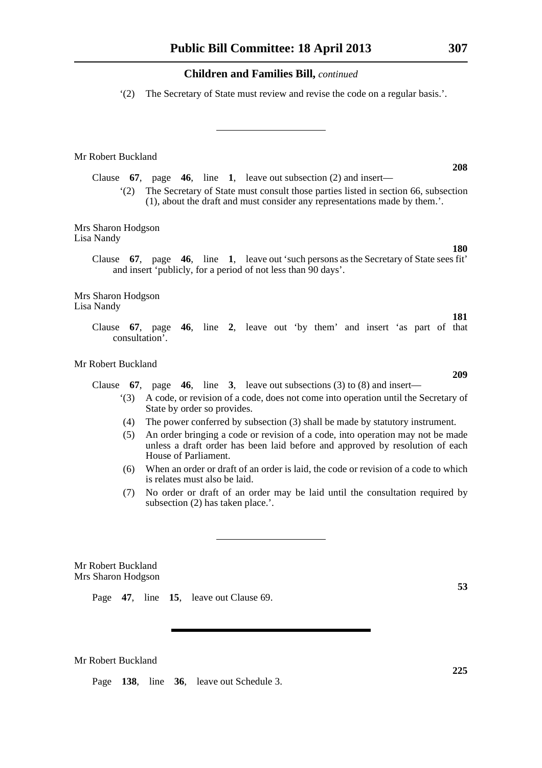## Children and Families Bill, *continued*

'(2) The Secretary of State must review and revise the code on a regular basis.'.

---

Mr Robert Buckland

**208**

Clause **67**, page **46**, line **1**, leave out subsection (2) and insert—

'(2) The Secretary of State must consult those parties listed in section 66, subsection (1), about the draft and must consider any representations made by them.'.

Mrs Sharon Hodgson
Lisa Nandy

**180**

Clause **67**, page **46**, line **1**, leave out 'such persons as the Secretary of State sees fit' and insert 'publicly, for a period of not less than 90 days'.

Mrs Sharon Hodgson
Lisa Nandy

**181**

Clause **67**, page **46**, line **2**, leave out 'by them' and insert 'as part of that consultation'.

Mr Robert Buckland

**209**

Clause **67**, page **46**, line **3**, leave out subsections (3) to (8) and insert—

'(3) A code, or revision of a code, does not come into operation until the Secretary of State by order so provides.

(4) The power conferred by subsection (3) shall be made by statutory instrument.

(5) An order bringing a code or revision of a code, into operation may not be made unless a draft order has been laid before and approved by resolution of each House of Parliament.

(6) When an order or draft of an order is laid, the code or revision of a code to which is relates must also be laid.

(7) No order or draft of an order may be laid until the consultation required by subsection (2) has taken place.'.

---

Mr Robert Buckland
Mrs Sharon Hodgson

**53**

Page **47**, line **15**, leave out Clause 69.

---

Mr Robert Buckland

**225**

Page **138**, line **36**, leave out Schedule 3.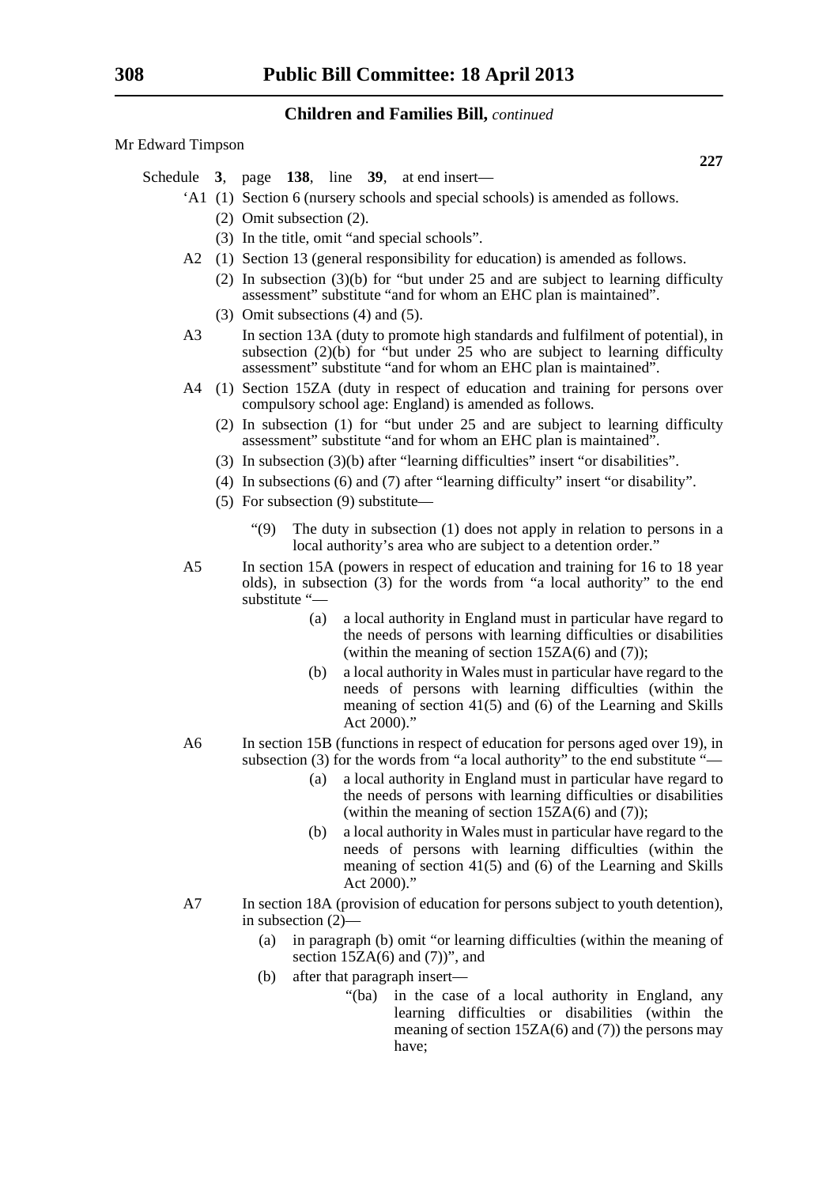**Children and Families Bill,** *continued*

Mr Edward Timpson

**227**

Schedule **3**, page **138**, line **39**, at end insert—

'A1 (1) Section 6 (nursery schools and special schools) is amended as follows.

(2) Omit subsection (2).

(3) In the title, omit "and special schools".

A2 (1) Section 13 (general responsibility for education) is amended as follows.

(2) In subsection (3)(b) for "but under 25 and are subject to learning difficulty assessment" substitute "and for whom an EHC plan is maintained".

(3) Omit subsections (4) and (5).

A3 In section 13A (duty to promote high standards and fulfilment of potential), in subsection (2)(b) for "but under 25 who are subject to learning difficulty assessment" substitute "and for whom an EHC plan is maintained".

A4 (1) Section 15ZA (duty in respect of education and training for persons over compulsory school age: England) is amended as follows.

(2) In subsection (1) for "but under 25 and are subject to learning difficulty assessment" substitute "and for whom an EHC plan is maintained".

(3) In subsection (3)(b) after "learning difficulties" insert "or disabilities".

(4) In subsections (6) and (7) after "learning difficulty" insert "or disability".

(5) For subsection (9) substitute—

"(9) The duty in subsection (1) does not apply in relation to persons in a local authority's area who are subject to a detention order."

A5 In section 15A (powers in respect of education and training for 16 to 18 year olds), in subsection (3) for the words from "a local authority" to the end substitute "—

(a) a local authority in England must in particular have regard to the needs of persons with learning difficulties or disabilities (within the meaning of section 15ZA(6) and (7));

(b) a local authority in Wales must in particular have regard to the needs of persons with learning difficulties (within the meaning of section 41(5) and (6) of the Learning and Skills Act 2000)."

A6 In section 15B (functions in respect of education for persons aged over 19), in subsection (3) for the words from "a local authority" to the end substitute "—

(a) a local authority in England must in particular have regard to the needs of persons with learning difficulties or disabilities (within the meaning of section 15ZA(6) and (7));

(b) a local authority in Wales must in particular have regard to the needs of persons with learning difficulties (within the meaning of section 41(5) and (6) of the Learning and Skills Act 2000)."

A7 In section 18A (provision of education for persons subject to youth detention), in subsection (2)—

(a) in paragraph (b) omit "or learning difficulties (within the meaning of section 15ZA(6) and (7))", and

(b) after that paragraph insert—

"(ba) in the case of a local authority in England, any learning difficulties or disabilities (within the meaning of section 15ZA(6) and (7)) the persons may have;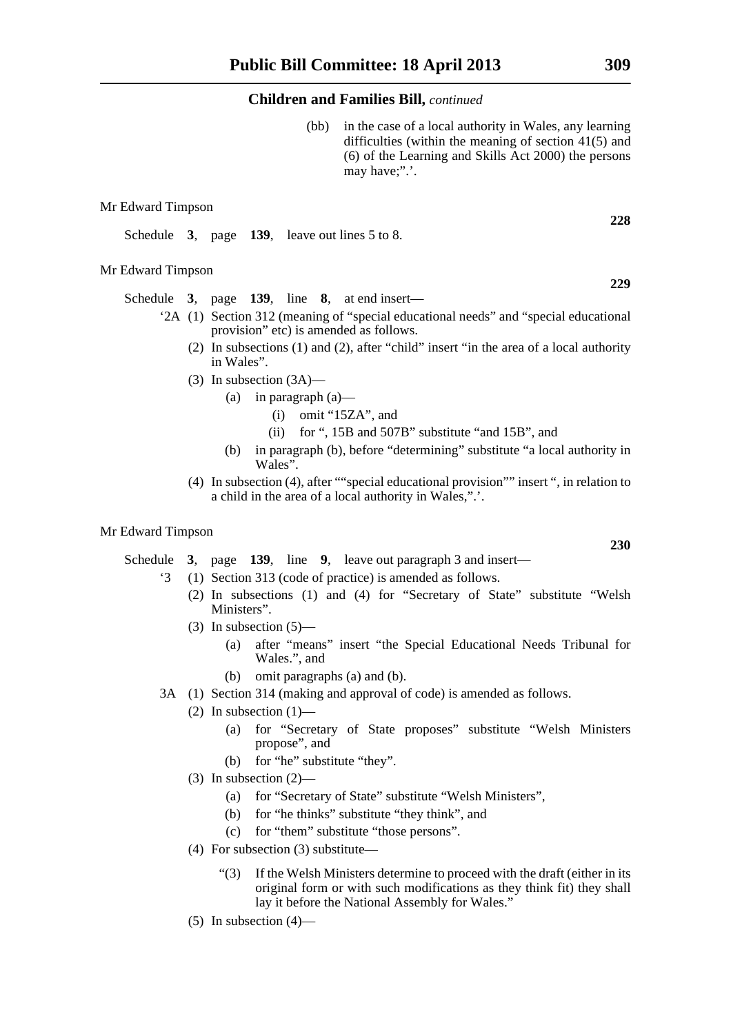(bb) in the case of a local authority in Wales, any learning difficulties (within the meaning of section 41(5) and (6) of the Learning and Skills Act 2000) the persons may have;".'.

Mr Edward Timpson

**228**

Schedule **3**, page **139**, leave out lines 5 to 8.

Mr Edward Timpson

**229**

Schedule **3**, page **139**, line **8**, at end insert—

'2A (1) Section 312 (meaning of "special educational needs" and "special educational provision" etc) is amended as follows.

(2) In subsections (1) and (2), after "child" insert "in the area of a local authority in Wales".

(3) In subsection (3A)—

(a) in paragraph (a)—

(i) omit "15ZA", and

(ii) for ", 15B and 507B" substitute "and 15B", and

(b) in paragraph (b), before "determining" substitute "a local authority in Wales".

(4) In subsection (4), after ""special educational provision"" insert ", in relation to a child in the area of a local authority in Wales,".'.

Mr Edward Timpson

**230**

Schedule **3**, page **139**, line **9**, leave out paragraph 3 and insert—

'3 (1) Section 313 (code of practice) is amended as follows.

(2) In subsections (1) and (4) for "Secretary of State" substitute "Welsh Ministers".

(3) In subsection (5)—

(a) after "means" insert "the Special Educational Needs Tribunal for Wales.", and

(b) omit paragraphs (a) and (b).

3A (1) Section 314 (making and approval of code) is amended as follows.

(2) In subsection (1)—

(a) for "Secretary of State proposes" substitute "Welsh Ministers propose", and

(b) for "he" substitute "they".

(3) In subsection (2)—

(a) for "Secretary of State" substitute "Welsh Ministers",

(b) for "he thinks" substitute "they think", and

(c) for "them" substitute "those persons".

(4) For subsection (3) substitute—

"(3) If the Welsh Ministers determine to proceed with the draft (either in its original form or with such modifications as they think fit) they shall lay it before the National Assembly for Wales."

(5) In subsection (4)—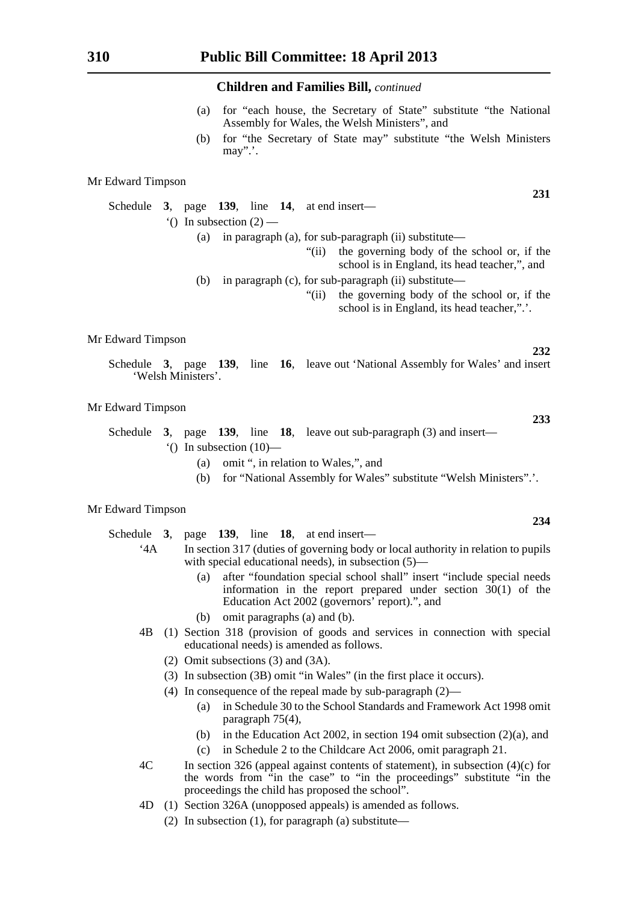(a) for "each house, the Secretary of State" substitute "the National Assembly for Wales, the Welsh Ministers", and

(b) for "the Secretary of State may" substitute "the Welsh Ministers may".'.

Mr Edward Timpson

**231**

Schedule **3**, page **139**, line **14**, at end insert—

'() In subsection (2) —

(a) in paragraph (a), for sub-paragraph (ii) substitute—

"(ii) the governing body of the school or, if the school is in England, its head teacher,", and

(b) in paragraph (c), for sub-paragraph (ii) substitute—

"(ii) the governing body of the school or, if the school is in England, its head teacher,".'.

Mr Edward Timpson

**232**

Schedule **3**, page **139**, line **16**, leave out 'National Assembly for Wales' and insert 'Welsh Ministers'.

Mr Edward Timpson

**233**

Schedule **3**, page **139**, line **18**, leave out sub-paragraph (3) and insert—

'() In subsection (10)—

(a) omit ", in relation to Wales,", and

(b) for "National Assembly for Wales" substitute "Welsh Ministers".'.

Mr Edward Timpson

**234**

Schedule **3**, page **139**, line **18**, at end insert—

'4A In section 317 (duties of governing body or local authority in relation to pupils with special educational needs), in subsection (5)—

(a) after "foundation special school shall" insert "include special needs information in the report prepared under section 30(1) of the Education Act 2002 (governors' report).", and

(b) omit paragraphs (a) and (b).

4B (1) Section 318 (provision of goods and services in connection with special educational needs) is amended as follows.

(2) Omit subsections (3) and (3A).

(3) In subsection (3B) omit "in Wales" (in the first place it occurs).

(4) In consequence of the repeal made by sub-paragraph (2)—

(a) in Schedule 30 to the School Standards and Framework Act 1998 omit paragraph 75(4),

(b) in the Education Act 2002, in section 194 omit subsection (2)(a), and

(c) in Schedule 2 to the Childcare Act 2006, omit paragraph 21.

4C In section 326 (appeal against contents of statement), in subsection (4)(c) for the words from "in the case" to "in the proceedings" substitute "in the proceedings the child has proposed the school".

4D (1) Section 326A (unopposed appeals) is amended as follows.

(2) In subsection (1), for paragraph (a) substitute—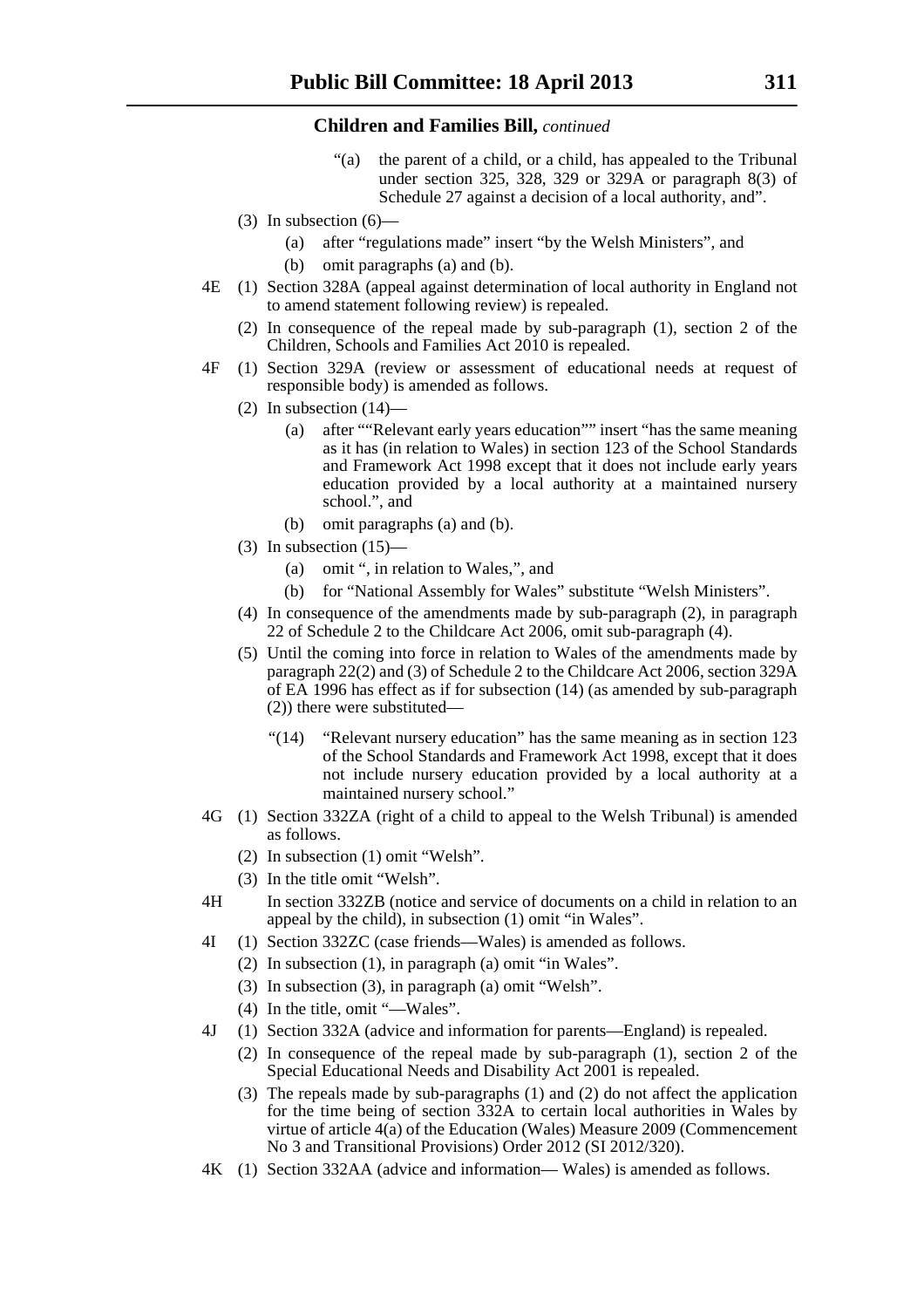"(a) the parent of a child, or a child, has appealed to the Tribunal under section 325, 328, 329 or 329A or paragraph 8(3) of Schedule 27 against a decision of a local authority, and".

(3) In subsection (6)—

(a) after "regulations made" insert "by the Welsh Ministers", and

(b) omit paragraphs (a) and (b).

4E (1) Section 328A (appeal against determination of local authority in England not to amend statement following review) is repealed.

(2) In consequence of the repeal made by sub-paragraph (1), section 2 of the Children, Schools and Families Act 2010 is repealed.

4F (1) Section 329A (review or assessment of educational needs at request of responsible body) is amended as follows.

(2) In subsection (14)—

(a) after ""Relevant early years education"" insert "has the same meaning as it has (in relation to Wales) in section 123 of the School Standards and Framework Act 1998 except that it does not include early years education provided by a local authority at a maintained nursery school.", and

(b) omit paragraphs (a) and (b).

(3) In subsection (15)—

(a) omit ", in relation to Wales,", and

(b) for "National Assembly for Wales" substitute "Welsh Ministers".

(4) In consequence of the amendments made by sub-paragraph (2), in paragraph 22 of Schedule 2 to the Childcare Act 2006, omit sub-paragraph (4).

(5) Until the coming into force in relation to Wales of the amendments made by paragraph 22(2) and (3) of Schedule 2 to the Childcare Act 2006, section 329A of EA 1996 has effect as if for subsection (14) (as amended by sub-paragraph (2)) there were substituted—

"(14) "Relevant nursery education" has the same meaning as in section 123 of the School Standards and Framework Act 1998, except that it does not include nursery education provided by a local authority at a maintained nursery school."

4G (1) Section 332ZA (right of a child to appeal to the Welsh Tribunal) is amended as follows.

(2) In subsection (1) omit "Welsh".

(3) In the title omit "Welsh".

4H In section 332ZB (notice and service of documents on a child in relation to an appeal by the child), in subsection (1) omit "in Wales".

4I (1) Section 332ZC (case friends—Wales) is amended as follows.

(2) In subsection (1), in paragraph (a) omit "in Wales".

(3) In subsection (3), in paragraph (a) omit "Welsh".

(4) In the title, omit "—Wales".

4J (1) Section 332A (advice and information for parents—England) is repealed.

(2) In consequence of the repeal made by sub-paragraph (1), section 2 of the Special Educational Needs and Disability Act 2001 is repealed.

(3) The repeals made by sub-paragraphs (1) and (2) do not affect the application for the time being of section 332A to certain local authorities in Wales by virtue of article 4(a) of the Education (Wales) Measure 2009 (Commencement No 3 and Transitional Provisions) Order 2012 (SI 2012/320).

4K (1) Section 332AA (advice and information— Wales) is amended as follows.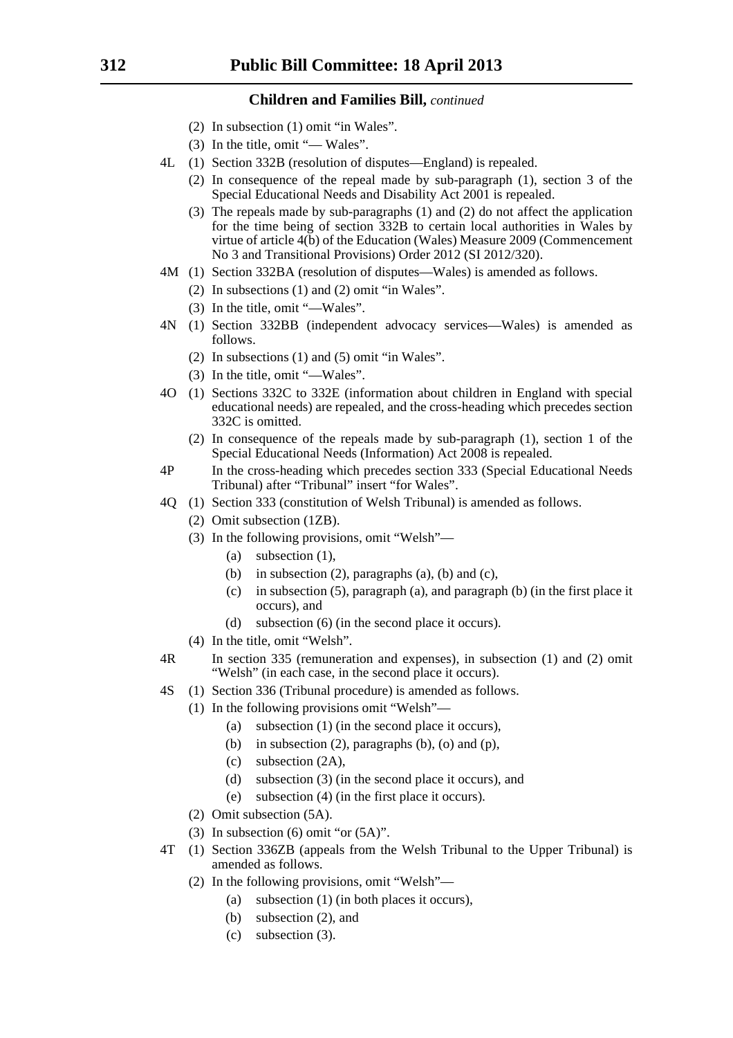**Children and Families Bill,** *continued*

(2) In subsection (1) omit “in Wales”.

(3) In the title, omit “— Wales”.

4L (1) Section 332B (resolution of disputes—England) is repealed.

(2) In consequence of the repeal made by sub-paragraph (1), section 3 of the Special Educational Needs and Disability Act 2001 is repealed.

(3) The repeals made by sub-paragraphs (1) and (2) do not affect the application for the time being of section 332B to certain local authorities in Wales by virtue of article 4(b) of the Education (Wales) Measure 2009 (Commencement No 3 and Transitional Provisions) Order 2012 (SI 2012/320).

4M (1) Section 332BA (resolution of disputes—Wales) is amended as follows.

(2) In subsections (1) and (2) omit “in Wales”.

(3) In the title, omit “—Wales”.

4N (1) Section 332BB (independent advocacy services—Wales) is amended as follows.

(2) In subsections (1) and (5) omit “in Wales”.

(3) In the title, omit “—Wales”.

4O (1) Sections 332C to 332E (information about children in England with special educational needs) are repealed, and the cross-heading which precedes section 332C is omitted.

(2) In consequence of the repeals made by sub-paragraph (1), section 1 of the Special Educational Needs (Information) Act 2008 is repealed.

4P In the cross-heading which precedes section 333 (Special Educational Needs Tribunal) after “Tribunal” insert “for Wales”.

4Q (1) Section 333 (constitution of Welsh Tribunal) is amended as follows.

(2) Omit subsection (1ZB).

(3) In the following provisions, omit “Welsh”—

- (a) subsection (1),
- (b) in subsection (2), paragraphs (a), (b) and (c),
- (c) in subsection (5), paragraph (a), and paragraph (b) (in the first place it occurs), and
- (d) subsection (6) (in the second place it occurs).

(4) In the title, omit “Welsh”.

4R In section 335 (remuneration and expenses), in subsection (1) and (2) omit “Welsh” (in each case, in the second place it occurs).

4S (1) Section 336 (Tribunal procedure) is amended as follows.

(1) In the following provisions omit “Welsh”—

- (a) subsection (1) (in the second place it occurs),
- (b) in subsection (2), paragraphs (b), (o) and (p),
- (c) subsection (2A),
- (d) subsection (3) (in the second place it occurs), and
- (e) subsection (4) (in the first place it occurs).

(2) Omit subsection (5A).

(3) In subsection (6) omit “or (5A)”.

4T (1) Section 336ZB (appeals from the Welsh Tribunal to the Upper Tribunal) is amended as follows.

(2) In the following provisions, omit “Welsh”—

- (a) subsection (1) (in both places it occurs),
- (b) subsection (2), and
- (c) subsection (3).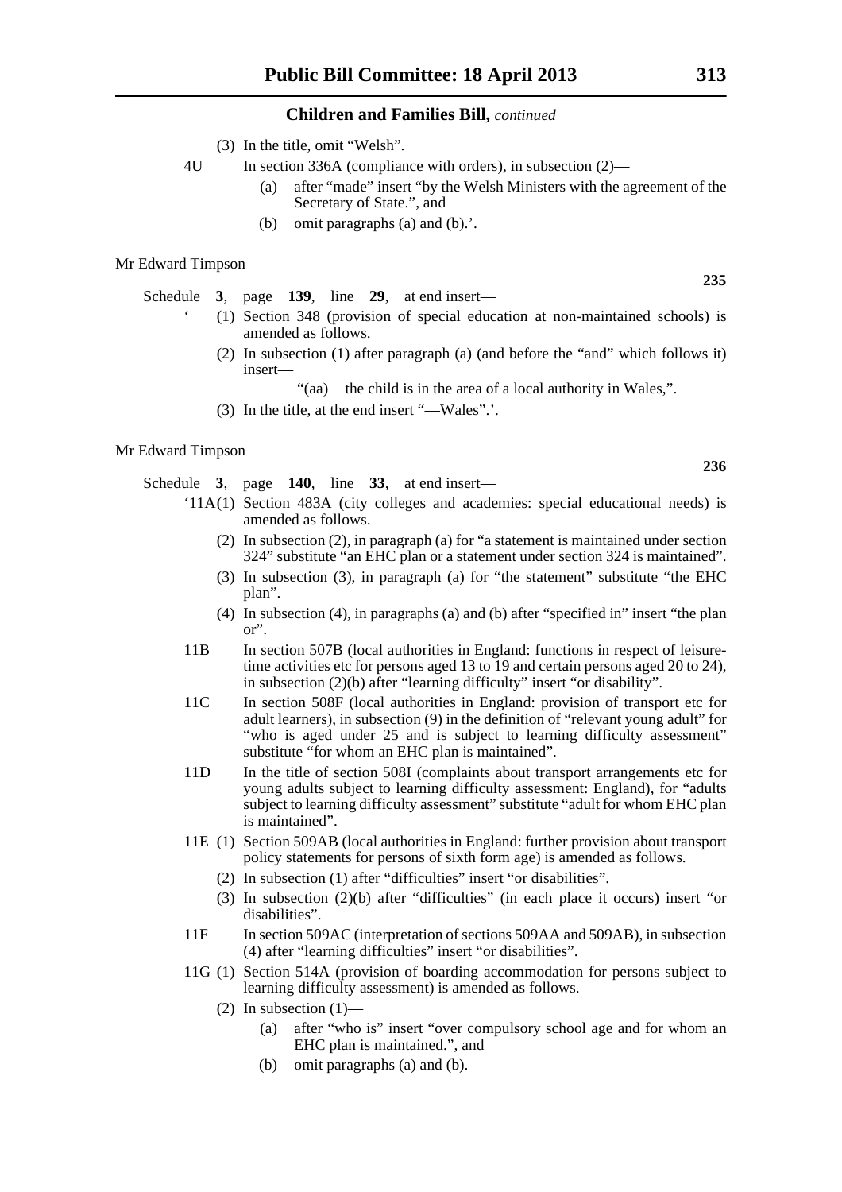(3) In the title, omit "Welsh".

4U In section 336A (compliance with orders), in subsection (2)—

(a) after "made" insert "by the Welsh Ministers with the agreement of the Secretary of State.", and

(b) omit paragraphs (a) and (b).'.

Mr Edward Timpson

**235**

Schedule **3**, page **139**, line **29**, at end insert—

' (1) Section 348 (provision of special education at non-maintained schools) is amended as follows.

(2) In subsection (1) after paragraph (a) (and before the "and" which follows it) insert—

"(aa) the child is in the area of a local authority in Wales,".

(3) In the title, at the end insert "—Wales".'.

Mr Edward Timpson

**236**

Schedule **3**, page **140**, line **33**, at end insert—

'11A(1) Section 483A (city colleges and academies: special educational needs) is amended as follows.

(2) In subsection (2), in paragraph (a) for "a statement is maintained under section 324" substitute "an EHC plan or a statement under section 324 is maintained".

(3) In subsection (3), in paragraph (a) for "the statement" substitute "the EHC plan".

(4) In subsection (4), in paragraphs (a) and (b) after "specified in" insert "the plan or".

11B In section 507B (local authorities in England: functions in respect of leisure-time activities etc for persons aged 13 to 19 and certain persons aged 20 to 24), in subsection (2)(b) after "learning difficulty" insert "or disability".

11C In section 508F (local authorities in England: provision of transport etc for adult learners), in subsection (9) in the definition of "relevant young adult" for "who is aged under 25 and is subject to learning difficulty assessment" substitute "for whom an EHC plan is maintained".

11D In the title of section 508I (complaints about transport arrangements etc for young adults subject to learning difficulty assessment: England), for "adults subject to learning difficulty assessment" substitute "adult for whom EHC plan is maintained".

11E (1) Section 509AB (local authorities in England: further provision about transport policy statements for persons of sixth form age) is amended as follows.

(2) In subsection (1) after "difficulties" insert "or disabilities".

(3) In subsection (2)(b) after "difficulties" (in each place it occurs) insert "or disabilities".

11F In section 509AC (interpretation of sections 509AA and 509AB), in subsection (4) after "learning difficulties" insert "or disabilities".

11G (1) Section 514A (provision of boarding accommodation for persons subject to learning difficulty assessment) is amended as follows.

(2) In subsection (1)—

(a) after "who is" insert "over compulsory school age and for whom an EHC plan is maintained.", and

(b) omit paragraphs (a) and (b).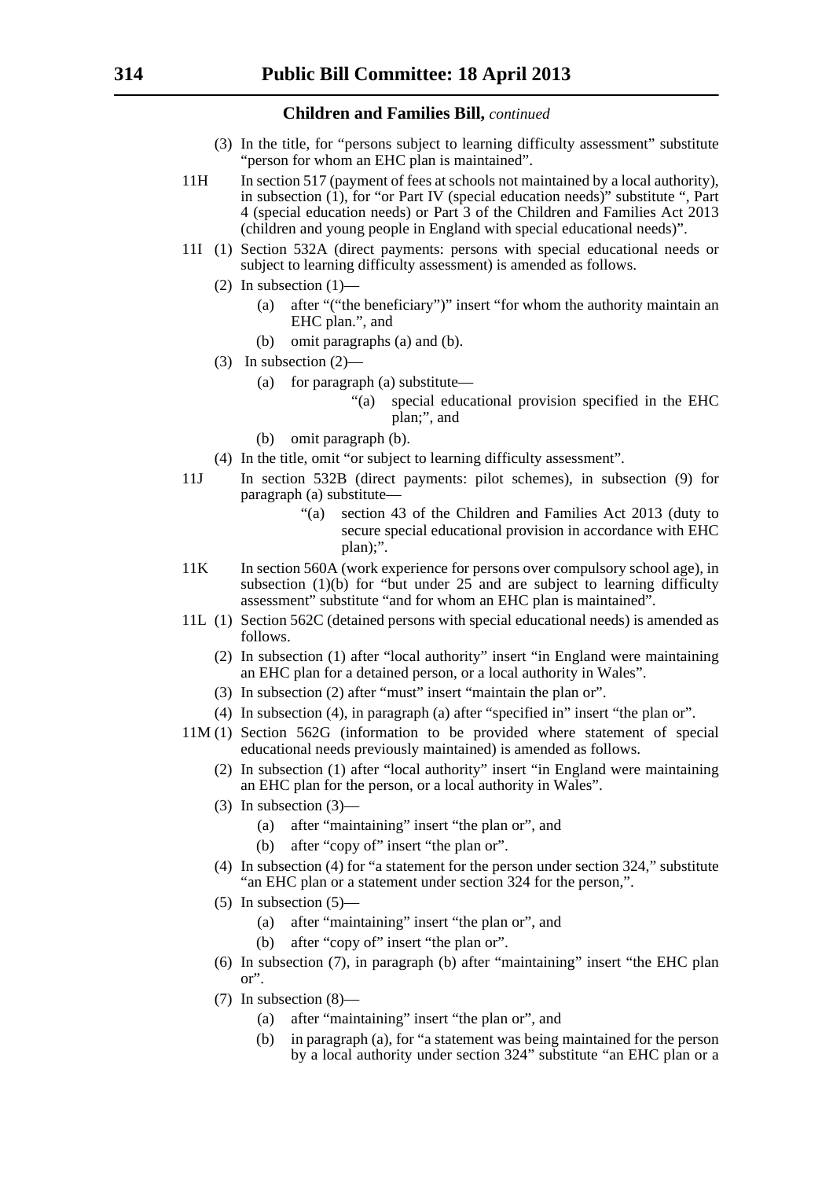**Children and Families Bill,** *continued*

(3) In the title, for "persons subject to learning difficulty assessment" substitute "person for whom an EHC plan is maintained".

11H In section 517 (payment of fees at schools not maintained by a local authority), in subsection (1), for "or Part IV (special education needs)" substitute ", Part 4 (special education needs) or Part 3 of the Children and Families Act 2013 (children and young people in England with special educational needs)".

11I (1) Section 532A (direct payments: persons with special educational needs or subject to learning difficulty assessment) is amended as follows.

(2) In subsection (1)—

(a) after "("the beneficiary")" insert "for whom the authority maintain an EHC plan.", and

(b) omit paragraphs (a) and (b).

(3) In subsection (2)—

(a) for paragraph (a) substitute—

"(a) special educational provision specified in the EHC plan;", and

(b) omit paragraph (b).

(4) In the title, omit "or subject to learning difficulty assessment".

11J In section 532B (direct payments: pilot schemes), in subsection (9) for paragraph (a) substitute—

"(a) section 43 of the Children and Families Act 2013 (duty to secure special educational provision in accordance with EHC plan);".

11K In section 560A (work experience for persons over compulsory school age), in subsection (1)(b) for "but under 25 and are subject to learning difficulty assessment" substitute "and for whom an EHC plan is maintained".

11L (1) Section 562C (detained persons with special educational needs) is amended as follows.

(2) In subsection (1) after "local authority" insert "in England were maintaining an EHC plan for a detained person, or a local authority in Wales".

(3) In subsection (2) after "must" insert "maintain the plan or".

(4) In subsection (4), in paragraph (a) after "specified in" insert "the plan or".

11M (1) Section 562G (information to be provided where statement of special educational needs previously maintained) is amended as follows.

(2) In subsection (1) after "local authority" insert "in England were maintaining an EHC plan for the person, or a local authority in Wales".

(3) In subsection (3)—

(a) after "maintaining" insert "the plan or", and

(b) after "copy of" insert "the plan or".

(4) In subsection (4) for "a statement for the person under section 324," substitute "an EHC plan or a statement under section 324 for the person,".

(5) In subsection (5)—

(a) after "maintaining" insert "the plan or", and

(b) after "copy of" insert "the plan or".

(6) In subsection (7), in paragraph (b) after "maintaining" insert "the EHC plan or".

(7) In subsection (8)—

(a) after "maintaining" insert "the plan or", and

(b) in paragraph (a), for "a statement was being maintained for the person by a local authority under section 324" substitute "an EHC plan or a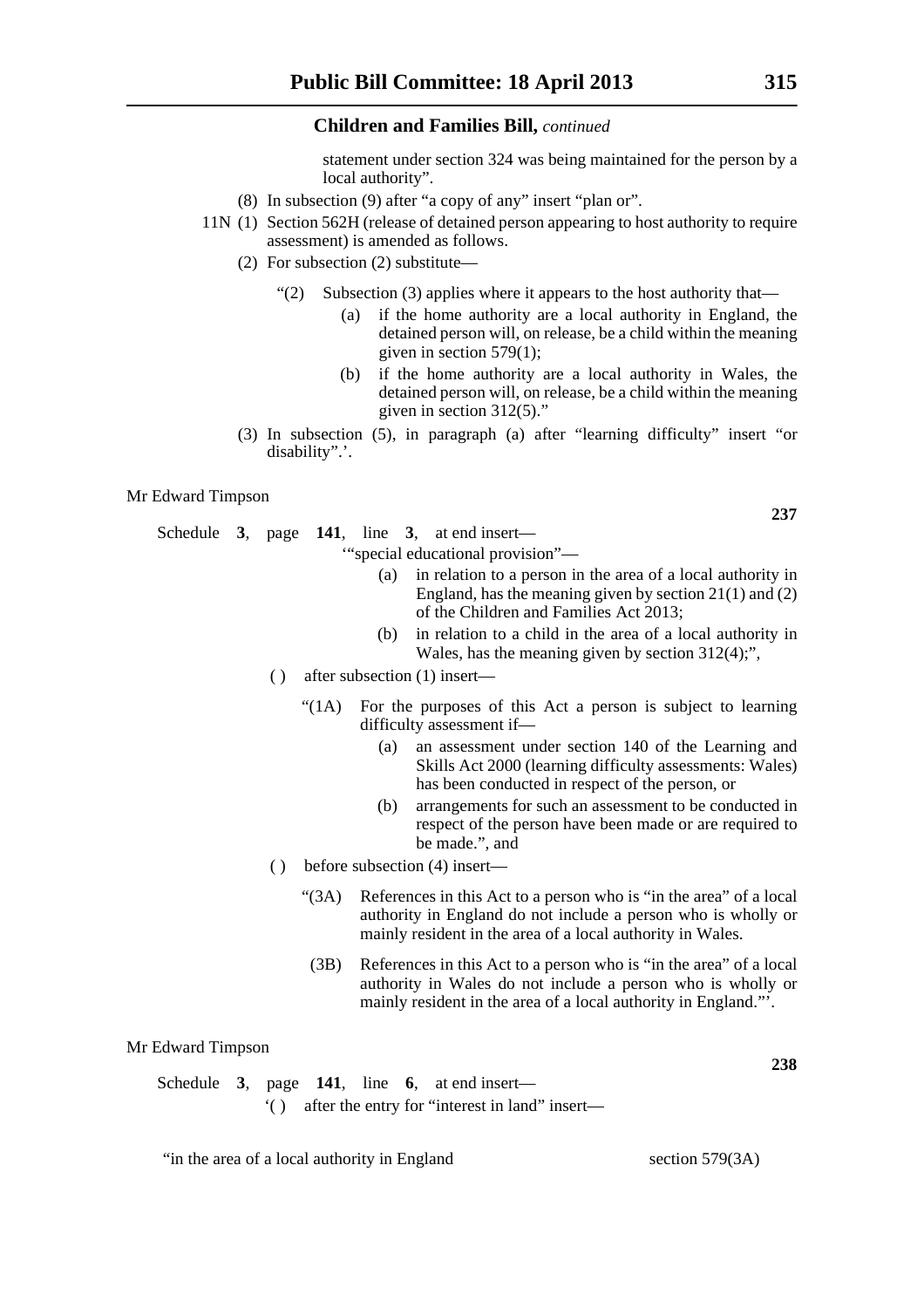## Children and Families Bill, *continued*

statement under section 324 was being maintained for the person by a local authority".

(8) In subsection (9) after "a copy of any" insert "plan or".

11N (1) Section 562H (release of detained person appearing to host authority to require assessment) is amended as follows.

(2) For subsection (2) substitute—

"(2) Subsection (3) applies where it appears to the host authority that—

(a) if the home authority are a local authority in England, the detained person will, on release, be a child within the meaning given in section 579(1);

(b) if the home authority are a local authority in Wales, the detained person will, on release, be a child within the meaning given in section 312(5)."

(3) In subsection (5), in paragraph (a) after "learning difficulty" insert "or disability".'.

Mr Edward Timpson

**237**

Schedule **3**, page **141**, line **3**, at end insert—

'"special educational provision"—

(a) in relation to a person in the area of a local authority in England, has the meaning given by section 21(1) and (2) of the Children and Families Act 2013;

(b) in relation to a child in the area of a local authority in Wales, has the meaning given by section 312(4);",

( ) after subsection (1) insert—

"(1A) For the purposes of this Act a person is subject to learning difficulty assessment if—

(a) an assessment under section 140 of the Learning and Skills Act 2000 (learning difficulty assessments: Wales) has been conducted in respect of the person, or

(b) arrangements for such an assessment to be conducted in respect of the person have been made or are required to be made.", and

( ) before subsection (4) insert—

"(3A) References in this Act to a person who is "in the area" of a local authority in England do not include a person who is wholly or mainly resident in the area of a local authority in Wales.

(3B) References in this Act to a person who is "in the area" of a local authority in Wales do not include a person who is wholly or mainly resident in the area of a local authority in England."'.

Mr Edward Timpson

**238**

Schedule **3**, page **141**, line **6**, at end insert—

'( ) after the entry for "interest in land" insert—

| | |
|---|---|
| "in the area of a local authority in England | section 579(3A) |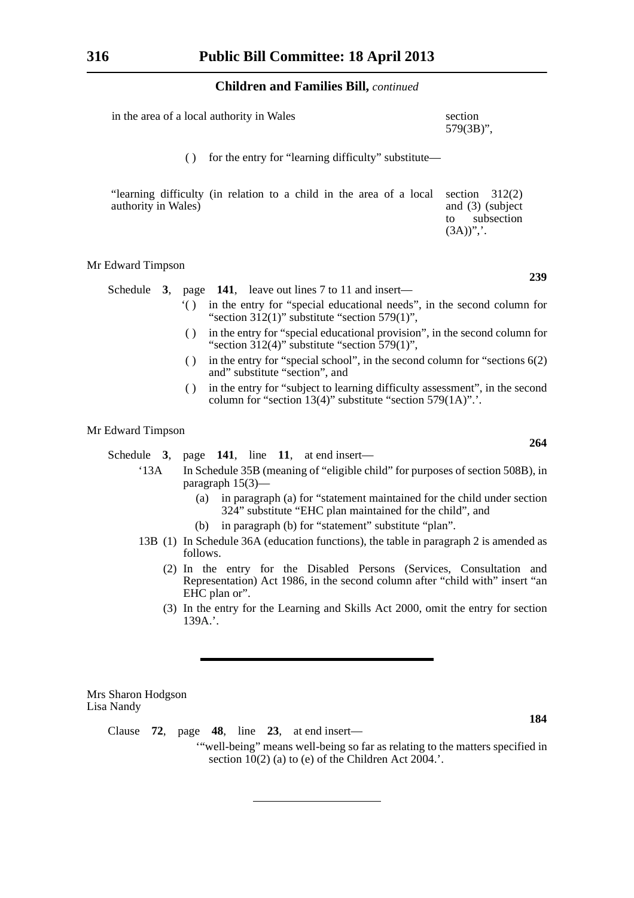| | |
|---|---|
| in the area of a local authority in Wales | section 579(3B)", |

( ) for the entry for "learning difficulty" substitute—

| | |
|---|---|
| "learning difficulty (in relation to a child in the area of a local authority in Wales) | section 312(2) and (3) (subject to subsection (3A))",'. |

Mr Edward Timpson

**239**

Schedule **3**, page **141**, leave out lines 7 to 11 and insert—

'( ) in the entry for "special educational needs", in the second column for "section 312(1)" substitute "section 579(1)",

( ) in the entry for "special educational provision", in the second column for "section 312(4)" substitute "section 579(1)",

( ) in the entry for "special school", in the second column for "sections 6(2) and" substitute "section", and

( ) in the entry for "subject to learning difficulty assessment", in the second column for "section 13(4)" substitute "section 579(1A)".'.

Mr Edward Timpson

**264**

Schedule **3**, page **141**, line **11**, at end insert—

'13A In Schedule 35B (meaning of "eligible child" for purposes of section 508B), in paragraph 15(3)—

(a) in paragraph (a) for "statement maintained for the child under section 324" substitute "EHC plan maintained for the child", and

(b) in paragraph (b) for "statement" substitute "plan".

13B (1) In Schedule 36A (education functions), the table in paragraph 2 is amended as follows.

(2) In the entry for the Disabled Persons (Services, Consultation and Representation) Act 1986, in the second column after "child with" insert "an EHC plan or".

(3) In the entry for the Learning and Skills Act 2000, omit the entry for section 139A.'.

---

Mrs Sharon Hodgson
Lisa Nandy

**184**

Clause **72**, page **48**, line **23**, at end insert—

'"well-being" means well-being so far as relating to the matters specified in section 10(2) (a) to (e) of the Children Act 2004.'.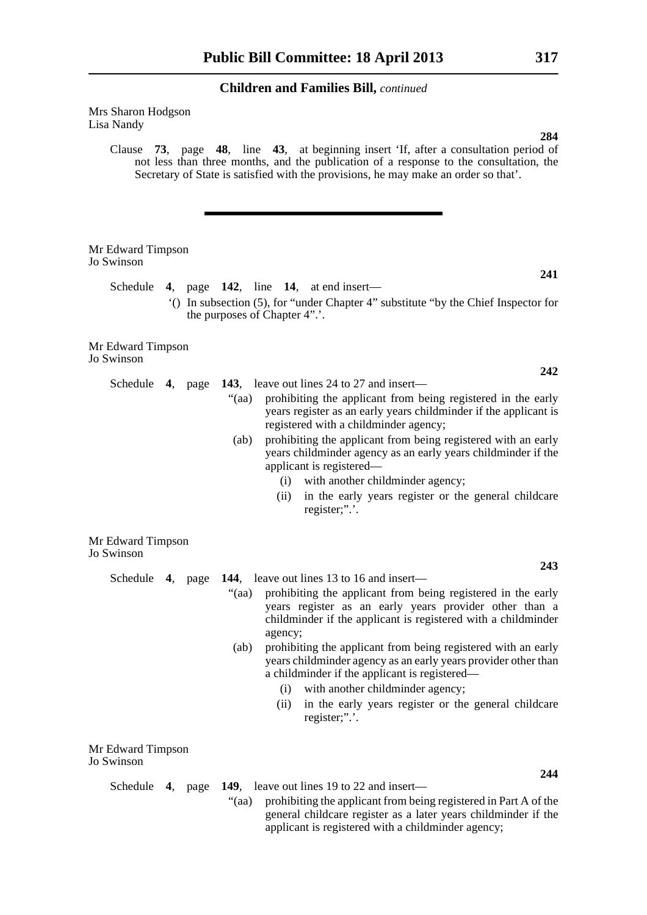Mrs Sharon Hodgson
Lisa Nandy

**284**

Clause **73**, page **48**, line **43**, at beginning insert 'If, after a consultation period of not less than three months, and the publication of a response to the consultation, the Secretary of State is satisfied with the provisions, he may make an order so that'.

---

Mr Edward Timpson
Jo Swinson

**241**

Schedule **4**, page **142**, line **14**, at end insert—

'() In subsection (5), for "under Chapter 4" substitute "by the Chief Inspector for the purposes of Chapter 4".'.

Mr Edward Timpson
Jo Swinson

**242**

Schedule **4**, page **143**, leave out lines 24 to 27 and insert—

"(aa) prohibiting the applicant from being registered in the early years register as an early years childminder if the applicant is registered with a childminder agency;

(ab) prohibiting the applicant from being registered with an early years childminder agency as an early years childminder if the applicant is registered—

(i) with another childminder agency;

(ii) in the early years register or the general childcare register;".'.

Mr Edward Timpson
Jo Swinson

**243**

Schedule **4**, page **144**, leave out lines 13 to 16 and insert—

"(aa) prohibiting the applicant from being registered in the early years register as an early years provider other than a childminder if the applicant is registered with a childminder agency;

(ab) prohibiting the applicant from being registered with an early years childminder agency as an early years provider other than a childminder if the applicant is registered—

(i) with another childminder agency;

(ii) in the early years register or the general childcare register;".'.

Mr Edward Timpson
Jo Swinson

**244**

Schedule **4**, page **149**, leave out lines 19 to 22 and insert—

"(aa) prohibiting the applicant from being registered in Part A of the general childcare register as a later years childminder if the applicant is registered with a childminder agency;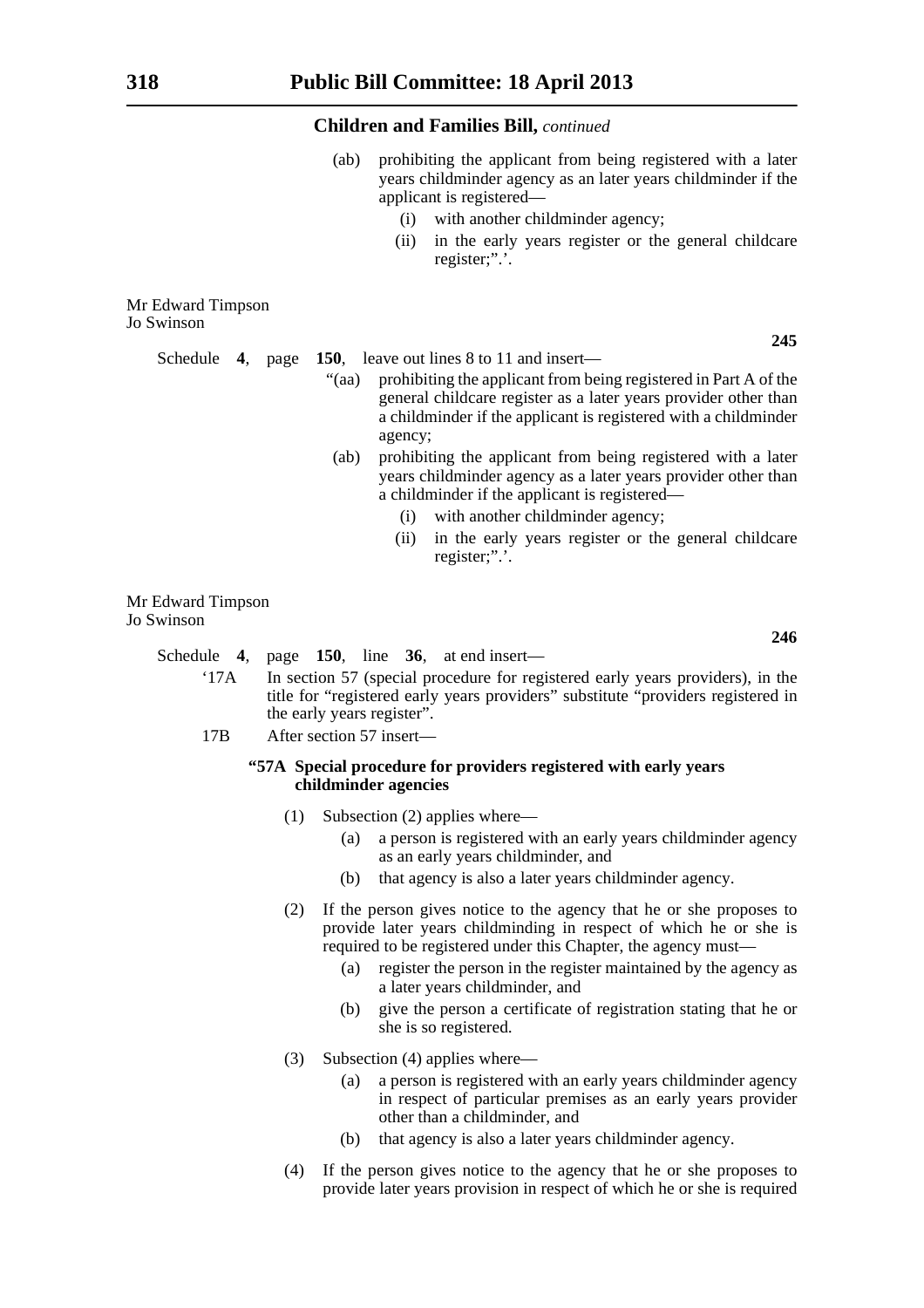(ab) prohibiting the applicant from being registered with a later years childminder agency as an later years childminder if the applicant is registered—

(i) with another childminder agency;

(ii) in the early years register or the general childcare register;".'.

Mr Edward Timpson
Jo Swinson

**245**

Schedule **4**, page **150**, leave out lines 8 to 11 and insert—

"(aa) prohibiting the applicant from being registered in Part A of the general childcare register as a later years provider other than a childminder if the applicant is registered with a childminder agency;

(ab) prohibiting the applicant from being registered with a later years childminder agency as a later years provider other than a childminder if the applicant is registered—

(i) with another childminder agency;

(ii) in the early years register or the general childcare register;".'.

Mr Edward Timpson
Jo Swinson

**246**

Schedule **4**, page **150**, line **36**, at end insert—

'17A In section 57 (special procedure for registered early years providers), in the title for "registered early years providers" substitute "providers registered in the early years register".

17B After section 57 insert—

**"57A Special procedure for providers registered with early years childminder agencies**

(1) Subsection (2) applies where—

(a) a person is registered with an early years childminder agency as an early years childminder, and

(b) that agency is also a later years childminder agency.

(2) If the person gives notice to the agency that he or she proposes to provide later years childminding in respect of which he or she is required to be registered under this Chapter, the agency must—

(a) register the person in the register maintained by the agency as a later years childminder, and

(b) give the person a certificate of registration stating that he or she is so registered.

(3) Subsection (4) applies where—

(a) a person is registered with an early years childminder agency in respect of particular premises as an early years provider other than a childminder, and

(b) that agency is also a later years childminder agency.

(4) If the person gives notice to the agency that he or she proposes to provide later years provision in respect of which he or she is required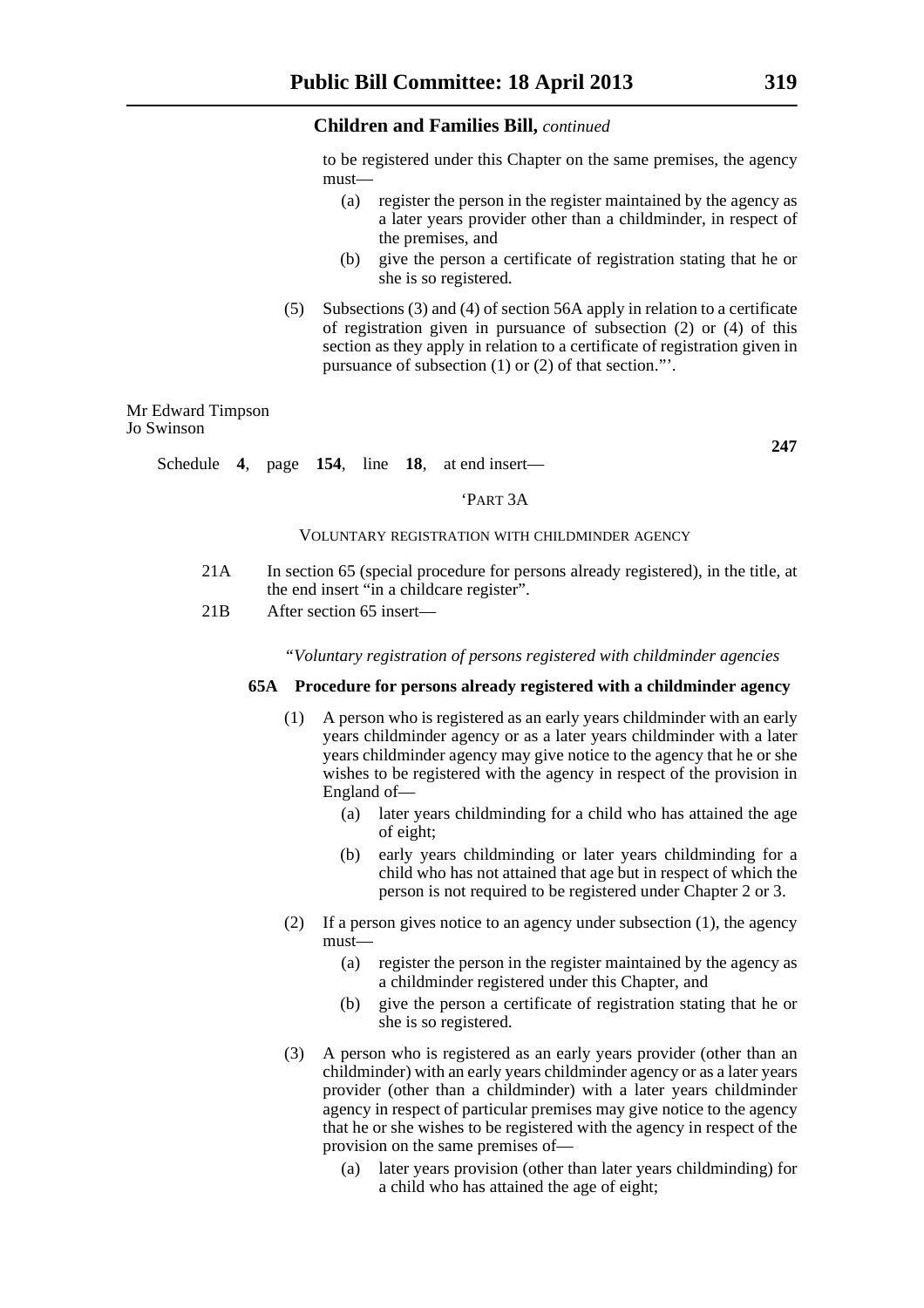to be registered under this Chapter on the same premises, the agency must—

(a) register the person in the register maintained by the agency as a later years provider other than a childminder, in respect of the premises, and

(b) give the person a certificate of registration stating that he or she is so registered.

(5) Subsections (3) and (4) of section 56A apply in relation to a certificate of registration given in pursuance of subsection (2) or (4) of this section as they apply in relation to a certificate of registration given in pursuance of subsection (1) or (2) of that section."'.

Mr Edward Timpson
Jo Swinson

**247**

Schedule **4**, page **154**, line **18**, at end insert—

'PART 3A

VOLUNTARY REGISTRATION WITH CHILDMINDER AGENCY

21A In section 65 (special procedure for persons already registered), in the title, at the end insert "in a childcare register".

21B After section 65 insert—

*"Voluntary registration of persons registered with childminder agencies*

**65A Procedure for persons already registered with a childminder agency**

(1) A person who is registered as an early years childminder with an early years childminder agency or as a later years childminder with a later years childminder agency may give notice to the agency that he or she wishes to be registered with the agency in respect of the provision in England of—

(a) later years childminding for a child who has attained the age of eight;

(b) early years childminding or later years childminding for a child who has not attained that age but in respect of which the person is not required to be registered under Chapter 2 or 3.

(2) If a person gives notice to an agency under subsection (1), the agency must—

(a) register the person in the register maintained by the agency as a childminder registered under this Chapter, and

(b) give the person a certificate of registration stating that he or she is so registered.

(3) A person who is registered as an early years provider (other than an childminder) with an early years childminder agency or as a later years provider (other than a childminder) with a later years childminder agency in respect of particular premises may give notice to the agency that he or she wishes to be registered with the agency in respect of the provision on the same premises of—

(a) later years provision (other than later years childminding) for a child who has attained the age of eight;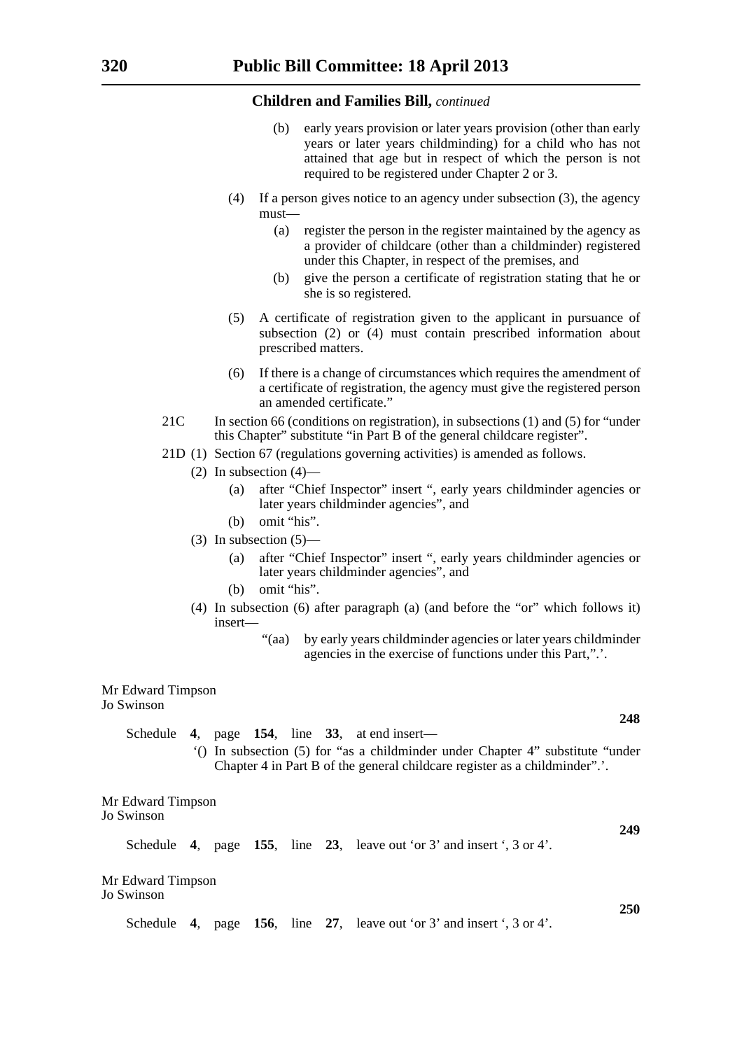## Children and Families Bill, *continued*

(b) early years provision or later years provision (other than early years or later years childminding) for a child who has not attained that age but in respect of which the person is not required to be registered under Chapter 2 or 3.

(4) If a person gives notice to an agency under subsection (3), the agency must—

(a) register the person in the register maintained by the agency as a provider of childcare (other than a childminder) registered under this Chapter, in respect of the premises, and

(b) give the person a certificate of registration stating that he or she is so registered.

(5) A certificate of registration given to the applicant in pursuance of subsection (2) or (4) must contain prescribed information about prescribed matters.

(6) If there is a change of circumstances which requires the amendment of a certificate of registration, the agency must give the registered person an amended certificate."

21C In section 66 (conditions on registration), in subsections (1) and (5) for "under this Chapter" substitute "in Part B of the general childcare register".

21D (1) Section 67 (regulations governing activities) is amended as follows.

(2) In subsection (4)—

(a) after "Chief Inspector" insert ", early years childminder agencies or later years childminder agencies", and

(b) omit "his".

(3) In subsection (5)—

(a) after "Chief Inspector" insert ", early years childminder agencies or later years childminder agencies", and

(b) omit "his".

(4) In subsection (6) after paragraph (a) (and before the "or" which follows it) insert—

"(aa) by early years childminder agencies or later years childminder agencies in the exercise of functions under this Part,".'.

Mr Edward Timpson
Jo Swinson

**248**

Schedule **4**, page **154**, line **33**, at end insert—

'() In subsection (5) for "as a childminder under Chapter 4" substitute "under Chapter 4 in Part B of the general childcare register as a childminder".'.

Mr Edward Timpson
Jo Swinson

**249**

Schedule **4**, page **155**, line **23**, leave out 'or 3' and insert ', 3 or 4'.

Mr Edward Timpson
Jo Swinson

**250**

Schedule **4**, page **156**, line **27**, leave out 'or 3' and insert ', 3 or 4'.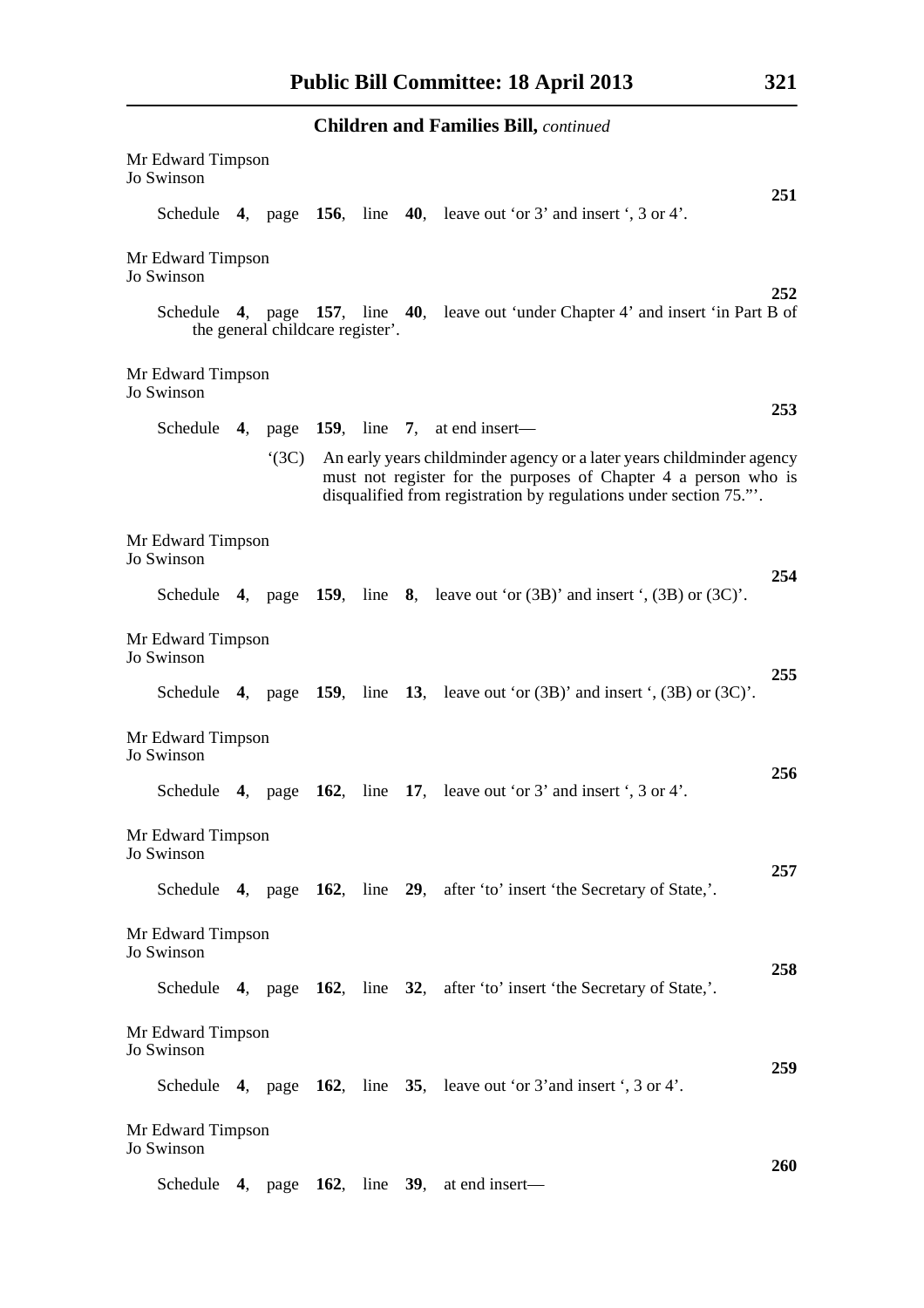## Children and Families Bill, *continued*

Mr Edward Timpson
Jo Swinson

**251**

Schedule **4**, page **156**, line **40**, leave out 'or 3' and insert ', 3 or 4'.

Mr Edward Timpson
Jo Swinson

**252**

Schedule **4**, page **157**, line **40**, leave out 'under Chapter 4' and insert 'in Part B of the general childcare register'.

Mr Edward Timpson
Jo Swinson

**253**

Schedule **4**, page **159**, line **7**, at end insert—

'(3C) An early years childminder agency or a later years childminder agency must not register for the purposes of Chapter 4 a person who is disqualified from registration by regulations under section 75."'.

Mr Edward Timpson
Jo Swinson

**254**

Schedule **4**, page **159**, line **8**, leave out 'or (3B)' and insert ', (3B) or (3C)'.

Mr Edward Timpson
Jo Swinson

**255**

Schedule **4**, page **159**, line **13**, leave out 'or (3B)' and insert ', (3B) or (3C)'.

Mr Edward Timpson
Jo Swinson

**256**

Schedule **4**, page **162**, line **17**, leave out 'or 3' and insert ', 3 or 4'.

Mr Edward Timpson
Jo Swinson

**257**

Schedule **4**, page **162**, line **29**, after 'to' insert 'the Secretary of State,'.

Mr Edward Timpson
Jo Swinson

**258**

Schedule **4**, page **162**, line **32**, after 'to' insert 'the Secretary of State,'.

Mr Edward Timpson
Jo Swinson

**259**

Schedule **4**, page **162**, line **35**, leave out 'or 3'and insert ', 3 or 4'.

Mr Edward Timpson
Jo Swinson

**260**

Schedule **4**, page **162**, line **39**, at end insert—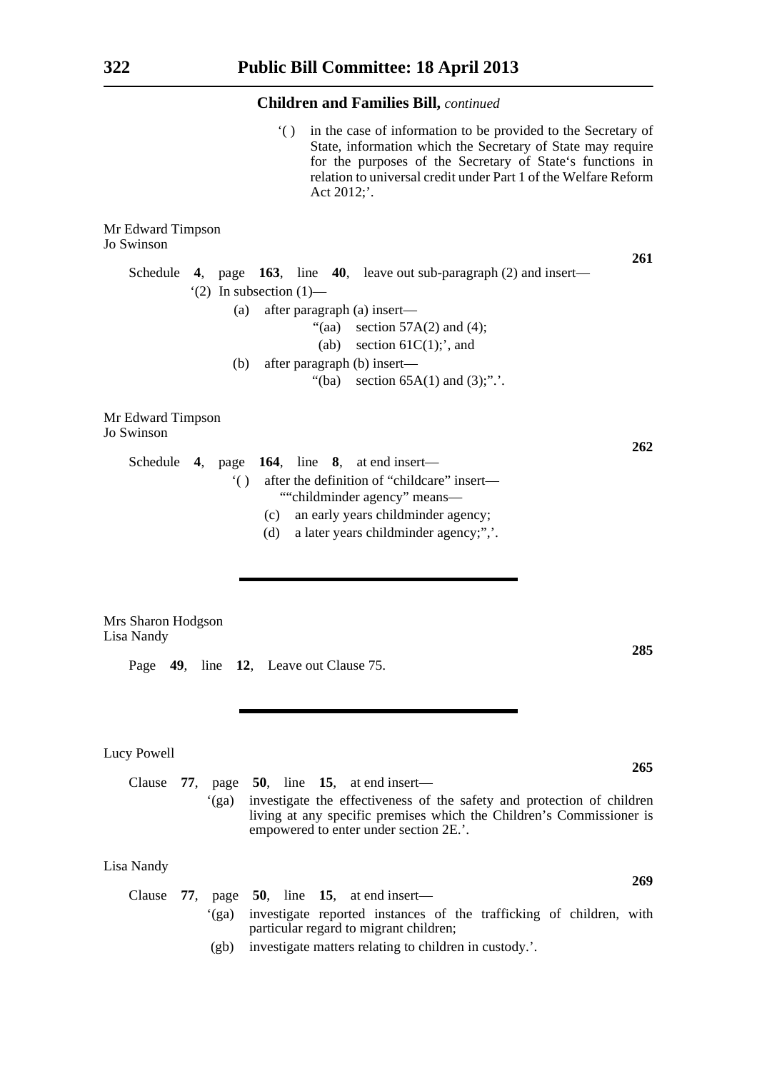**Children and Families Bill,** *continued*

'( ) in the case of information to be provided to the Secretary of State, information which the Secretary of State may require for the purposes of the Secretary of State's functions in relation to universal credit under Part 1 of the Welfare Reform Act 2012;'.

Mr Edward Timpson
Jo Swinson

**261**

Schedule **4**, page **163**, line **40**, leave out sub-paragraph (2) and insert—

'(2) In subsection (1)—

(a) after paragraph (a) insert—

"(aa) section 57A(2) and (4);

(ab) section 61C(1);', and

(b) after paragraph (b) insert—

"(ba) section 65A(1) and (3);".'.

Mr Edward Timpson
Jo Swinson

**262**

Schedule **4**, page **164**, line **8**, at end insert—

'( ) after the definition of "childcare" insert—

""childminder agency" means—

(c) an early years childminder agency;

(d) a later years childminder agency;",'.

---

Mrs Sharon Hodgson
Lisa Nandy

**285**

Page **49**, line **12**, Leave out Clause 75.

---

Lucy Powell

**265**

Clause **77**, page **50**, line **15**, at end insert—

'(ga) investigate the effectiveness of the safety and protection of children living at any specific premises which the Children's Commissioner is empowered to enter under section 2E.'.

Lisa Nandy

**269**

Clause **77**, page **50**, line **15**, at end insert—

'(ga) investigate reported instances of the trafficking of children, with particular regard to migrant children;

(gb) investigate matters relating to children in custody.'.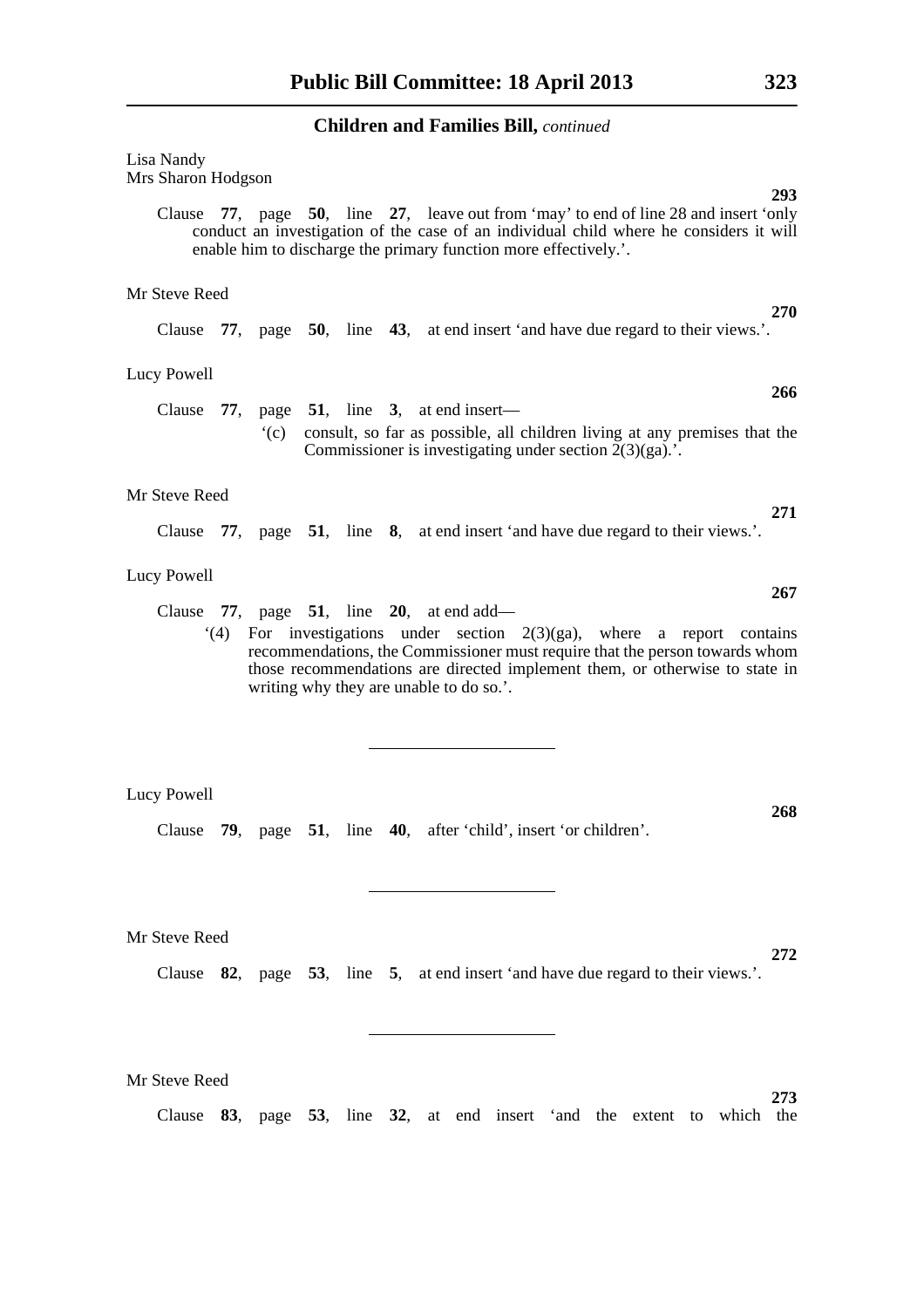**Children and Families Bill,** *continued*

Lisa Nandy
Mrs Sharon Hodgson

**293**

Clause **77**, page **50**, line **27**, leave out from 'may' to end of line 28 and insert 'only conduct an investigation of the case of an individual child where he considers it will enable him to discharge the primary function more effectively.'.

Mr Steve Reed

**270**

Clause **77**, page **50**, line **43**, at end insert 'and have due regard to their views.'.

Lucy Powell

**266**

Clause **77**, page **51**, line **3**, at end insert—

'(c) consult, so far as possible, all children living at any premises that the Commissioner is investigating under section 2(3)(ga).'.

Mr Steve Reed

**271**

Clause **77**, page **51**, line **8**, at end insert 'and have due regard to their views.'.

Lucy Powell

**267**

Clause **77**, page **51**, line **20**, at end add—

'(4) For investigations under section 2(3)(ga), where a report contains recommendations, the Commissioner must require that the person towards whom those recommendations are directed implement them, or otherwise to state in writing why they are unable to do so.'.

---

Lucy Powell

**268**

Clause **79**, page **51**, line **40**, after 'child', insert 'or children'.

---

Mr Steve Reed

**272**

Clause **82**, page **53**, line **5**, at end insert 'and have due regard to their views.'.

---

Mr Steve Reed

**273**

Clause **83**, page **53**, line **32**, at end insert 'and the extent to which the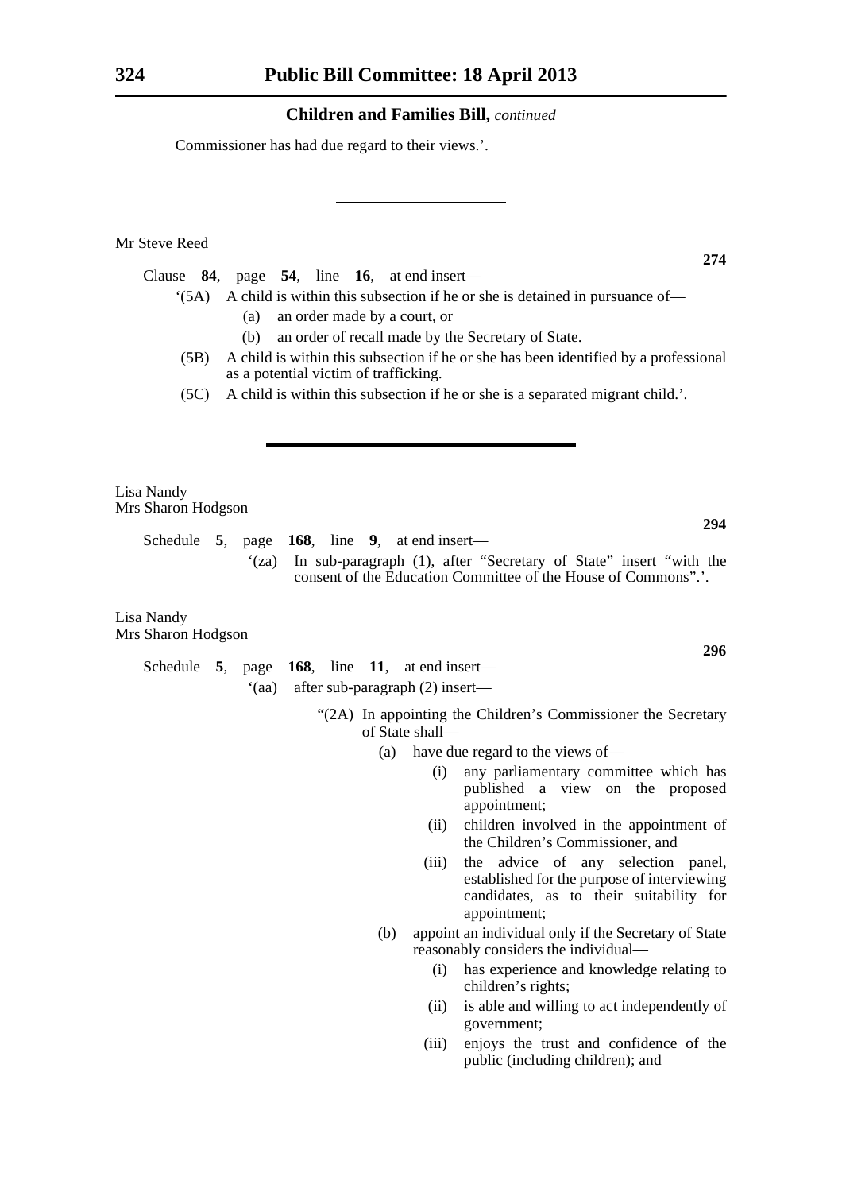Commissioner has had due regard to their views.'.

---

Mr Steve Reed

**274**

Clause **84**, page **54**, line **16**, at end insert—

'(5A) A child is within this subsection if he or she is detained in pursuance of—

(a) an order made by a court, or

(b) an order of recall made by the Secretary of State.

(5B) A child is within this subsection if he or she has been identified by a professional as a potential victim of trafficking.

(5C) A child is within this subsection if he or she is a separated migrant child.'.

---

Lisa Nandy
Mrs Sharon Hodgson

**294**

Schedule **5**, page **168**, line **9**, at end insert—

'(za) In sub-paragraph (1), after "Secretary of State" insert "with the consent of the Education Committee of the House of Commons".'.

Lisa Nandy
Mrs Sharon Hodgson

**296**

Schedule **5**, page **168**, line **11**, at end insert—

'(aa) after sub-paragraph (2) insert—

"(2A) In appointing the Children's Commissioner the Secretary of State shall—

(a) have due regard to the views of—

(i) any parliamentary committee which has published a view on the proposed appointment;

(ii) children involved in the appointment of the Children's Commissioner, and

(iii) the advice of any selection panel, established for the purpose of interviewing candidates, as to their suitability for appointment;

(b) appoint an individual only if the Secretary of State reasonably considers the individual—

(i) has experience and knowledge relating to children's rights;

(ii) is able and willing to act independently of government;

(iii) enjoys the trust and confidence of the public (including children); and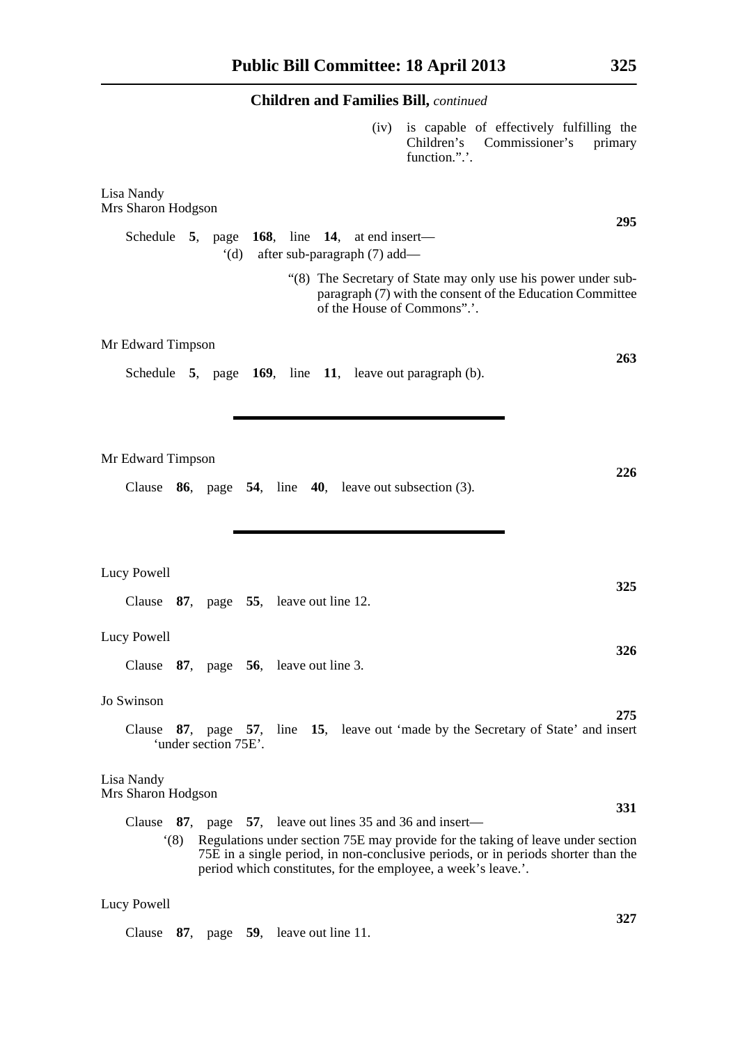(iv) is capable of effectively fulfilling the Children's Commissioner's primary function.".'.

Lisa Nandy
Mrs Sharon Hodgson

**295**

Schedule **5**, page **168**, line **14**, at end insert—

'(d) after sub-paragraph (7) add—

"(8) The Secretary of State may only use his power under sub-paragraph (7) with the consent of the Education Committee of the House of Commons".'.

Mr Edward Timpson

**263**

Schedule **5**, page **169**, line **11**, leave out paragraph (b).

---

Mr Edward Timpson

**226**

Clause **86**, page **54**, line **40**, leave out subsection (3).

---

Lucy Powell

**325**

Clause **87**, page **55**, leave out line 12.

Lucy Powell

**326**

Clause **87**, page **56**, leave out line 3.

Jo Swinson

**275**

Clause **87**, page **57**, line **15**, leave out 'made by the Secretary of State' and insert 'under section 75E'.

Lisa Nandy
Mrs Sharon Hodgson

**331**

Clause **87**, page **57**, leave out lines 35 and 36 and insert—

'(8) Regulations under section 75E may provide for the taking of leave under section 75E in a single period, in non-conclusive periods, or in periods shorter than the period which constitutes, for the employee, a week's leave.'.

Lucy Powell

**327**

Clause **87**, page **59**, leave out line 11.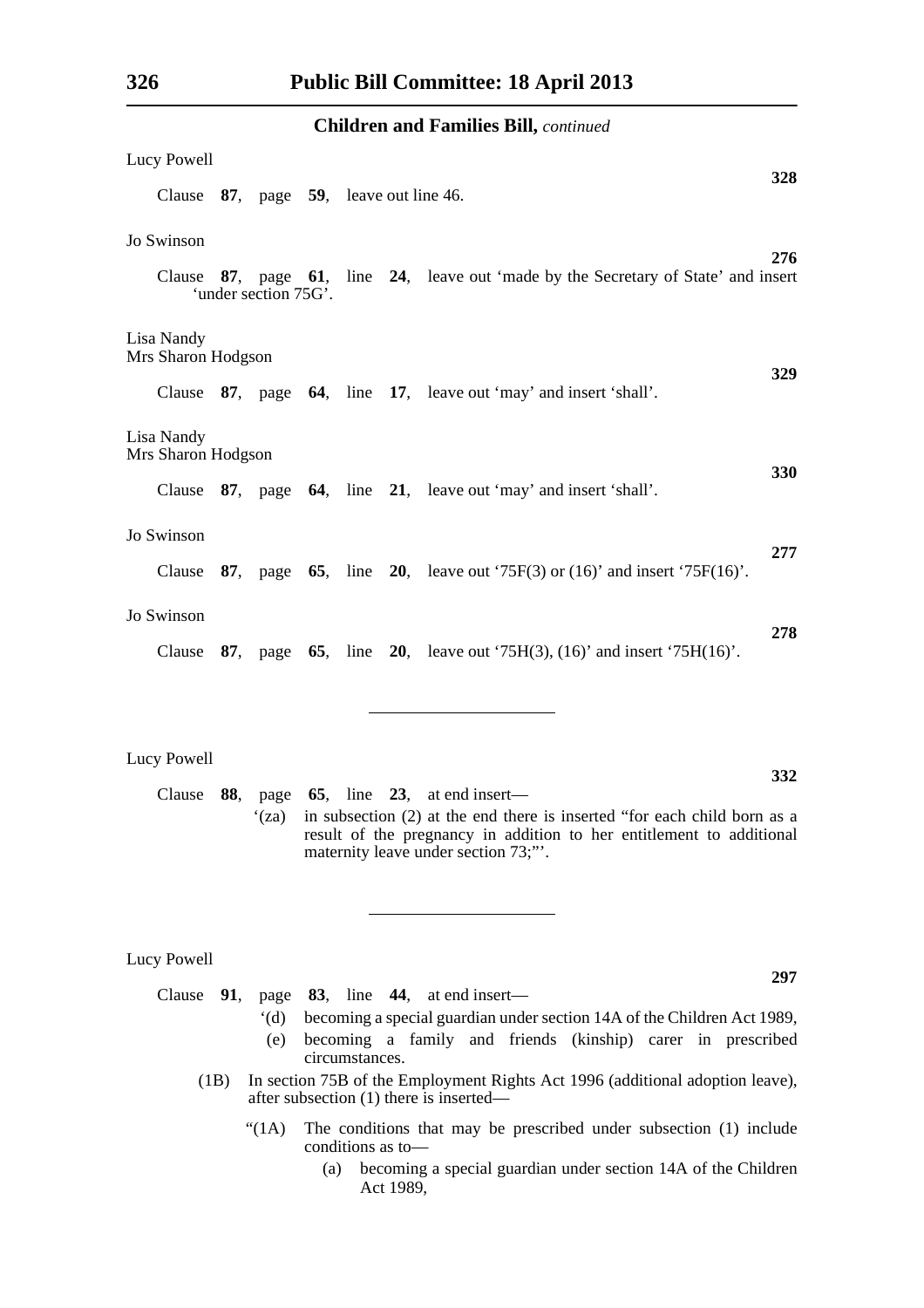Lucy Powell

**328**

Clause **87**, page **59**, leave out line 46.

Jo Swinson

**276**

Clause **87**, page **61**, line **24**, leave out 'made by the Secretary of State' and insert 'under section 75G'.

Lisa Nandy
Mrs Sharon Hodgson

**329**

Clause **87**, page **64**, line **17**, leave out 'may' and insert 'shall'.

Lisa Nandy
Mrs Sharon Hodgson

**330**

Clause **87**, page **64**, line **21**, leave out 'may' and insert 'shall'.

Jo Swinson

**277**

Clause **87**, page **65**, line **20**, leave out '75F(3) or (16)' and insert '75F(16)'.

Jo Swinson

**278**

Clause **87**, page **65**, line **20**, leave out '75H(3), (16)' and insert '75H(16)'.

---

Lucy Powell

**332**

Clause **88**, page **65**, line **23**, at end insert—

'(za) in subsection (2) at the end there is inserted "for each child born as a result of the pregnancy in addition to her entitlement to additional maternity leave under section 73;"'.

---

Lucy Powell

**297**

Clause **91**, page **83**, line **44**, at end insert—

'(d) becoming a special guardian under section 14A of the Children Act 1989,

(e) becoming a family and friends (kinship) carer in prescribed circumstances.

(1B) In section 75B of the Employment Rights Act 1996 (additional adoption leave), after subsection (1) there is inserted—

"(1A) The conditions that may be prescribed under subsection (1) include conditions as to—

(a) becoming a special guardian under section 14A of the Children Act 1989,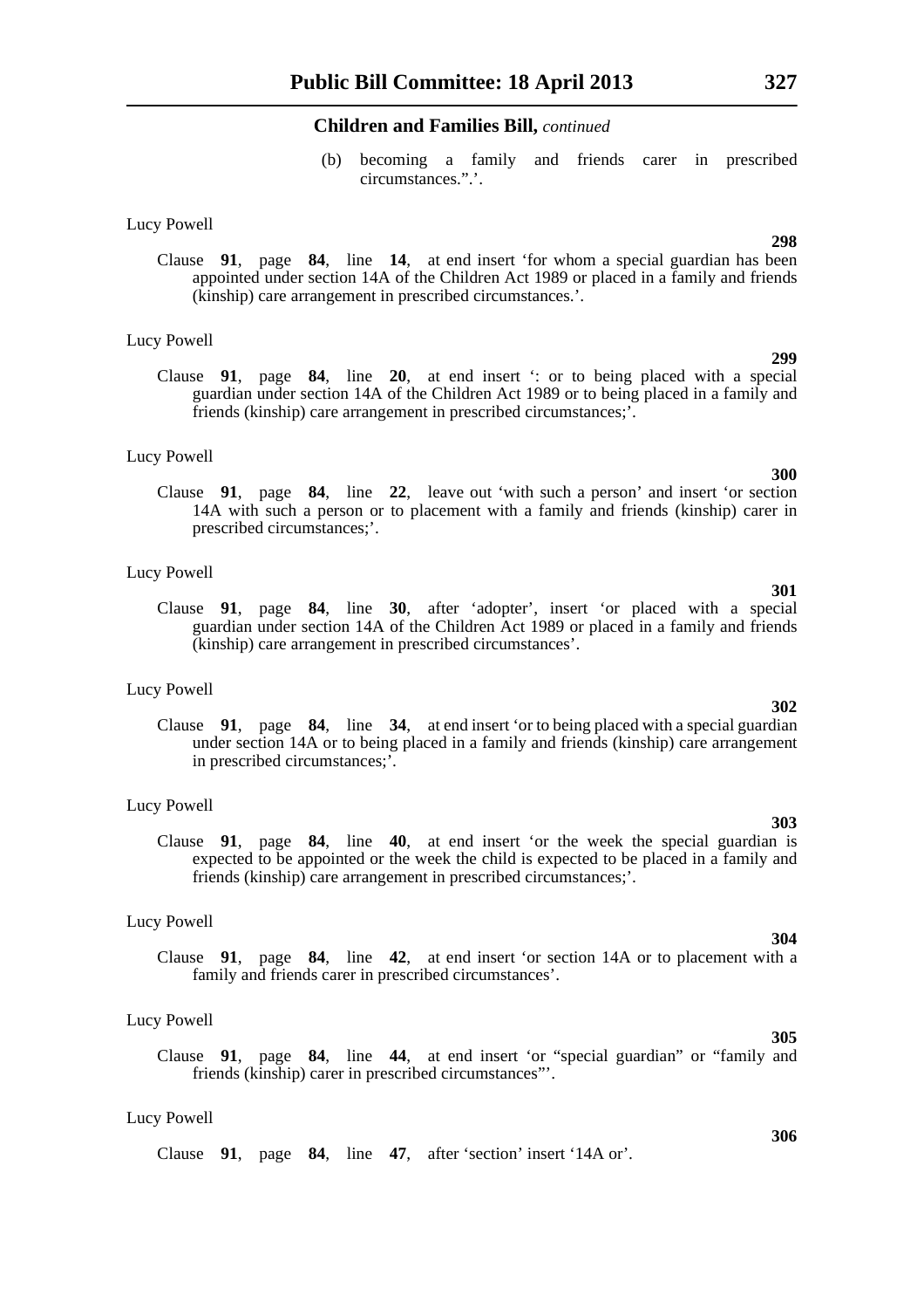**Children and Families Bill,** *continued*

(b) becoming a family and friends carer in prescribed circumstances.”.’.

Lucy Powell

**298**

Clause **91**, page **84**, line **14**, at end insert ‘for whom a special guardian has been appointed under section 14A of the Children Act 1989 or placed in a family and friends (kinship) care arrangement in prescribed circumstances.’.

Lucy Powell

**299**

Clause **91**, page **84**, line **20**, at end insert ‘: or to being placed with a special guardian under section 14A of the Children Act 1989 or to being placed in a family and friends (kinship) care arrangement in prescribed circumstances;’.

Lucy Powell

**300**

Clause **91**, page **84**, line **22**, leave out ‘with such a person’ and insert ‘or section 14A with such a person or to placement with a family and friends (kinship) carer in prescribed circumstances;’.

Lucy Powell

**301**

Clause **91**, page **84**, line **30**, after ‘adopter’, insert ‘or placed with a special guardian under section 14A of the Children Act 1989 or placed in a family and friends (kinship) care arrangement in prescribed circumstances’.

Lucy Powell

**302**

Clause **91**, page **84**, line **34**, at end insert ‘or to being placed with a special guardian under section 14A or to being placed in a family and friends (kinship) care arrangement in prescribed circumstances;’.

Lucy Powell

**303**

Clause **91**, page **84**, line **40**, at end insert ‘or the week the special guardian is expected to be appointed or the week the child is expected to be placed in a family and friends (kinship) care arrangement in prescribed circumstances;’.

Lucy Powell

**304**

Clause **91**, page **84**, line **42**, at end insert ‘or section 14A or to placement with a family and friends carer in prescribed circumstances’.

Lucy Powell

**305**

Clause **91**, page **84**, line **44**, at end insert ‘or “special guardian” or “family and friends (kinship) carer in prescribed circumstances”’.

Lucy Powell

**306**

Clause **91**, page **84**, line **47**, after ‘section’ insert ‘14A or’.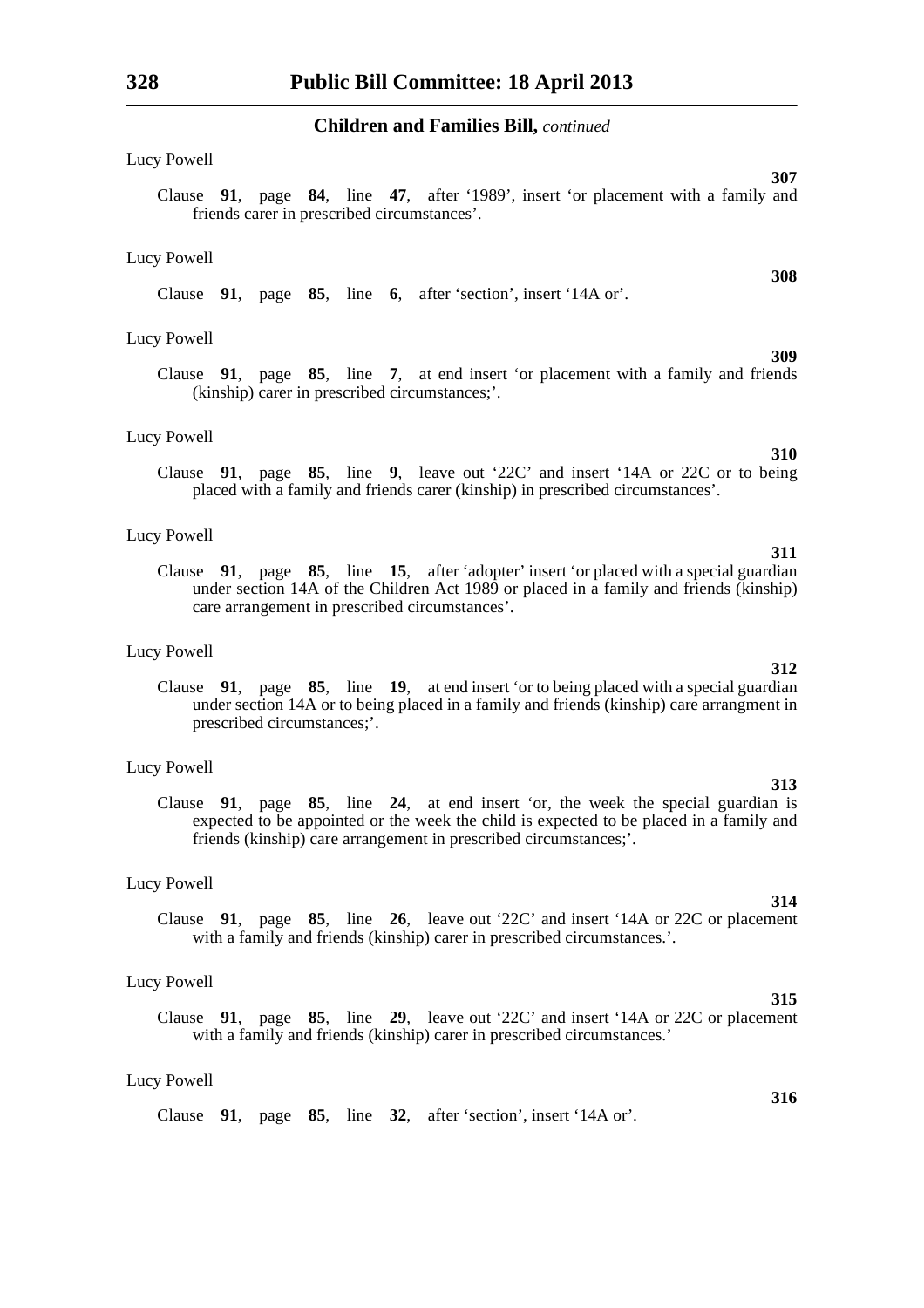## Children and Families Bill, *continued*

Lucy Powell

**307**

Clause **91**, page **84**, line **47**, after '1989', insert 'or placement with a family and friends carer in prescribed circumstances'.

Lucy Powell

**308**

Clause **91**, page **85**, line **6**, after 'section', insert '14A or'.

Lucy Powell

**309**

Clause **91**, page **85**, line **7**, at end insert 'or placement with a family and friends (kinship) carer in prescribed circumstances;'.

Lucy Powell

**310**

Clause **91**, page **85**, line **9**, leave out '22C' and insert '14A or 22C or to being placed with a family and friends carer (kinship) in prescribed circumstances'.

Lucy Powell

**311**

Clause **91**, page **85**, line **15**, after 'adopter' insert 'or placed with a special guardian under section 14A of the Children Act 1989 or placed in a family and friends (kinship) care arrangement in prescribed circumstances'.

Lucy Powell

**312**

Clause **91**, page **85**, line **19**, at end insert 'or to being placed with a special guardian under section 14A or to being placed in a family and friends (kinship) care arrangment in prescribed circumstances;'.

Lucy Powell

**313**

Clause **91**, page **85**, line **24**, at end insert 'or, the week the special guardian is expected to be appointed or the week the child is expected to be placed in a family and friends (kinship) care arrangement in prescribed circumstances;'.

Lucy Powell

**314**

Clause **91**, page **85**, line **26**, leave out '22C' and insert '14A or 22C or placement with a family and friends (kinship) carer in prescribed circumstances.'.

Lucy Powell

**315**

Clause **91**, page **85**, line **29**, leave out '22C' and insert '14A or 22C or placement with a family and friends (kinship) carer in prescribed circumstances.'

Lucy Powell

**316**

Clause **91**, page **85**, line **32**, after 'section', insert '14A or'.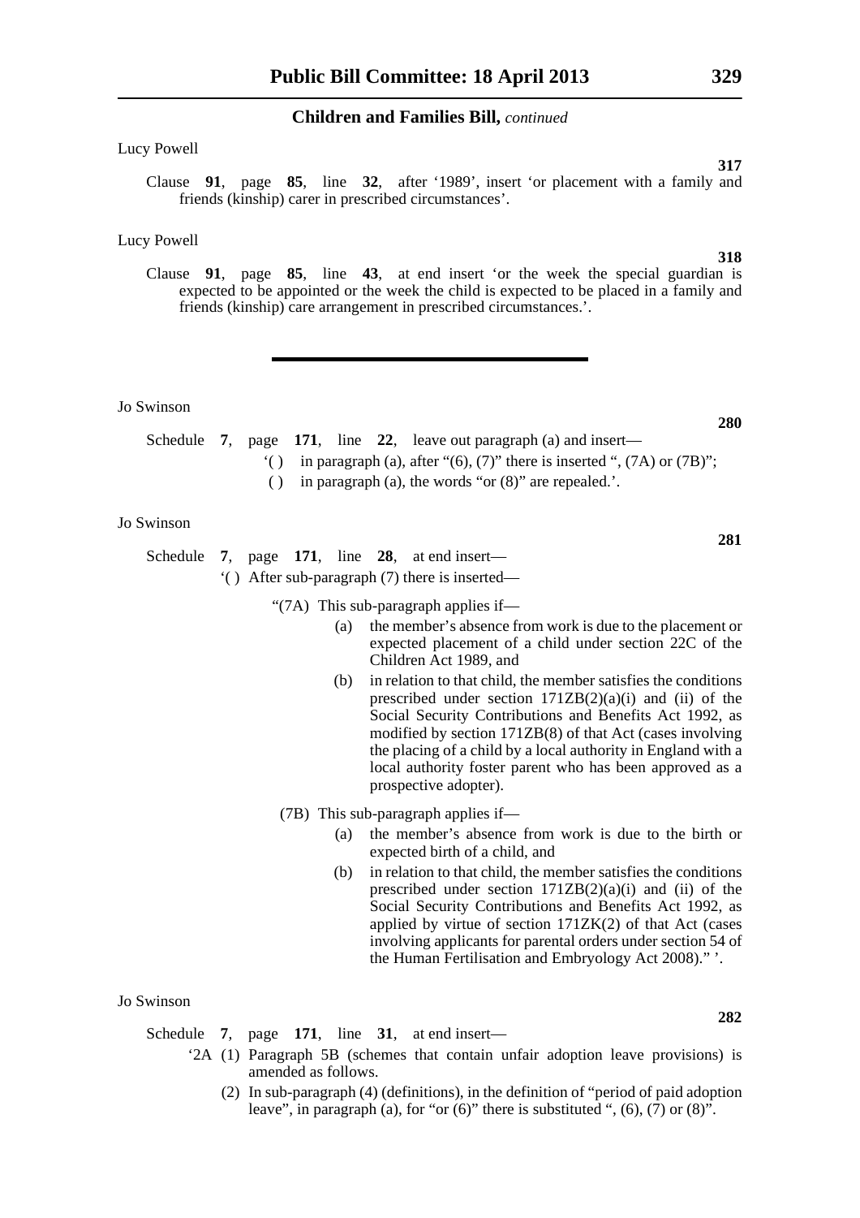Lucy Powell

**317**

Clause **91**, page **85**, line **32**, after '1989', insert 'or placement with a family and friends (kinship) carer in prescribed circumstances'.

Lucy Powell

**318**

Clause **91**, page **85**, line **43**, at end insert 'or the week the special guardian is expected to be appointed or the week the child is expected to be placed in a family and friends (kinship) care arrangement in prescribed circumstances.'.

---

Jo Swinson

**280**

Schedule **7**, page **171**, line **22**, leave out paragraph (a) and insert—

'( ) in paragraph (a), after "(6), (7)" there is inserted ", (7A) or (7B)";

( ) in paragraph (a), the words "or (8)" are repealed.'.

Jo Swinson

**281**

Schedule **7**, page **171**, line **28**, at end insert—

'( ) After sub-paragraph (7) there is inserted—

"(7A) This sub-paragraph applies if—

(a) the member's absence from work is due to the placement or expected placement of a child under section 22C of the Children Act 1989, and

(b) in relation to that child, the member satisfies the conditions prescribed under section 171ZB(2)(a)(i) and (ii) of the Social Security Contributions and Benefits Act 1992, as modified by section 171ZB(8) of that Act (cases involving the placing of a child by a local authority in England with a local authority foster parent who has been approved as a prospective adopter).

(7B) This sub-paragraph applies if—

(a) the member's absence from work is due to the birth or expected birth of a child, and

(b) in relation to that child, the member satisfies the conditions prescribed under section 171ZB(2)(a)(i) and (ii) of the Social Security Contributions and Benefits Act 1992, as applied by virtue of section 171ZK(2) of that Act (cases involving applicants for parental orders under section 54 of the Human Fertilisation and Embryology Act 2008)." '.

Jo Swinson

**282**

Schedule **7**, page **171**, line **31**, at end insert—

'2A (1) Paragraph 5B (schemes that contain unfair adoption leave provisions) is amended as follows.

(2) In sub-paragraph (4) (definitions), in the definition of "period of paid adoption leave", in paragraph (a), for "or (6)" there is substituted ", (6), (7) or (8)".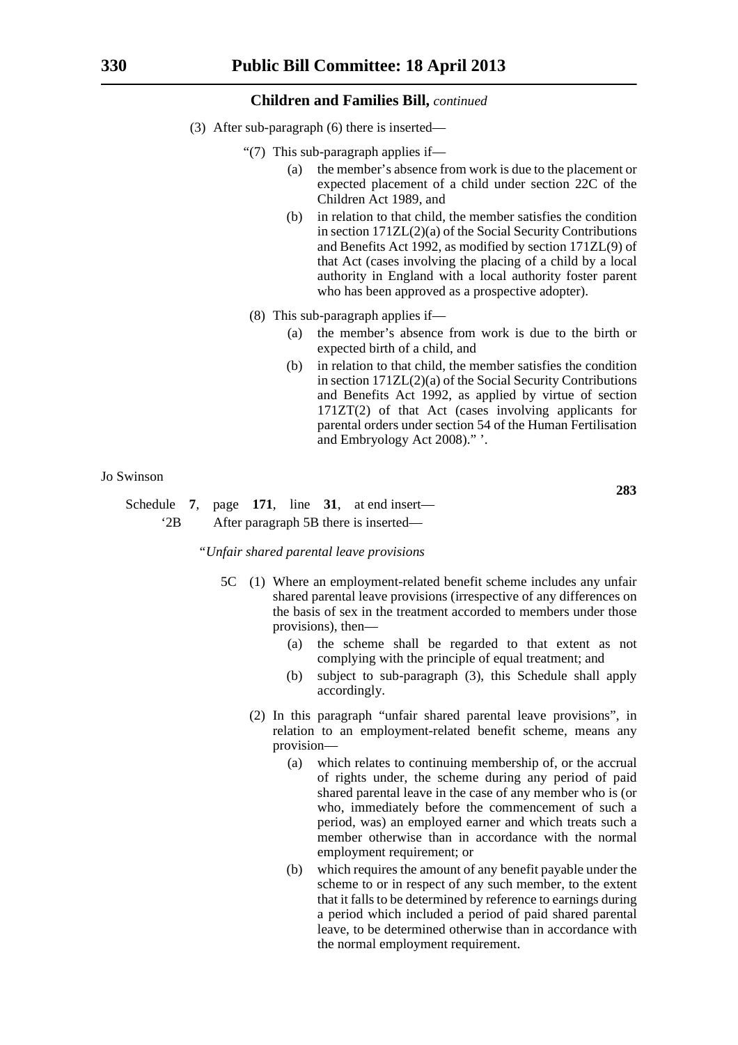**Children and Families Bill,** *continued*

(3) After sub-paragraph (6) there is inserted—

"(7) This sub-paragraph applies if—

(a) the member's absence from work is due to the placement or expected placement of a child under section 22C of the Children Act 1989, and

(b) in relation to that child, the member satisfies the condition in section 171ZL(2)(a) of the Social Security Contributions and Benefits Act 1992, as modified by section 171ZL(9) of that Act (cases involving the placing of a child by a local authority in England with a local authority foster parent who has been approved as a prospective adopter).

(8) This sub-paragraph applies if—

(a) the member's absence from work is due to the birth or expected birth of a child, and

(b) in relation to that child, the member satisfies the condition in section 171ZL(2)(a) of the Social Security Contributions and Benefits Act 1992, as applied by virtue of section 171ZT(2) of that Act (cases involving applicants for parental orders under section 54 of the Human Fertilisation and Embryology Act 2008)." '.

Jo Swinson

**283**

Schedule **7**, page **171**, line **31**, at end insert—

'2B After paragraph 5B there is inserted—

"*Unfair shared parental leave provisions*

5C (1) Where an employment-related benefit scheme includes any unfair shared parental leave provisions (irrespective of any differences on the basis of sex in the treatment accorded to members under those provisions), then—

(a) the scheme shall be regarded to that extent as not complying with the principle of equal treatment; and

(b) subject to sub-paragraph (3), this Schedule shall apply accordingly.

(2) In this paragraph "unfair shared parental leave provisions", in relation to an employment-related benefit scheme, means any provision—

(a) which relates to continuing membership of, or the accrual of rights under, the scheme during any period of paid shared parental leave in the case of any member who is (or who, immediately before the commencement of such a period, was) an employed earner and which treats such a member otherwise than in accordance with the normal employment requirement; or

(b) which requires the amount of any benefit payable under the scheme to or in respect of any such member, to the extent that it falls to be determined by reference to earnings during a period which included a period of paid shared parental leave, to be determined otherwise than in accordance with the normal employment requirement.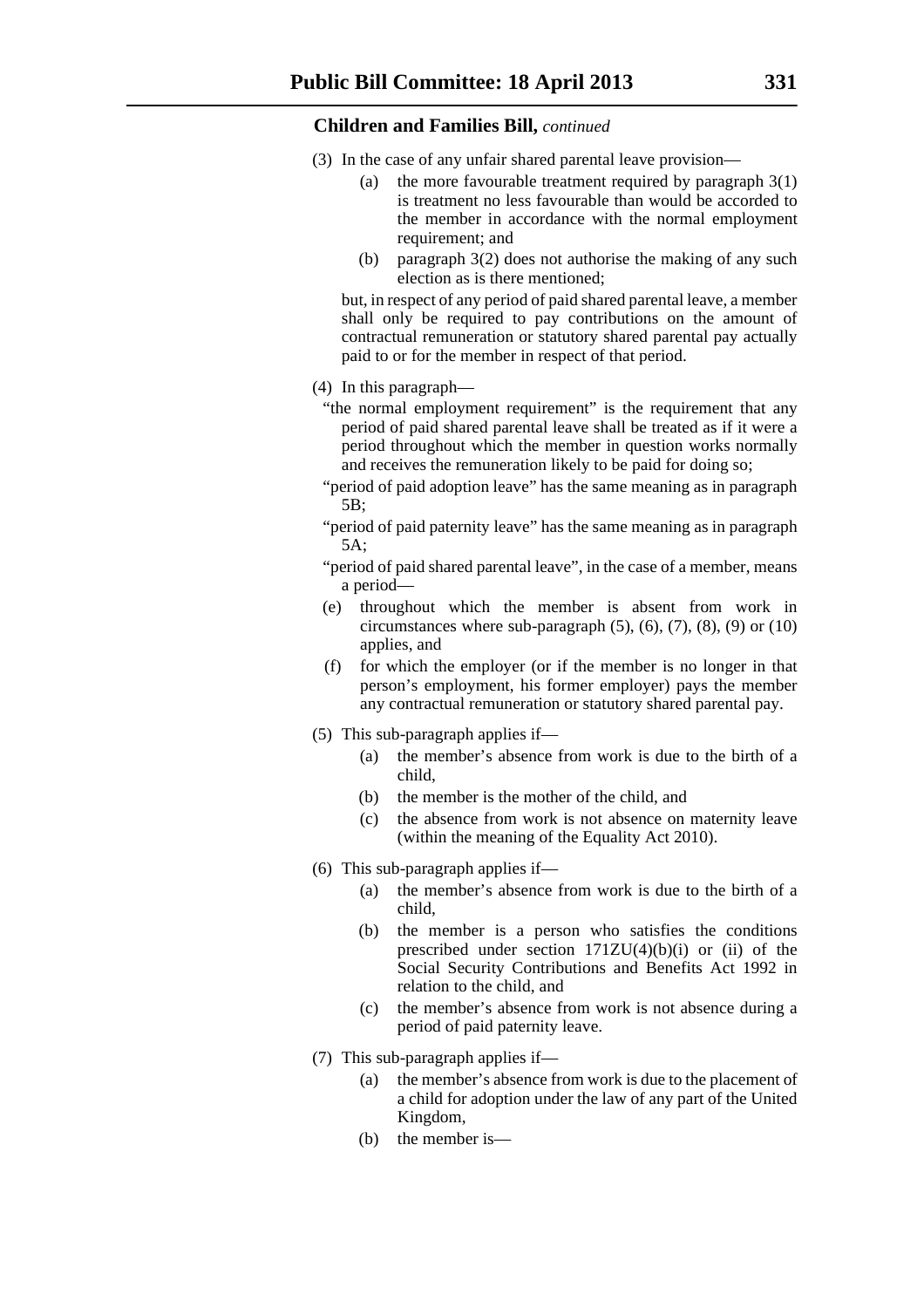**Children and Families Bill,** *continued*

(3) In the case of any unfair shared parental leave provision—

- (a) the more favourable treatment required by paragraph 3(1) is treatment no less favourable than would be accorded to the member in accordance with the normal employment requirement; and
- (b) paragraph 3(2) does not authorise the making of any such election as is there mentioned;

but, in respect of any period of paid shared parental leave, a member shall only be required to pay contributions on the amount of contractual remuneration or statutory shared parental pay actually paid to or for the member in respect of that period.

(4) In this paragraph—

"the normal employment requirement" is the requirement that any period of paid shared parental leave shall be treated as if it were a period throughout which the member in question works normally and receives the remuneration likely to be paid for doing so;

"period of paid adoption leave" has the same meaning as in paragraph 5B;

"period of paid paternity leave" has the same meaning as in paragraph 5A;

"period of paid shared parental leave", in the case of a member, means a period—

- (e) throughout which the member is absent from work in circumstances where sub-paragraph (5), (6), (7), (8), (9) or (10) applies, and
- (f) for which the employer (or if the member is no longer in that person's employment, his former employer) pays the member any contractual remuneration or statutory shared parental pay.

(5) This sub-paragraph applies if—

- (a) the member's absence from work is due to the birth of a child,
- (b) the member is the mother of the child, and
- (c) the absence from work is not absence on maternity leave (within the meaning of the Equality Act 2010).

(6) This sub-paragraph applies if—

- (a) the member's absence from work is due to the birth of a child,
- (b) the member is a person who satisfies the conditions prescribed under section 171ZU(4)(b)(i) or (ii) of the Social Security Contributions and Benefits Act 1992 in relation to the child, and
- (c) the member's absence from work is not absence during a period of paid paternity leave.

(7) This sub-paragraph applies if—

- (a) the member's absence from work is due to the placement of a child for adoption under the law of any part of the United Kingdom,
- (b) the member is—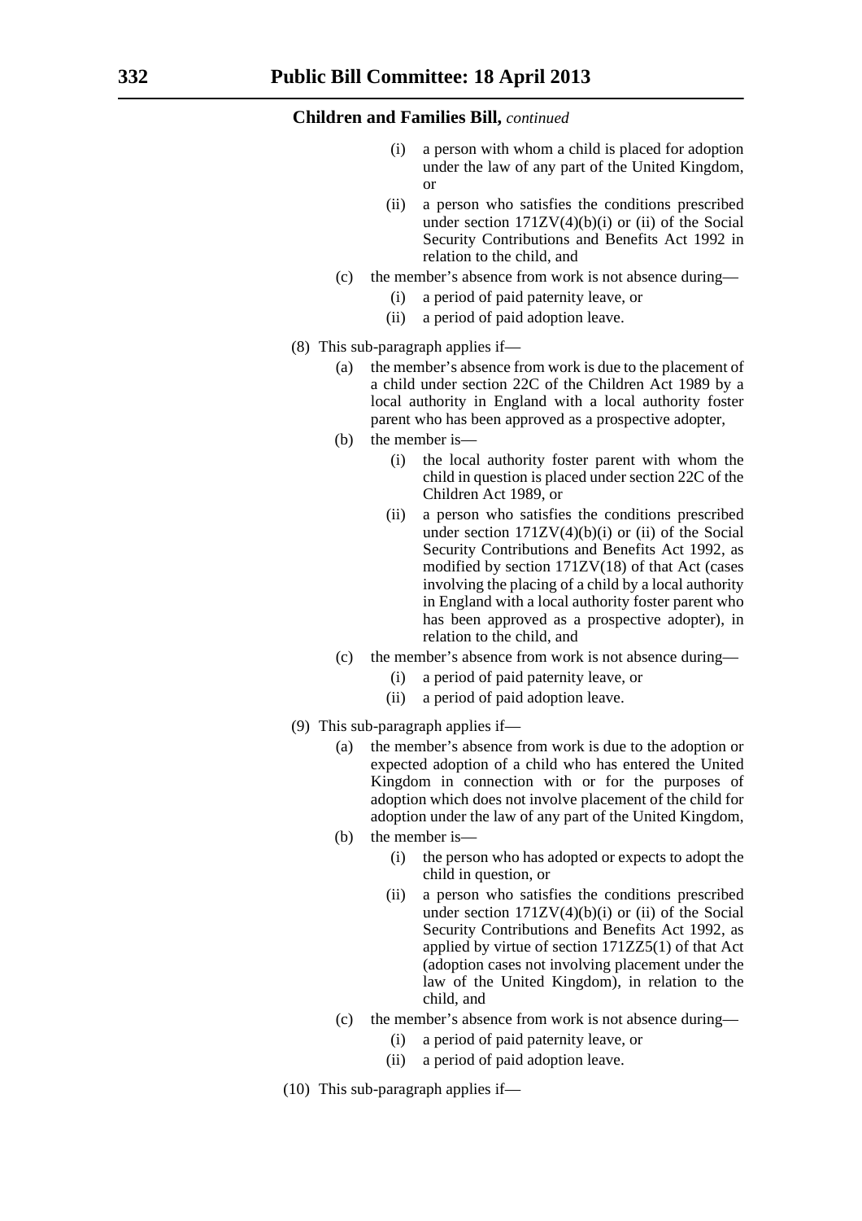**Children and Families Bill,** *continued*

- (i) a person with whom a child is placed for adoption under the law of any part of the United Kingdom, or
- (ii) a person who satisfies the conditions prescribed under section 171ZV(4)(b)(i) or (ii) of the Social Security Contributions and Benefits Act 1992 in relation to the child, and

(c) the member's absence from work is not absence during—

- (i) a period of paid paternity leave, or
- (ii) a period of paid adoption leave.

(8) This sub-paragraph applies if—

(a) the member's absence from work is due to the placement of a child under section 22C of the Children Act 1989 by a local authority in England with a local authority foster parent who has been approved as a prospective adopter,

(b) the member is—

- (i) the local authority foster parent with whom the child in question is placed under section 22C of the Children Act 1989, or
- (ii) a person who satisfies the conditions prescribed under section 171ZV(4)(b)(i) or (ii) of the Social Security Contributions and Benefits Act 1992, as modified by section 171ZV(18) of that Act (cases involving the placing of a child by a local authority in England with a local authority foster parent who has been approved as a prospective adopter), in relation to the child, and

(c) the member's absence from work is not absence during—

- (i) a period of paid paternity leave, or
- (ii) a period of paid adoption leave.

(9) This sub-paragraph applies if—

(a) the member's absence from work is due to the adoption or expected adoption of a child who has entered the United Kingdom in connection with or for the purposes of adoption which does not involve placement of the child for adoption under the law of any part of the United Kingdom,

(b) the member is—

- (i) the person who has adopted or expects to adopt the child in question, or
- (ii) a person who satisfies the conditions prescribed under section 171ZV(4)(b)(i) or (ii) of the Social Security Contributions and Benefits Act 1992, as applied by virtue of section 171ZZ5(1) of that Act (adoption cases not involving placement under the law of the United Kingdom), in relation to the child, and

(c) the member's absence from work is not absence during—

- (i) a period of paid paternity leave, or
- (ii) a period of paid adoption leave.

(10) This sub-paragraph applies if—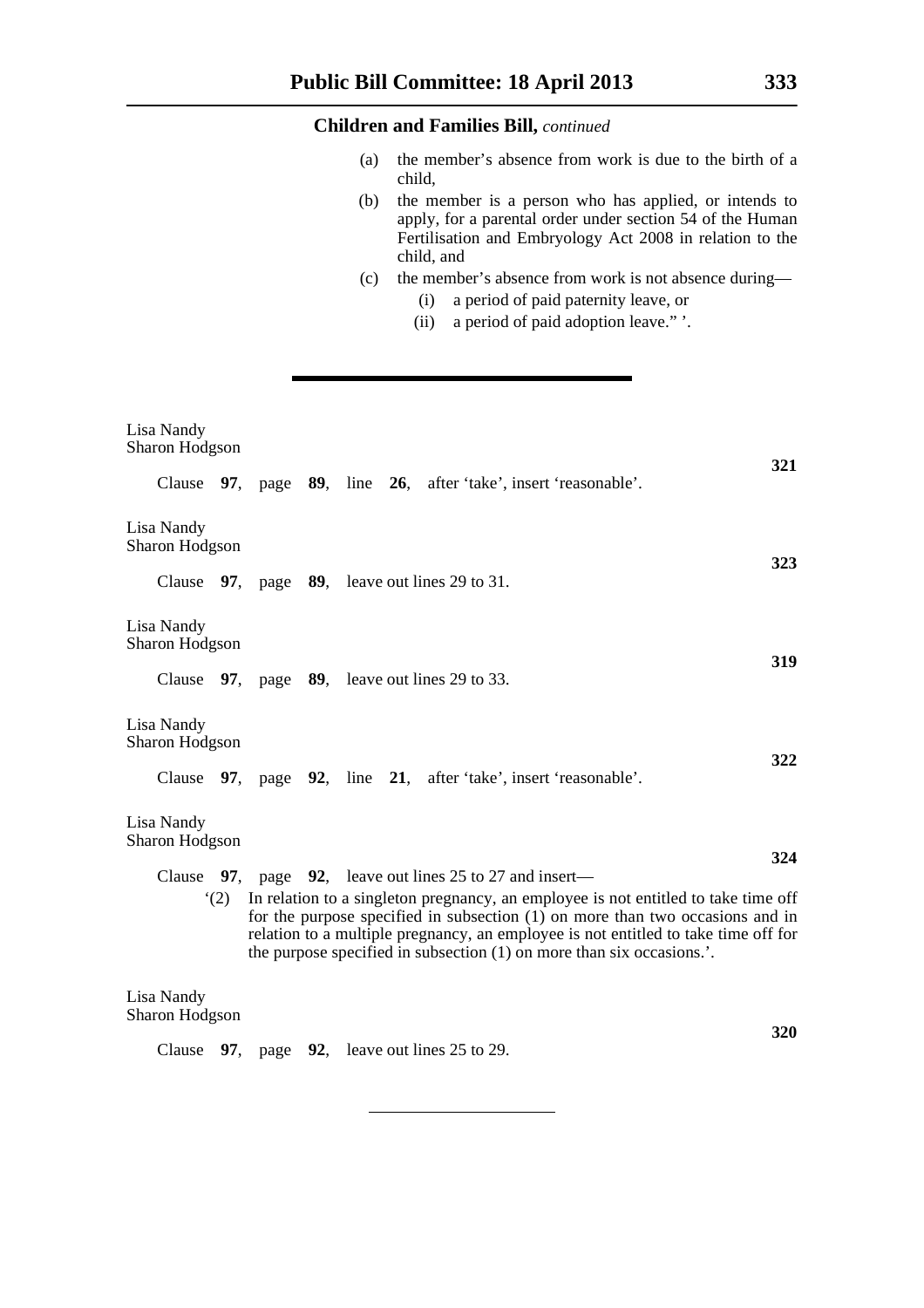**Children and Families Bill,** *continued*

(a) the member's absence from work is due to the birth of a child,

(b) the member is a person who has applied, or intends to apply, for a parental order under section 54 of the Human Fertilisation and Embryology Act 2008 in relation to the child, and

(c) the member's absence from work is not absence during—

(i) a period of paid paternity leave, or

(ii) a period of paid adoption leave." '.

---

Lisa Nandy
Sharon Hodgson

**321**

Clause **97**, page **89**, line **26**, after 'take', insert 'reasonable'.

Lisa Nandy
Sharon Hodgson

**323**

Clause **97**, page **89**, leave out lines 29 to 31.

Lisa Nandy
Sharon Hodgson

**319**

Clause **97**, page **89**, leave out lines 29 to 33.

Lisa Nandy
Sharon Hodgson

**322**

Clause **97**, page **92**, line **21**, after 'take', insert 'reasonable'.

Lisa Nandy
Sharon Hodgson

**324**

Clause **97**, page **92**, leave out lines 25 to 27 and insert—

'(2) In relation to a singleton pregnancy, an employee is not entitled to take time off for the purpose specified in subsection (1) on more than two occasions and in relation to a multiple pregnancy, an employee is not entitled to take time off for the purpose specified in subsection (1) on more than six occasions.'.

Lisa Nandy
Sharon Hodgson

**320**

Clause **97**, page **92**, leave out lines 25 to 29.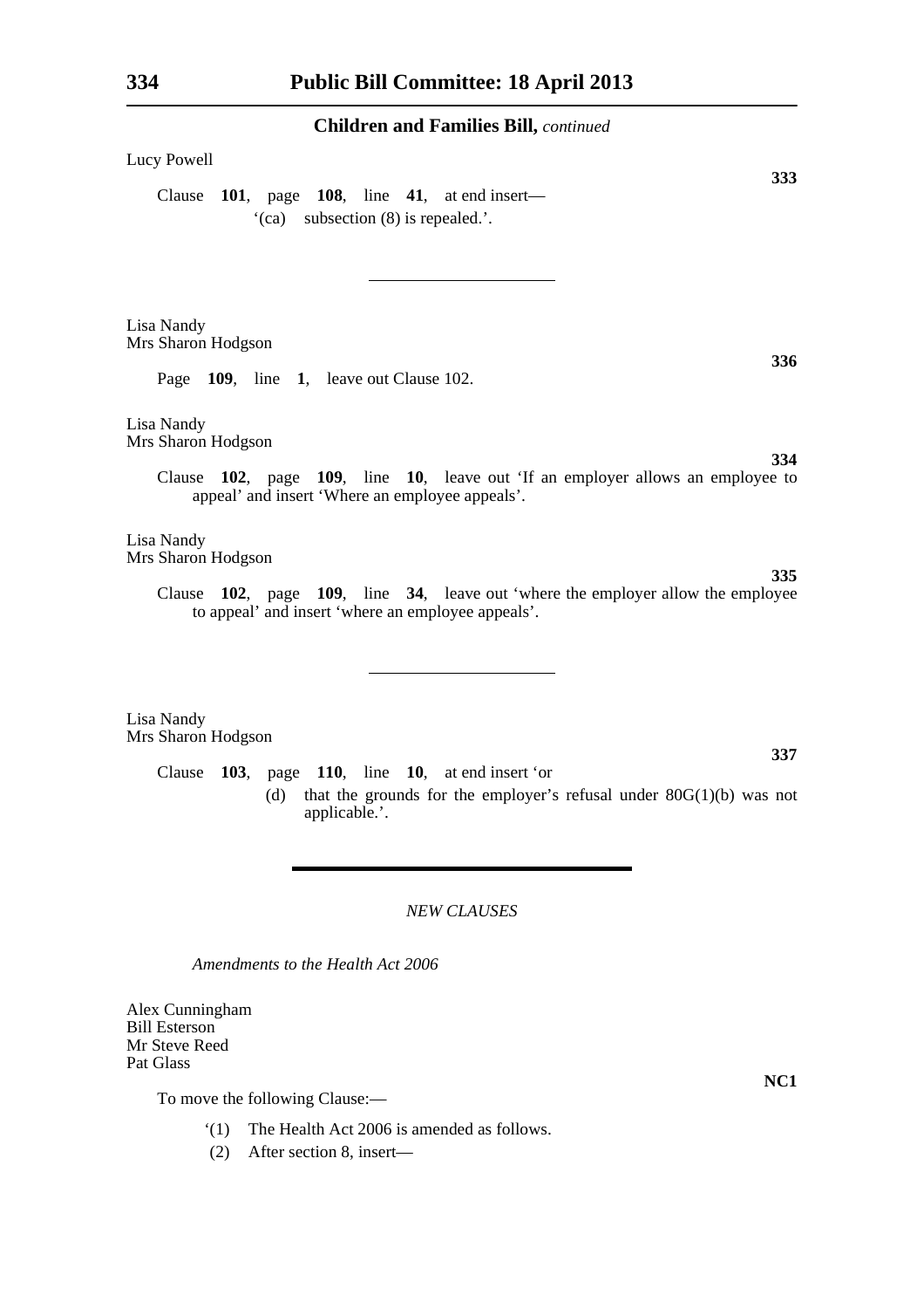## Children and Families Bill, *continued*

Lucy Powell

**333**

Clause **101**, page **108**, line **41**, at end insert—

'(ca) subsection (8) is repealed.'.

---

Lisa Nandy
Mrs Sharon Hodgson

**336**

Page **109**, line **1**, leave out Clause 102.

Lisa Nandy
Mrs Sharon Hodgson

**334**

Clause **102**, page **109**, line **10**, leave out 'If an employer allows an employee to appeal' and insert 'Where an employee appeals'.

Lisa Nandy
Mrs Sharon Hodgson

**335**

Clause **102**, page **109**, line **34**, leave out 'where the employer allow the employee to appeal' and insert 'where an employee appeals'.

---

Lisa Nandy
Mrs Sharon Hodgson

**337**

Clause **103**, page **110**, line **10**, at end insert 'or

(d) that the grounds for the employer's refusal under 80G(1)(b) was not applicable.'.

---

*NEW CLAUSES*

*Amendments to the Health Act 2006*

Alex Cunningham
Bill Esterson
Mr Steve Reed
Pat Glass

**NC1**

To move the following Clause:—

'(1) The Health Act 2006 is amended as follows.

(2) After section 8, insert—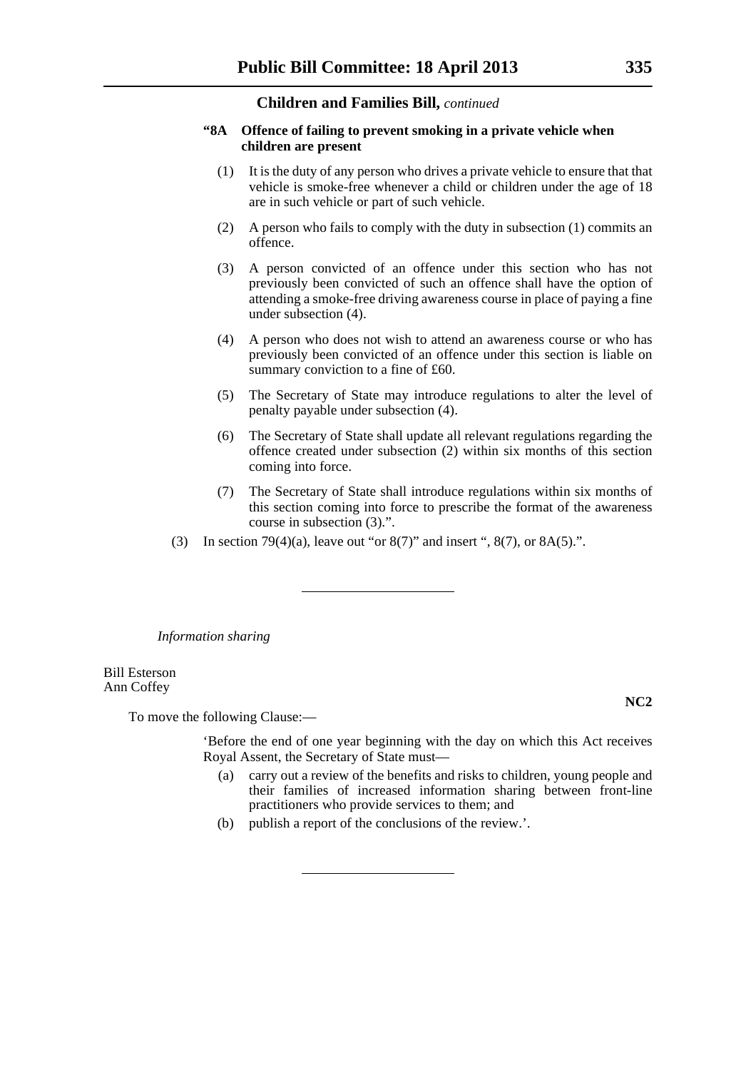**"8A Offence of failing to prevent smoking in a private vehicle when children are present**

(1) It is the duty of any person who drives a private vehicle to ensure that that vehicle is smoke-free whenever a child or children under the age of 18 are in such vehicle or part of such vehicle.

(2) A person who fails to comply with the duty in subsection (1) commits an offence.

(3) A person convicted of an offence under this section who has not previously been convicted of such an offence shall have the option of attending a smoke-free driving awareness course in place of paying a fine under subsection (4).

(4) A person who does not wish to attend an awareness course or who has previously been convicted of an offence under this section is liable on summary conviction to a fine of £60.

(5) The Secretary of State may introduce regulations to alter the level of penalty payable under subsection (4).

(6) The Secretary of State shall update all relevant regulations regarding the offence created under subsection (2) within six months of this section coming into force.

(7) The Secretary of State shall introduce regulations within six months of this section coming into force to prescribe the format of the awareness course in subsection (3).".

(3) In section 79(4)(a), leave out "or 8(7)" and insert ", 8(7), or 8A(5).".

---

*Information sharing*

Bill Esterson
Ann Coffey

**NC2**

To move the following Clause:—

'Before the end of one year beginning with the day on which this Act receives Royal Assent, the Secretary of State must—

(a) carry out a review of the benefits and risks to children, young people and their families of increased information sharing between front-line practitioners who provide services to them; and

(b) publish a report of the conclusions of the review.'.

---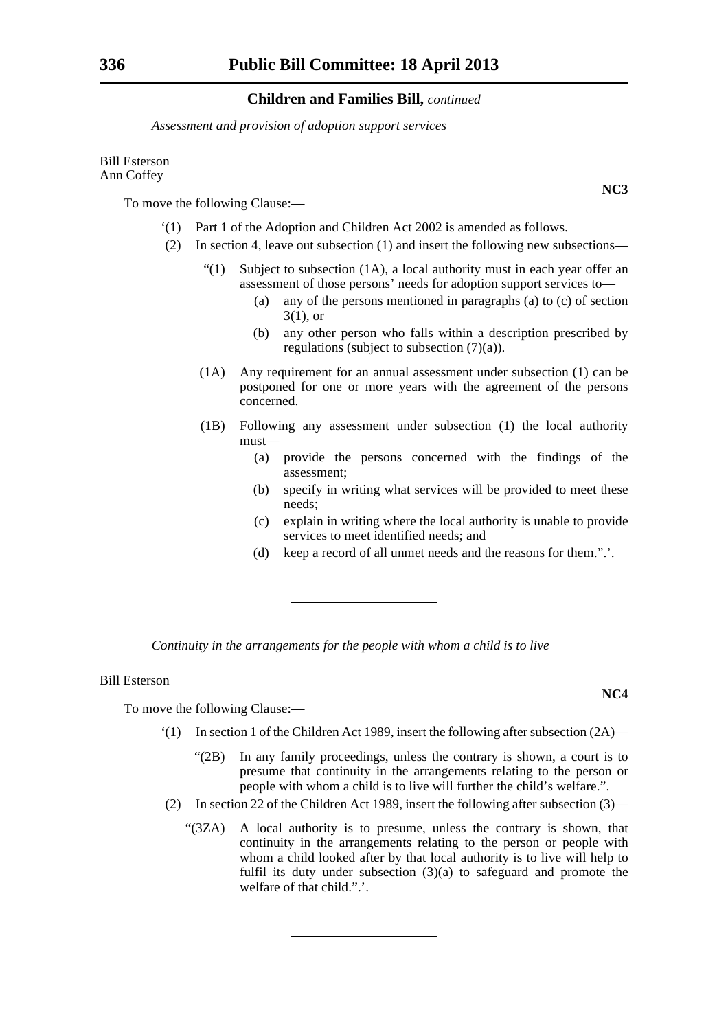**Children and Families Bill,** *continued*

*Assessment and provision of adoption support services*

Bill Esterson
Ann Coffey

**NC3**

To move the following Clause:—

'(1) Part 1 of the Adoption and Children Act 2002 is amended as follows.

(2) In section 4, leave out subsection (1) and insert the following new subsections—

"(1) Subject to subsection (1A), a local authority must in each year offer an assessment of those persons' needs for adoption support services to—

(a) any of the persons mentioned in paragraphs (a) to (c) of section 3(1), or

(b) any other person who falls within a description prescribed by regulations (subject to subsection (7)(a)).

(1A) Any requirement for an annual assessment under subsection (1) can be postponed for one or more years with the agreement of the persons concerned.

(1B) Following any assessment under subsection (1) the local authority must—

(a) provide the persons concerned with the findings of the assessment;

(b) specify in writing what services will be provided to meet these needs;

(c) explain in writing where the local authority is unable to provide services to meet identified needs; and

(d) keep a record of all unmet needs and the reasons for them.".'.

---

*Continuity in the arrangements for the people with whom a child is to live*

Bill Esterson

**NC4**

To move the following Clause:—

'(1) In section 1 of the Children Act 1989, insert the following after subsection (2A)—

"(2B) In any family proceedings, unless the contrary is shown, a court is to presume that continuity in the arrangements relating to the person or people with whom a child is to live will further the child's welfare.".

(2) In section 22 of the Children Act 1989, insert the following after subsection (3)—

"(3ZA) A local authority is to presume, unless the contrary is shown, that continuity in the arrangements relating to the person or people with whom a child looked after by that local authority is to live will help to fulfil its duty under subsection (3)(a) to safeguard and promote the welfare of that child.".'.

---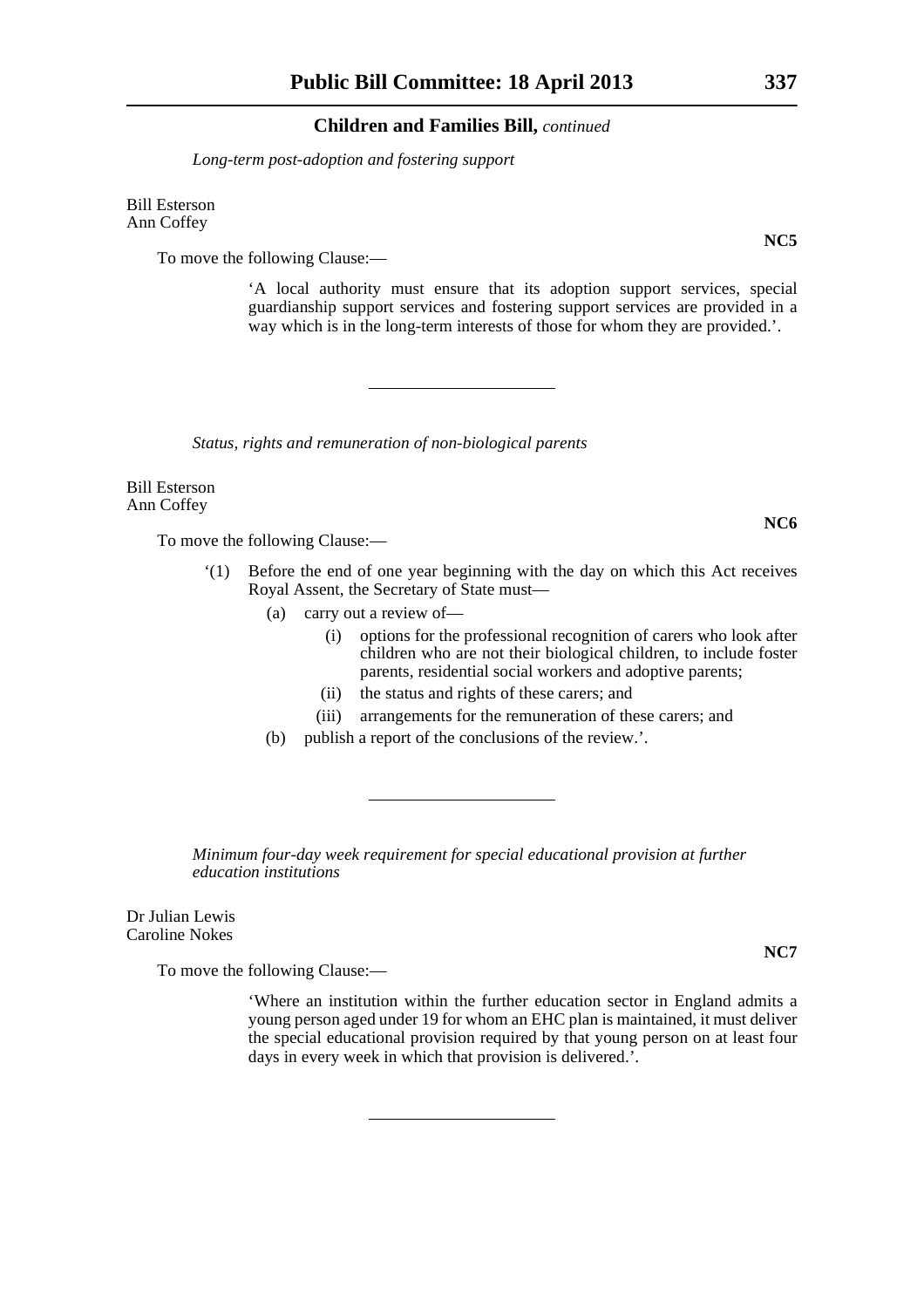*Long-term post-adoption and fostering support*

Bill Esterson
Ann Coffey

**NC5**

To move the following Clause:—

> 'A local authority must ensure that its adoption support services, special guardianship support services and fostering support services are provided in a way which is in the long-term interests of those for whom they are provided.'.

---

*Status, rights and remuneration of non-biological parents*

Bill Esterson
Ann Coffey

**NC6**

To move the following Clause:—

> '(1) Before the end of one year beginning with the day on which this Act receives Royal Assent, the Secretary of State must—
>
> (a) carry out a review of—
>
> (i) options for the professional recognition of carers who look after children who are not their biological children, to include foster parents, residential social workers and adoptive parents;
>
> (ii) the status and rights of these carers; and
>
> (iii) arrangements for the remuneration of these carers; and
>
> (b) publish a report of the conclusions of the review.'.

---

*Minimum four-day week requirement for special educational provision at further education institutions*

Dr Julian Lewis
Caroline Nokes

**NC7**

To move the following Clause:—

> 'Where an institution within the further education sector in England admits a young person aged under 19 for whom an EHC plan is maintained, it must deliver the special educational provision required by that young person on at least four days in every week in which that provision is delivered.'.

---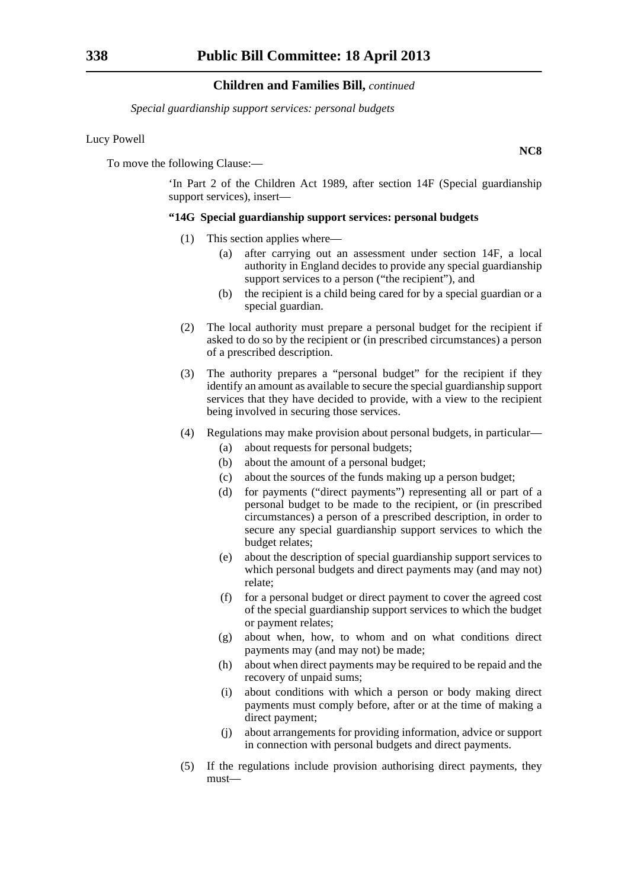*Special guardianship support services: personal budgets*

Lucy Powell

**NC8**

To move the following Clause:—

'In Part 2 of the Children Act 1989, after section 14F (Special guardianship support services), insert—

**"14G Special guardianship support services: personal budgets**

(1) This section applies where—

(a) after carrying out an assessment under section 14F, a local authority in England decides to provide any special guardianship support services to a person ("the recipient"), and

(b) the recipient is a child being cared for by a special guardian or a special guardian.

(2) The local authority must prepare a personal budget for the recipient if asked to do so by the recipient or (in prescribed circumstances) a person of a prescribed description.

(3) The authority prepares a "personal budget" for the recipient if they identify an amount as available to secure the special guardianship support services that they have decided to provide, with a view to the recipient being involved in securing those services.

(4) Regulations may make provision about personal budgets, in particular—

(a) about requests for personal budgets;

(b) about the amount of a personal budget;

(c) about the sources of the funds making up a person budget;

(d) for payments ("direct payments") representing all or part of a personal budget to be made to the recipient, or (in prescribed circumstances) a person of a prescribed description, in order to secure any special guardianship support services to which the budget relates;

(e) about the description of special guardianship support services to which personal budgets and direct payments may (and may not) relate;

(f) for a personal budget or direct payment to cover the agreed cost of the special guardianship support services to which the budget or payment relates;

(g) about when, how, to whom and on what conditions direct payments may (and may not) be made;

(h) about when direct payments may be required to be repaid and the recovery of unpaid sums;

(i) about conditions with which a person or body making direct payments must comply before, after or at the time of making a direct payment;

(j) about arrangements for providing information, advice or support in connection with personal budgets and direct payments.

(5) If the regulations include provision authorising direct payments, they must—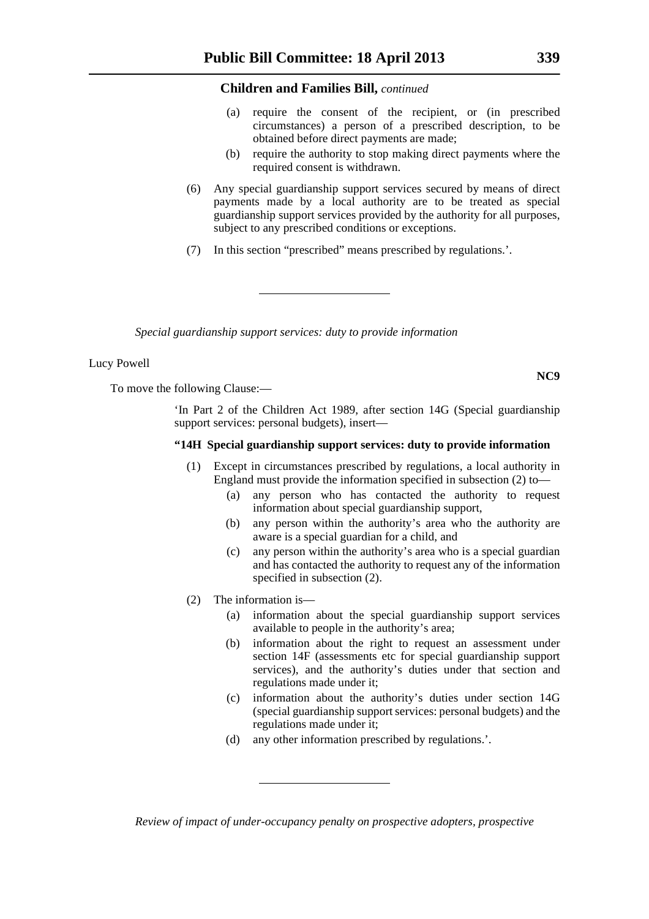Children and Families Bill, *continued*

(a) require the consent of the recipient, or (in prescribed circumstances) a person of a prescribed description, to be obtained before direct payments are made;

(b) require the authority to stop making direct payments where the required consent is withdrawn.

(6) Any special guardianship support services secured by means of direct payments made by a local authority are to be treated as special guardianship support services provided by the authority for all purposes, subject to any prescribed conditions or exceptions.

(7) In this section "prescribed" means prescribed by regulations.'.

---

*Special guardianship support services: duty to provide information*

Lucy Powell

**NC9**

To move the following Clause:—

'In Part 2 of the Children Act 1989, after section 14G (Special guardianship support services: personal budgets), insert—

**"14H Special guardianship support services: duty to provide information**

(1) Except in circumstances prescribed by regulations, a local authority in England must provide the information specified in subsection (2) to—

(a) any person who has contacted the authority to request information about special guardianship support,

(b) any person within the authority's area who the authority are aware is a special guardian for a child, and

(c) any person within the authority's area who is a special guardian and has contacted the authority to request any of the information specified in subsection (2).

(2) The information is—

(a) information about the special guardianship support services available to people in the authority's area;

(b) information about the right to request an assessment under section 14F (assessments etc for special guardianship support services), and the authority's duties under that section and regulations made under it;

(c) information about the authority's duties under section 14G (special guardianship support services: personal budgets) and the regulations made under it;

(d) any other information prescribed by regulations.'.

---

*Review of impact of under-occupancy penalty on prospective adopters, prospective*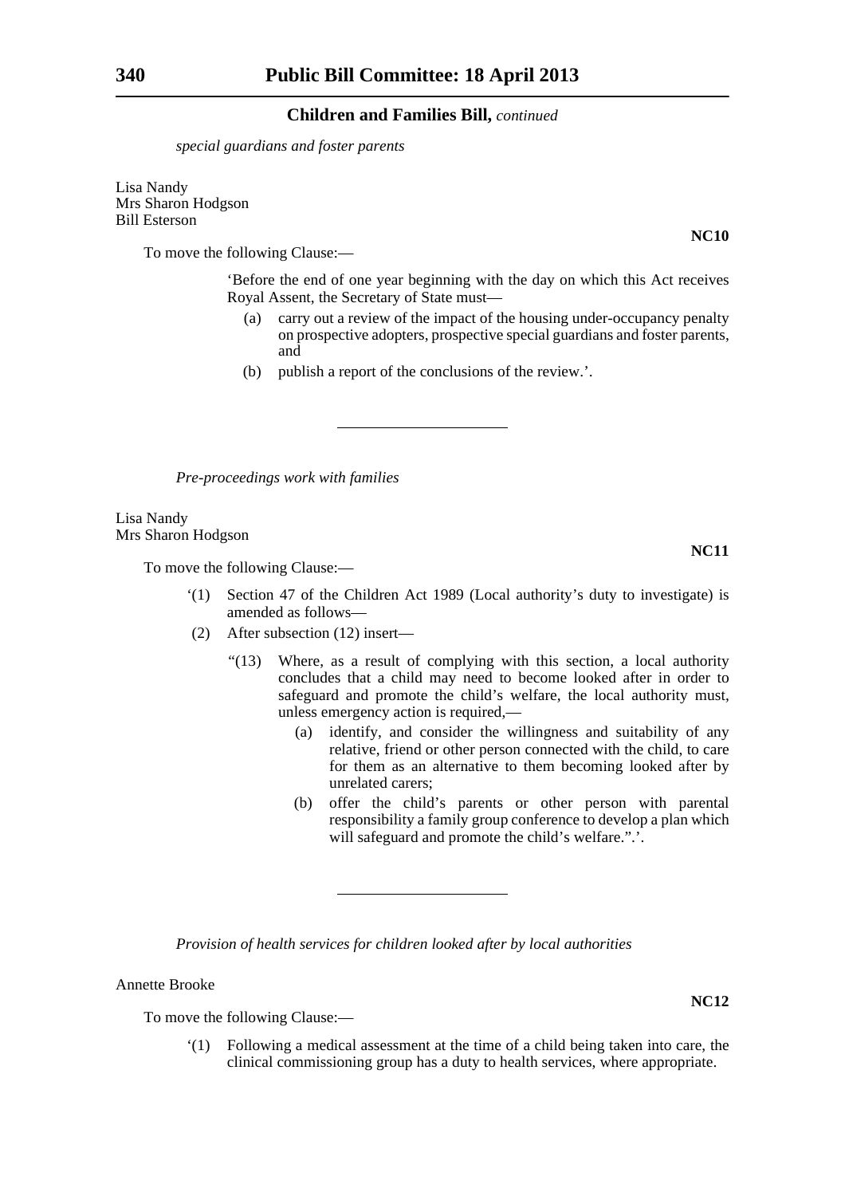*special guardians and foster parents*

Lisa Nandy
Mrs Sharon Hodgson
Bill Esterson

**NC10**

To move the following Clause:—

‘Before the end of one year beginning with the day on which this Act receives Royal Assent, the Secretary of State must—

(a) carry out a review of the impact of the housing under-occupancy penalty on prospective adopters, prospective special guardians and foster parents, and

(b) publish a report of the conclusions of the review.’.

---

*Pre-proceedings work with families*

Lisa Nandy
Mrs Sharon Hodgson

**NC11**

To move the following Clause:—

‘(1) Section 47 of the Children Act 1989 (Local authority’s duty to investigate) is amended as follows—

(2) After subsection (12) insert—

“(13) Where, as a result of complying with this section, a local authority concludes that a child may need to become looked after in order to safeguard and promote the child’s welfare, the local authority must, unless emergency action is required,—

(a) identify, and consider the willingness and suitability of any relative, friend or other person connected with the child, to care for them as an alternative to them becoming looked after by unrelated carers;

(b) offer the child’s parents or other person with parental responsibility a family group conference to develop a plan which will safeguard and promote the child’s welfare.”.’.

---

*Provision of health services for children looked after by local authorities*

Annette Brooke

**NC12**

To move the following Clause:—

‘(1) Following a medical assessment at the time of a child being taken into care, the clinical commissioning group has a duty to health services, where appropriate.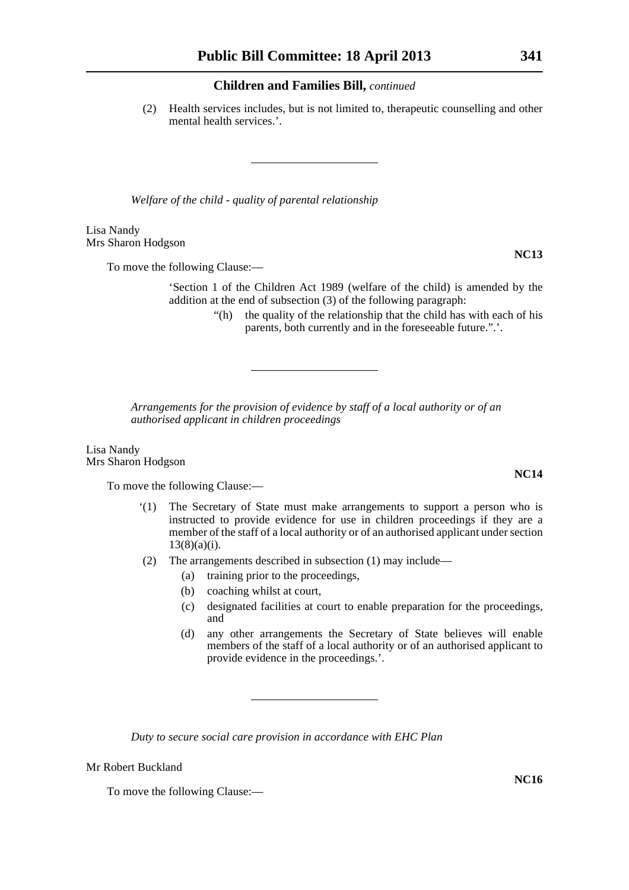(2) Health services includes, but is not limited to, therapeutic counselling and other mental health services.'.

---

*Welfare of the child - quality of parental relationship*

Lisa Nandy
Mrs Sharon Hodgson

**NC13**

To move the following Clause:—

'Section 1 of the Children Act 1989 (welfare of the child) is amended by the addition at the end of subsection (3) of the following paragraph:

"(h) the quality of the relationship that the child has with each of his parents, both currently and in the foreseeable future.".'.

---

*Arrangements for the provision of evidence by staff of a local authority or of an authorised applicant in children proceedings*

Lisa Nandy
Mrs Sharon Hodgson

**NC14**

To move the following Clause:—

'(1) The Secretary of State must make arrangements to support a person who is instructed to provide evidence for use in children proceedings if they are a member of the staff of a local authority or of an authorised applicant under section 13(8)(a)(i).

(2) The arrangements described in subsection (1) may include—

(a) training prior to the proceedings,

(b) coaching whilst at court,

(c) designated facilities at court to enable preparation for the proceedings, and

(d) any other arrangements the Secretary of State believes will enable members of the staff of a local authority or of an authorised applicant to provide evidence in the proceedings.'.

---

*Duty to secure social care provision in accordance with EHC Plan*

Mr Robert Buckland

**NC16**

To move the following Clause:—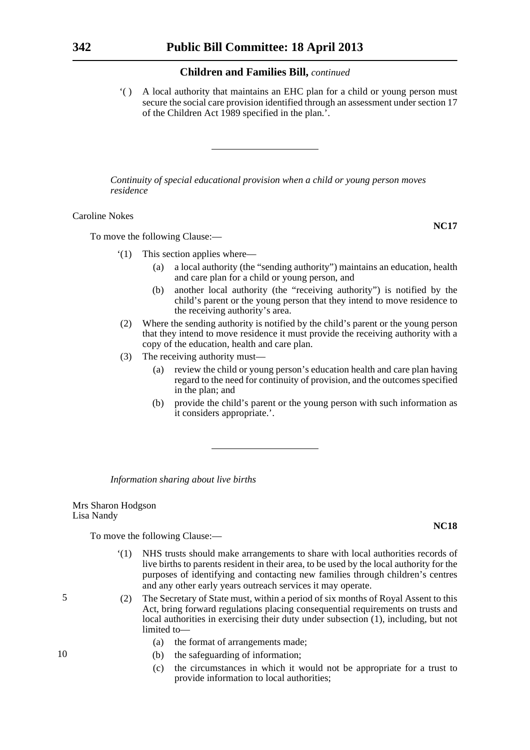'( ) A local authority that maintains an EHC plan for a child or young person must secure the social care provision identified through an assessment under section 17 of the Children Act 1989 specified in the plan.'.

---

*Continuity of special educational provision when a child or young person moves residence*

Caroline Nokes

**NC17**

To move the following Clause:—

'(1) This section applies where—

(a) a local authority (the "sending authority") maintains an education, health and care plan for a child or young person, and

(b) another local authority (the "receiving authority") is notified by the child's parent or the young person that they intend to move residence to the receiving authority's area.

(2) Where the sending authority is notified by the child's parent or the young person that they intend to move residence it must provide the receiving authority with a copy of the education, health and care plan.

(3) The receiving authority must—

(a) review the child or young person's education health and care plan having regard to the need for continuity of provision, and the outcomes specified in the plan; and

(b) provide the child's parent or the young person with such information as it considers appropriate.'.

---

*Information sharing about live births*

Mrs Sharon Hodgson
Lisa Nandy

**NC18**

To move the following Clause:—

'(1) NHS trusts should make arrangements to share with local authorities records of live births to parents resident in their area, to be used by the local authority for the purposes of identifying and contacting new families through children's centres and any other early years outreach services it may operate.

(2) The Secretary of State must, within a period of six months of Royal Assent to this Act, bring forward regulations placing consequential requirements on trusts and local authorities in exercising their duty under subsection (1), including, but not limited to—

(a) the format of arrangements made;

(b) the safeguarding of information;

(c) the circumstances in which it would not be appropriate for a trust to provide information to local authorities;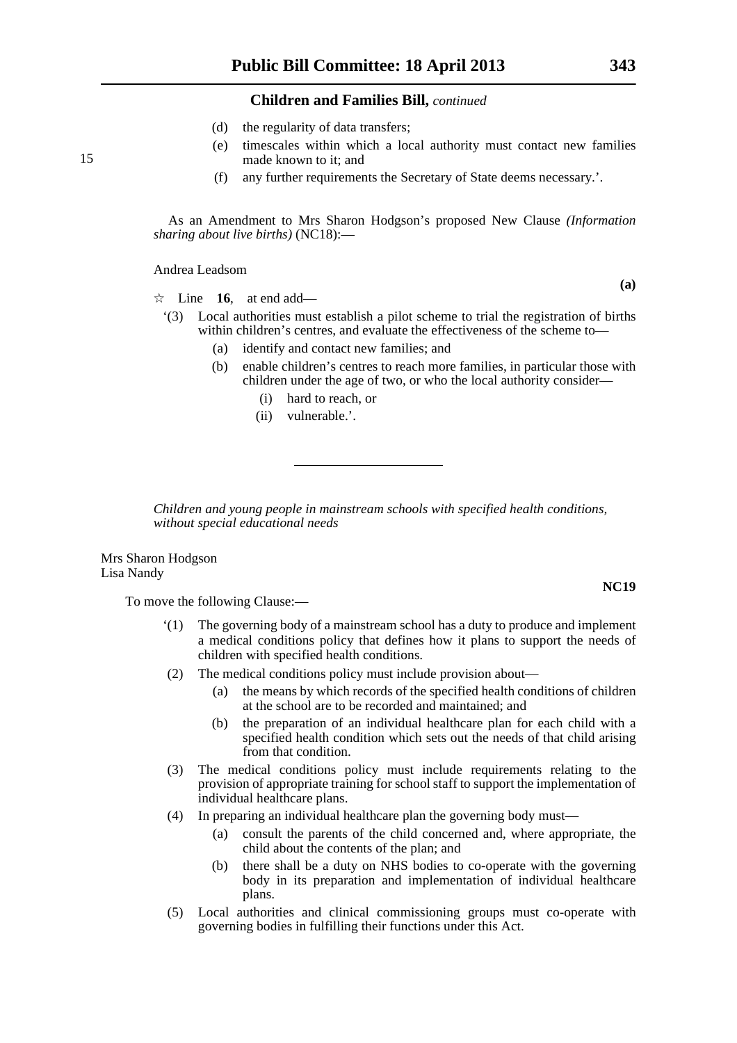(d) the regularity of data transfers;

(e) timescales within which a local authority must contact new families made known to it; and

(f) any further requirements the Secretary of State deems necessary.'.

As an Amendment to Mrs Sharon Hodgson's proposed New Clause *(Information sharing about live births)* (NC18):—

Andrea Leadsom

**(a)**

☆ Line **16**, at end add—

'(3) Local authorities must establish a pilot scheme to trial the registration of births within children's centres, and evaluate the effectiveness of the scheme to—

(a) identify and contact new families; and

(b) enable children's centres to reach more families, in particular those with children under the age of two, or who the local authority consider—

(i) hard to reach, or

(ii) vulnerable.'.

---

*Children and young people in mainstream schools with specified health conditions, without special educational needs*

Mrs Sharon Hodgson
Lisa Nandy

**NC19**

To move the following Clause:—

'(1) The governing body of a mainstream school has a duty to produce and implement a medical conditions policy that defines how it plans to support the needs of children with specified health conditions.

(2) The medical conditions policy must include provision about—

(a) the means by which records of the specified health conditions of children at the school are to be recorded and maintained; and

(b) the preparation of an individual healthcare plan for each child with a specified health condition which sets out the needs of that child arising from that condition.

(3) The medical conditions policy must include requirements relating to the provision of appropriate training for school staff to support the implementation of individual healthcare plans.

(4) In preparing an individual healthcare plan the governing body must—

(a) consult the parents of the child concerned and, where appropriate, the child about the contents of the plan; and

(b) there shall be a duty on NHS bodies to co-operate with the governing body in its preparation and implementation of individual healthcare plans.

(5) Local authorities and clinical commissioning groups must co-operate with governing bodies in fulfilling their functions under this Act.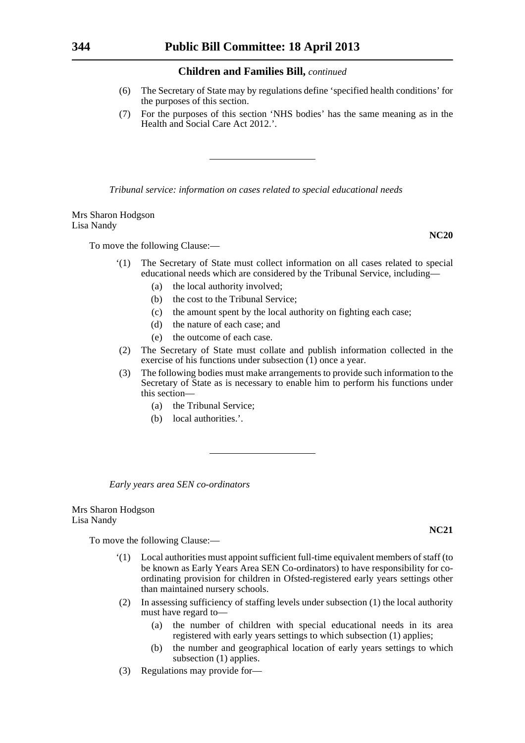**Children and Families Bill,** *continued*

(6) The Secretary of State may by regulations define 'specified health conditions' for the purposes of this section.

(7) For the purposes of this section 'NHS bodies' has the same meaning as in the Health and Social Care Act 2012.'.

---

*Tribunal service: information on cases related to special educational needs*

Mrs Sharon Hodgson
Lisa Nandy

**NC20**

To move the following Clause:—

'(1) The Secretary of State must collect information on all cases related to special educational needs which are considered by the Tribunal Service, including—

(a) the local authority involved;

(b) the cost to the Tribunal Service;

(c) the amount spent by the local authority on fighting each case;

(d) the nature of each case; and

(e) the outcome of each case.

(2) The Secretary of State must collate and publish information collected in the exercise of his functions under subsection (1) once a year.

(3) The following bodies must make arrangements to provide such information to the Secretary of State as is necessary to enable him to perform his functions under this section—

(a) the Tribunal Service;

(b) local authorities.'.

---

*Early years area SEN co-ordinators*

Mrs Sharon Hodgson
Lisa Nandy

**NC21**

To move the following Clause:—

'(1) Local authorities must appoint sufficient full-time equivalent members of staff (to be known as Early Years Area SEN Co-ordinators) to have responsibility for co-ordinating provision for children in Ofsted-registered early years settings other than maintained nursery schools.

(2) In assessing sufficiency of staffing levels under subsection (1) the local authority must have regard to—

(a) the number of children with special educational needs in its area registered with early years settings to which subsection (1) applies;

(b) the number and geographical location of early years settings to which subsection (1) applies.

(3) Regulations may provide for—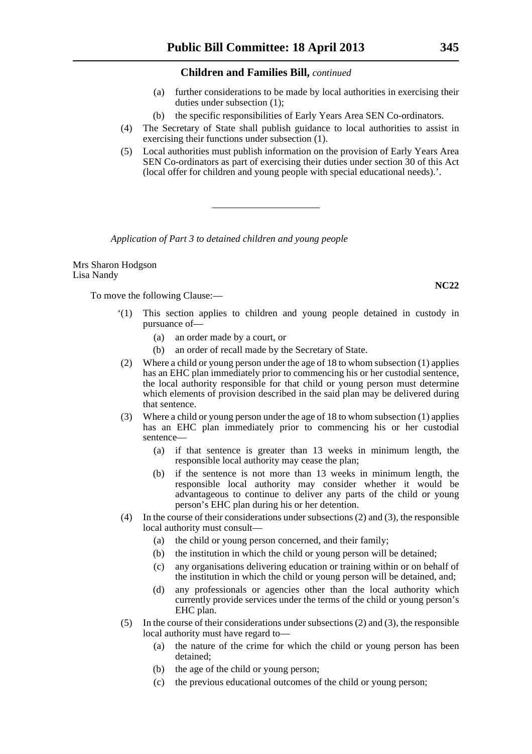**Children and Families Bill,** *continued*

(a) further considerations to be made by local authorities in exercising their duties under subsection (1);

(b) the specific responsibilities of Early Years Area SEN Co-ordinators.

(4) The Secretary of State shall publish guidance to local authorities to assist in exercising their functions under subsection (1).

(5) Local authorities must publish information on the provision of Early Years Area SEN Co-ordinators as part of exercising their duties under section 30 of this Act (local offer for children and young people with special educational needs).'.

---

*Application of Part 3 to detained children and young people*

Mrs Sharon Hodgson
Lisa Nandy

**NC22**

To move the following Clause:—

'(1) This section applies to children and young people detained in custody in pursuance of—

(a) an order made by a court, or

(b) an order of recall made by the Secretary of State.

(2) Where a child or young person under the age of 18 to whom subsection (1) applies has an EHC plan immediately prior to commencing his or her custodial sentence, the local authority responsible for that child or young person must determine which elements of provision described in the said plan may be delivered during that sentence.

(3) Where a child or young person under the age of 18 to whom subsection (1) applies has an EHC plan immediately prior to commencing his or her custodial sentence—

(a) if that sentence is greater than 13 weeks in minimum length, the responsible local authority may cease the plan;

(b) if the sentence is not more than 13 weeks in minimum length, the responsible local authority may consider whether it would be advantageous to continue to deliver any parts of the child or young person's EHC plan during his or her detention.

(4) In the course of their considerations under subsections (2) and (3), the responsible local authority must consult—

(a) the child or young person concerned, and their family;

(b) the institution in which the child or young person will be detained;

(c) any organisations delivering education or training within or on behalf of the institution in which the child or young person will be detained, and;

(d) any professionals or agencies other than the local authority which currently provide services under the terms of the child or young person's EHC plan.

(5) In the course of their considerations under subsections (2) and (3), the responsible local authority must have regard to—

(a) the nature of the crime for which the child or young person has been detained;

(b) the age of the child or young person;

(c) the previous educational outcomes of the child or young person;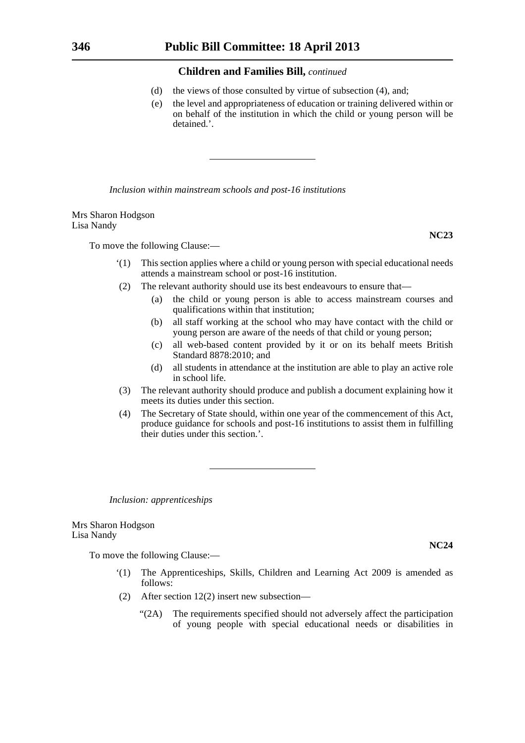(d) the views of those consulted by virtue of subsection (4), and;

(e) the level and appropriateness of education or training delivered within or on behalf of the institution in which the child or young person will be detained.'.

---

*Inclusion within mainstream schools and post-16 institutions*

Mrs Sharon Hodgson
Lisa Nandy

**NC23**

To move the following Clause:—

'(1) This section applies where a child or young person with special educational needs attends a mainstream school or post-16 institution.

(2) The relevant authority should use its best endeavours to ensure that—

(a) the child or young person is able to access mainstream courses and qualifications within that institution;

(b) all staff working at the school who may have contact with the child or young person are aware of the needs of that child or young person;

(c) all web-based content provided by it or on its behalf meets British Standard 8878:2010; and

(d) all students in attendance at the institution are able to play an active role in school life.

(3) The relevant authority should produce and publish a document explaining how it meets its duties under this section.

(4) The Secretary of State should, within one year of the commencement of this Act, produce guidance for schools and post-16 institutions to assist them in fulfilling their duties under this section.'.

---

*Inclusion: apprenticeships*

Mrs Sharon Hodgson
Lisa Nandy

**NC24**

To move the following Clause:—

'(1) The Apprenticeships, Skills, Children and Learning Act 2009 is amended as follows:

(2) After section 12(2) insert new subsection—

"(2A) The requirements specified should not adversely affect the participation of young people with special educational needs or disabilities in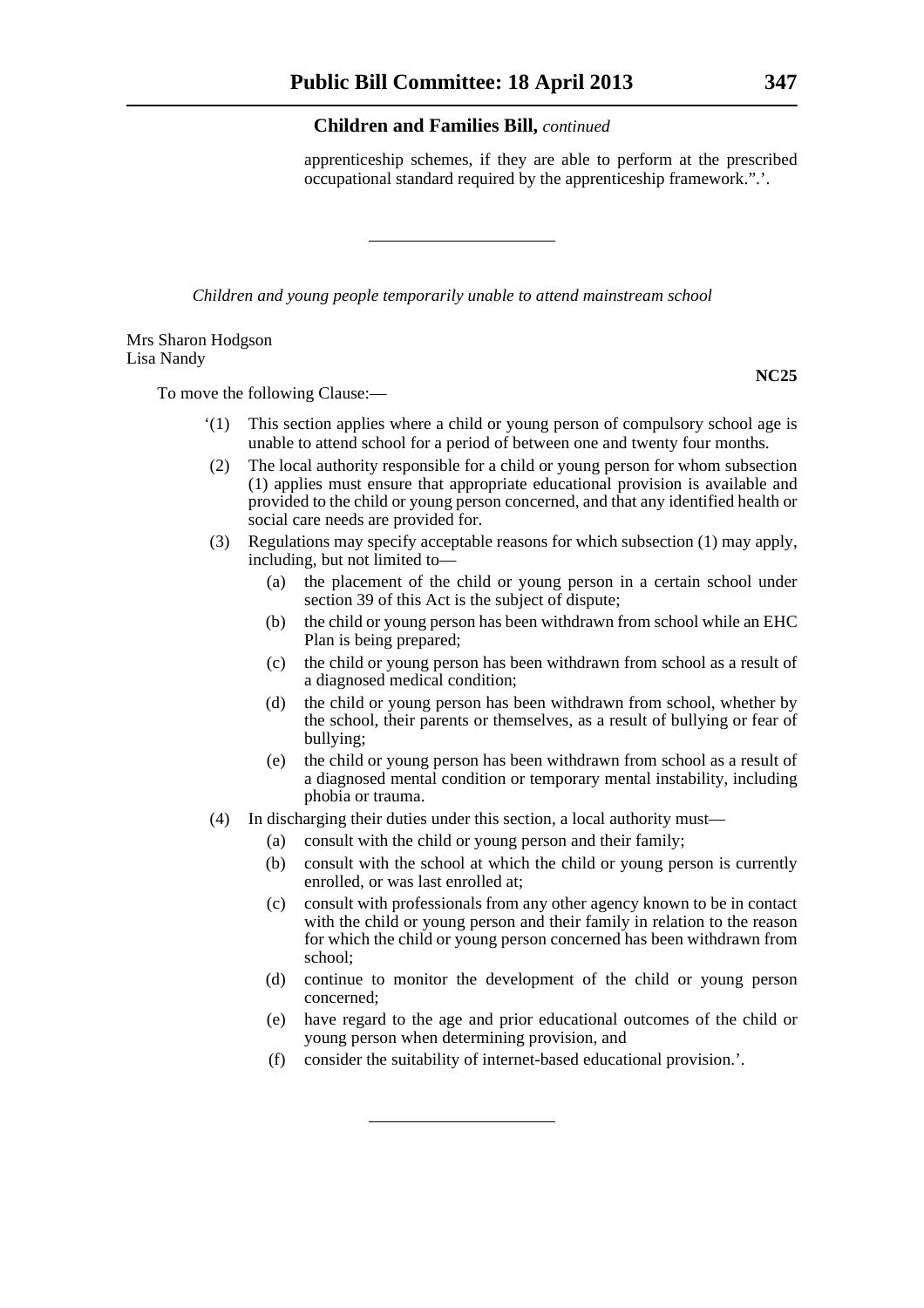apprenticeship schemes, if they are able to perform at the prescribed occupational standard required by the apprenticeship framework.”.’.

---

*Children and young people temporarily unable to attend mainstream school*

Mrs Sharon Hodgson
Lisa Nandy

**NC25**

To move the following Clause:—

‘(1) This section applies where a child or young person of compulsory school age is unable to attend school for a period of between one and twenty four months.

(2) The local authority responsible for a child or young person for whom subsection (1) applies must ensure that appropriate educational provision is available and provided to the child or young person concerned, and that any identified health or social care needs are provided for.

(3) Regulations may specify acceptable reasons for which subsection (1) may apply, including, but not limited to—

(a) the placement of the child or young person in a certain school under section 39 of this Act is the subject of dispute;

(b) the child or young person has been withdrawn from school while an EHC Plan is being prepared;

(c) the child or young person has been withdrawn from school as a result of a diagnosed medical condition;

(d) the child or young person has been withdrawn from school, whether by the school, their parents or themselves, as a result of bullying or fear of bullying;

(e) the child or young person has been withdrawn from school as a result of a diagnosed mental condition or temporary mental instability, including phobia or trauma.

(4) In discharging their duties under this section, a local authority must—

(a) consult with the child or young person and their family;

(b) consult with the school at which the child or young person is currently enrolled, or was last enrolled at;

(c) consult with professionals from any other agency known to be in contact with the child or young person and their family in relation to the reason for which the child or young person concerned has been withdrawn from school;

(d) continue to monitor the development of the child or young person concerned;

(e) have regard to the age and prior educational outcomes of the child or young person when determining provision, and

(f) consider the suitability of internet-based educational provision.’.

---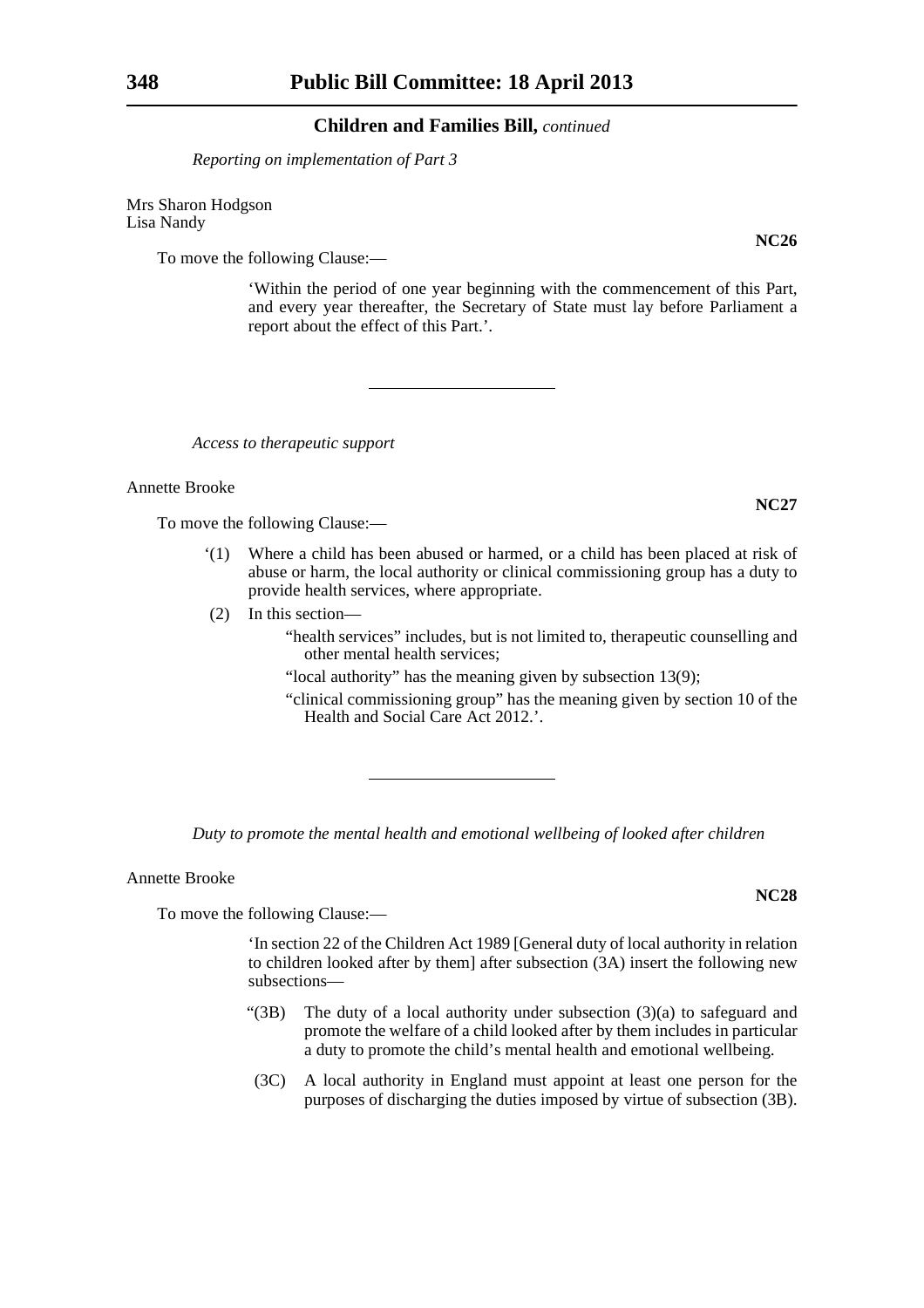*Reporting on implementation of Part 3*

Mrs Sharon Hodgson
Lisa Nandy

**NC26**

To move the following Clause:—

‘Within the period of one year beginning with the commencement of this Part, and every year thereafter, the Secretary of State must lay before Parliament a report about the effect of this Part.’.

---

*Access to therapeutic support*

Annette Brooke

**NC27**

To move the following Clause:—

‘(1) Where a child has been abused or harmed, or a child has been placed at risk of abuse or harm, the local authority or clinical commissioning group has a duty to provide health services, where appropriate.

(2) In this section—

"health services" includes, but is not limited to, therapeutic counselling and other mental health services;

"local authority" has the meaning given by subsection 13(9);

"clinical commissioning group" has the meaning given by section 10 of the Health and Social Care Act 2012.’.

---

*Duty to promote the mental health and emotional wellbeing of looked after children*

Annette Brooke

**NC28**

To move the following Clause:—

‘In section 22 of the Children Act 1989 [General duty of local authority in relation to children looked after by them] after subsection (3A) insert the following new subsections—

"(3B) The duty of a local authority under subsection (3)(a) to safeguard and promote the welfare of a child looked after by them includes in particular a duty to promote the child's mental health and emotional wellbeing.

(3C) A local authority in England must appoint at least one person for the purposes of discharging the duties imposed by virtue of subsection (3B).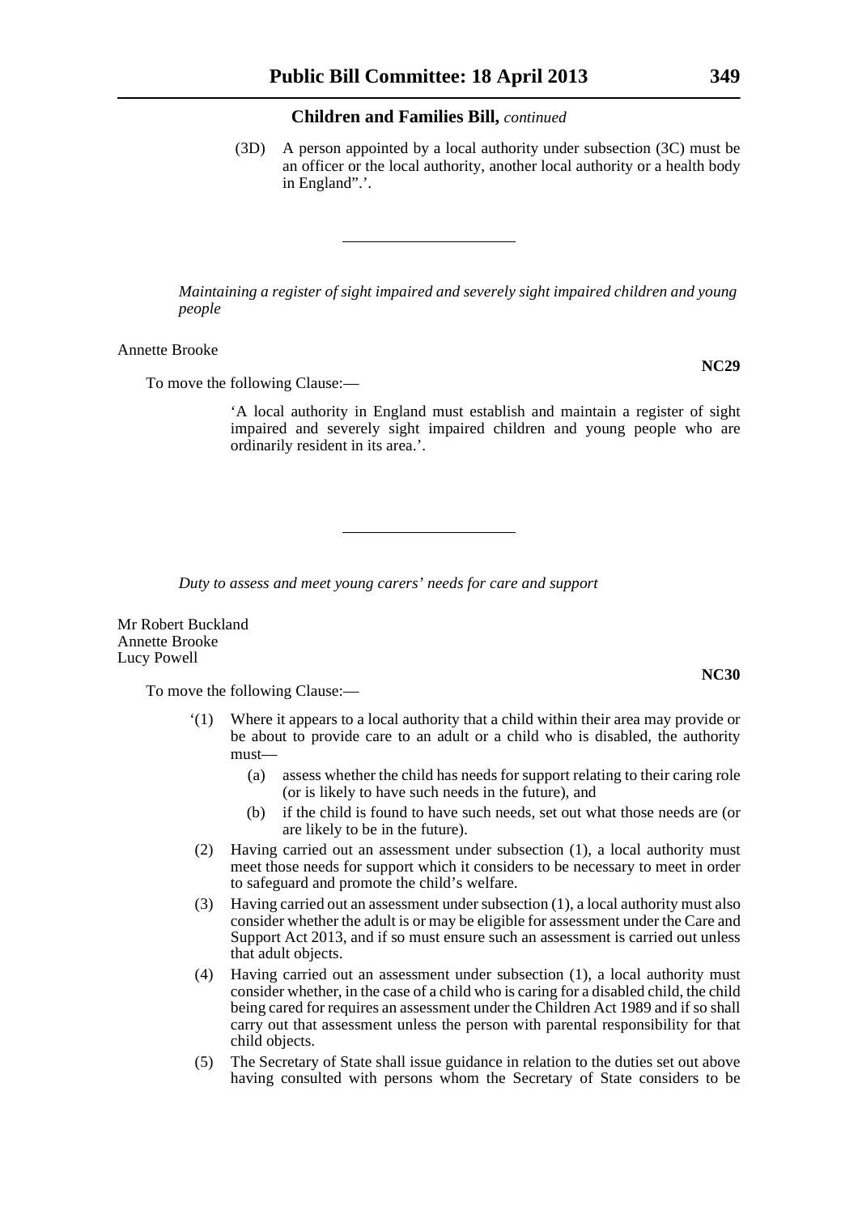**Children and Families Bill,** *continued*

(3D) A person appointed by a local authority under subsection (3C) must be an officer or the local authority, another local authority or a health body in England".'.

---

*Maintaining a register of sight impaired and severely sight impaired children and young people*

Annette Brooke

**NC29**

To move the following Clause:—

'A local authority in England must establish and maintain a register of sight impaired and severely sight impaired children and young people who are ordinarily resident in its area.'.

---

*Duty to assess and meet young carers' needs for care and support*

Mr Robert Buckland
Annette Brooke
Lucy Powell

**NC30**

To move the following Clause:—

'(1) Where it appears to a local authority that a child within their area may provide or be about to provide care to an adult or a child who is disabled, the authority must—

(a) assess whether the child has needs for support relating to their caring role (or is likely to have such needs in the future), and

(b) if the child is found to have such needs, set out what those needs are (or are likely to be in the future).

(2) Having carried out an assessment under subsection (1), a local authority must meet those needs for support which it considers to be necessary to meet in order to safeguard and promote the child's welfare.

(3) Having carried out an assessment under subsection (1), a local authority must also consider whether the adult is or may be eligible for assessment under the Care and Support Act 2013, and if so must ensure such an assessment is carried out unless that adult objects.

(4) Having carried out an assessment under subsection (1), a local authority must consider whether, in the case of a child who is caring for a disabled child, the child being cared for requires an assessment under the Children Act 1989 and if so shall carry out that assessment unless the person with parental responsibility for that child objects.

(5) The Secretary of State shall issue guidance in relation to the duties set out above having consulted with persons whom the Secretary of State considers to be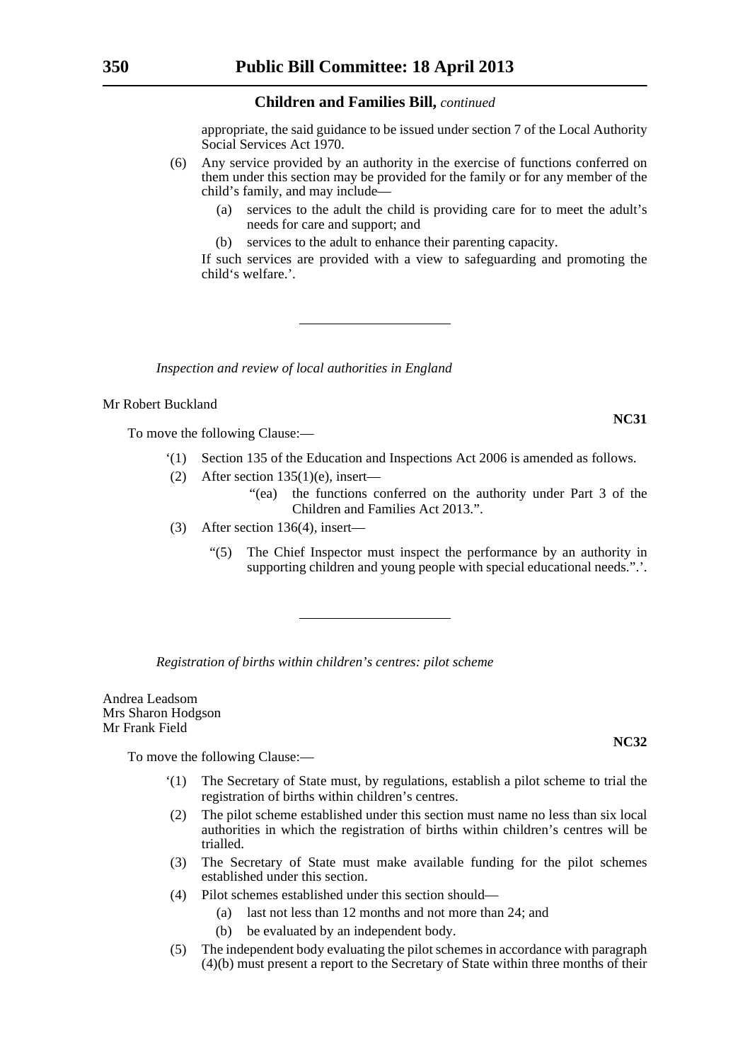appropriate, the said guidance to be issued under section 7 of the Local Authority Social Services Act 1970.

(6) Any service provided by an authority in the exercise of functions conferred on them under this section may be provided for the family or for any member of the child's family, and may include—

(a) services to the adult the child is providing care for to meet the adult's needs for care and support; and

(b) services to the adult to enhance their parenting capacity.

If such services are provided with a view to safeguarding and promoting the child's welfare.'.

---

*Inspection and review of local authorities in England*

Mr Robert Buckland

**NC31**

To move the following Clause:—

'(1) Section 135 of the Education and Inspections Act 2006 is amended as follows.

(2) After section 135(1)(e), insert—

"(ea) the functions conferred on the authority under Part 3 of the Children and Families Act 2013.".

(3) After section 136(4), insert—

"(5) The Chief Inspector must inspect the performance by an authority in supporting children and young people with special educational needs.".'.

---

*Registration of births within children's centres: pilot scheme*

Andrea Leadsom
Mrs Sharon Hodgson
Mr Frank Field

**NC32**

To move the following Clause:—

'(1) The Secretary of State must, by regulations, establish a pilot scheme to trial the registration of births within children's centres.

(2) The pilot scheme established under this section must name no less than six local authorities in which the registration of births within children's centres will be trialled.

(3) The Secretary of State must make available funding for the pilot schemes established under this section.

(4) Pilot schemes established under this section should—

(a) last not less than 12 months and not more than 24; and

(b) be evaluated by an independent body.

(5) The independent body evaluating the pilot schemes in accordance with paragraph (4)(b) must present a report to the Secretary of State within three months of their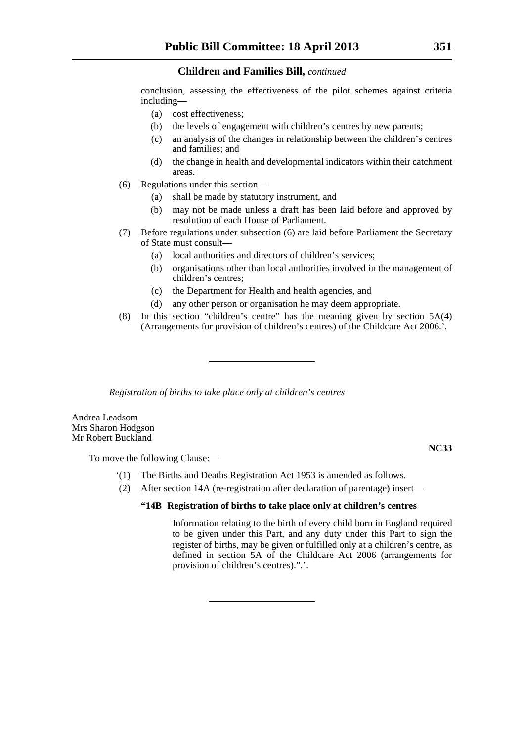conclusion, assessing the effectiveness of the pilot schemes against criteria including—

(a) cost effectiveness;

(b) the levels of engagement with children's centres by new parents;

(c) an analysis of the changes in relationship between the children's centres and families; and

(d) the change in health and developmental indicators within their catchment areas.

(6) Regulations under this section—

(a) shall be made by statutory instrument, and

(b) may not be made unless a draft has been laid before and approved by resolution of each House of Parliament.

(7) Before regulations under subsection (6) are laid before Parliament the Secretary of State must consult—

(a) local authorities and directors of children's services;

(b) organisations other than local authorities involved in the management of children's centres;

(c) the Department for Health and health agencies, and

(d) any other person or organisation he may deem appropriate.

(8) In this section "children's centre" has the meaning given by section 5A(4) (Arrangements for provision of children's centres) of the Childcare Act 2006.'.

---

*Registration of births to take place only at children's centres*

Andrea Leadsom
Mrs Sharon Hodgson
Mr Robert Buckland

**NC33**

To move the following Clause:—

'(1) The Births and Deaths Registration Act 1953 is amended as follows.

(2) After section 14A (re-registration after declaration of parentage) insert—

**"14B Registration of births to take place only at children's centres**

Information relating to the birth of every child born in England required to be given under this Part, and any duty under this Part to sign the register of births, may be given or fulfilled only at a children's centre, as defined in section 5A of the Childcare Act 2006 (arrangements for provision of children's centres).".'.

---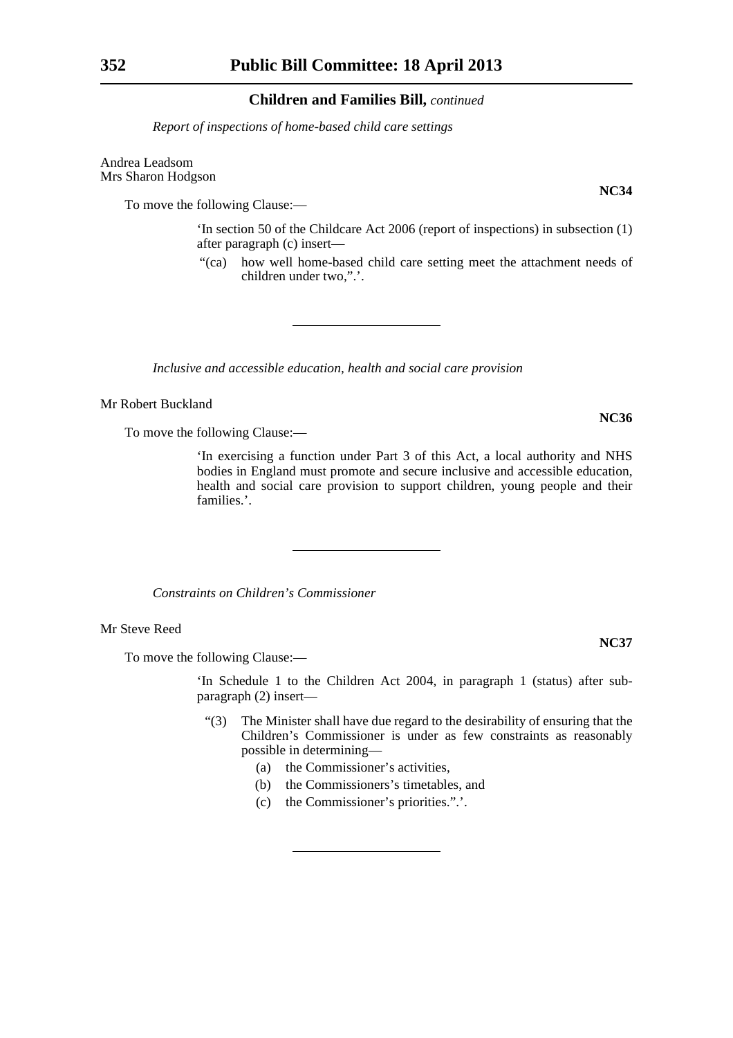**Children and Families Bill,** *continued*

*Report of inspections of home-based child care settings*

Andrea Leadsom
Mrs Sharon Hodgson

**NC34**

To move the following Clause:—

> 'In section 50 of the Childcare Act 2006 (report of inspections) in subsection (1) after paragraph (c) insert—
>
> "(ca) how well home-based child care setting meet the attachment needs of children under two,".'.

---

*Inclusive and accessible education, health and social care provision*

Mr Robert Buckland

**NC36**

To move the following Clause:—

> 'In exercising a function under Part 3 of this Act, a local authority and NHS bodies in England must promote and secure inclusive and accessible education, health and social care provision to support children, young people and their families.'.

---

*Constraints on Children's Commissioner*

Mr Steve Reed

**NC37**

To move the following Clause:—

> 'In Schedule 1 to the Children Act 2004, in paragraph 1 (status) after sub-paragraph (2) insert—
>
> "(3) The Minister shall have due regard to the desirability of ensuring that the Children's Commissioner is under as few constraints as reasonably possible in determining—
>
> (a) the Commissioner's activities,
>
> (b) the Commissioners's timetables, and
>
> (c) the Commissioner's priorities.".'.

---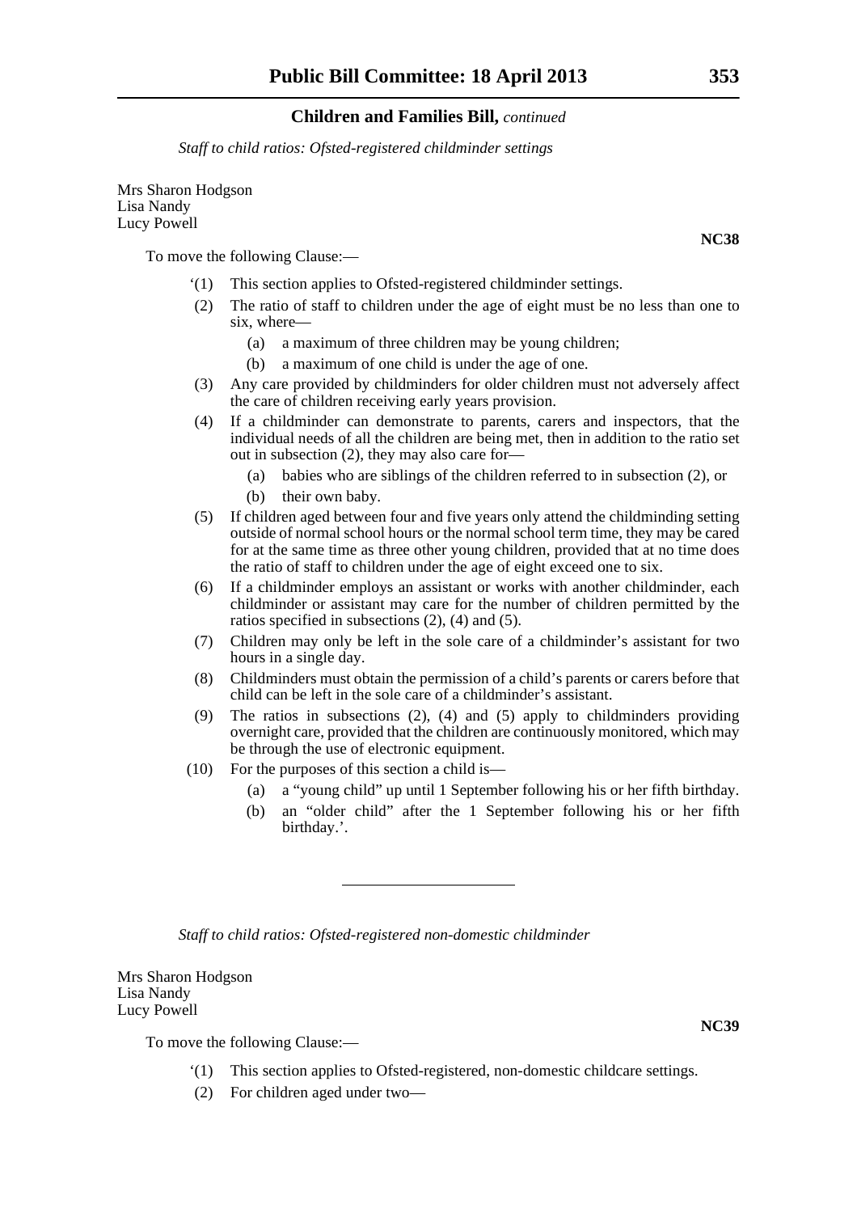*Staff to child ratios: Ofsted-registered childminder settings*

Mrs Sharon Hodgson
Lisa Nandy
Lucy Powell

**NC38**

To move the following Clause:—

'(1) This section applies to Ofsted-registered childminder settings.

(2) The ratio of staff to children under the age of eight must be no less than one to six, where—

(a) a maximum of three children may be young children;

(b) a maximum of one child is under the age of one.

(3) Any care provided by childminders for older children must not adversely affect the care of children receiving early years provision.

(4) If a childminder can demonstrate to parents, carers and inspectors, that the individual needs of all the children are being met, then in addition to the ratio set out in subsection (2), they may also care for—

(a) babies who are siblings of the children referred to in subsection (2), or

(b) their own baby.

(5) If children aged between four and five years only attend the childminding setting outside of normal school hours or the normal school term time, they may be cared for at the same time as three other young children, provided that at no time does the ratio of staff to children under the age of eight exceed one to six.

(6) If a childminder employs an assistant or works with another childminder, each childminder or assistant may care for the number of children permitted by the ratios specified in subsections (2), (4) and (5).

(7) Children may only be left in the sole care of a childminder's assistant for two hours in a single day.

(8) Childminders must obtain the permission of a child's parents or carers before that child can be left in the sole care of a childminder's assistant.

(9) The ratios in subsections (2), (4) and (5) apply to childminders providing overnight care, provided that the children are continuously monitored, which may be through the use of electronic equipment.

(10) For the purposes of this section a child is—

(a) a "young child" up until 1 September following his or her fifth birthday.

(b) an "older child" after the 1 September following his or her fifth birthday.'.

---

*Staff to child ratios: Ofsted-registered non-domestic childminder*

Mrs Sharon Hodgson
Lisa Nandy
Lucy Powell

**NC39**

To move the following Clause:—

'(1) This section applies to Ofsted-registered, non-domestic childcare settings.

(2) For children aged under two—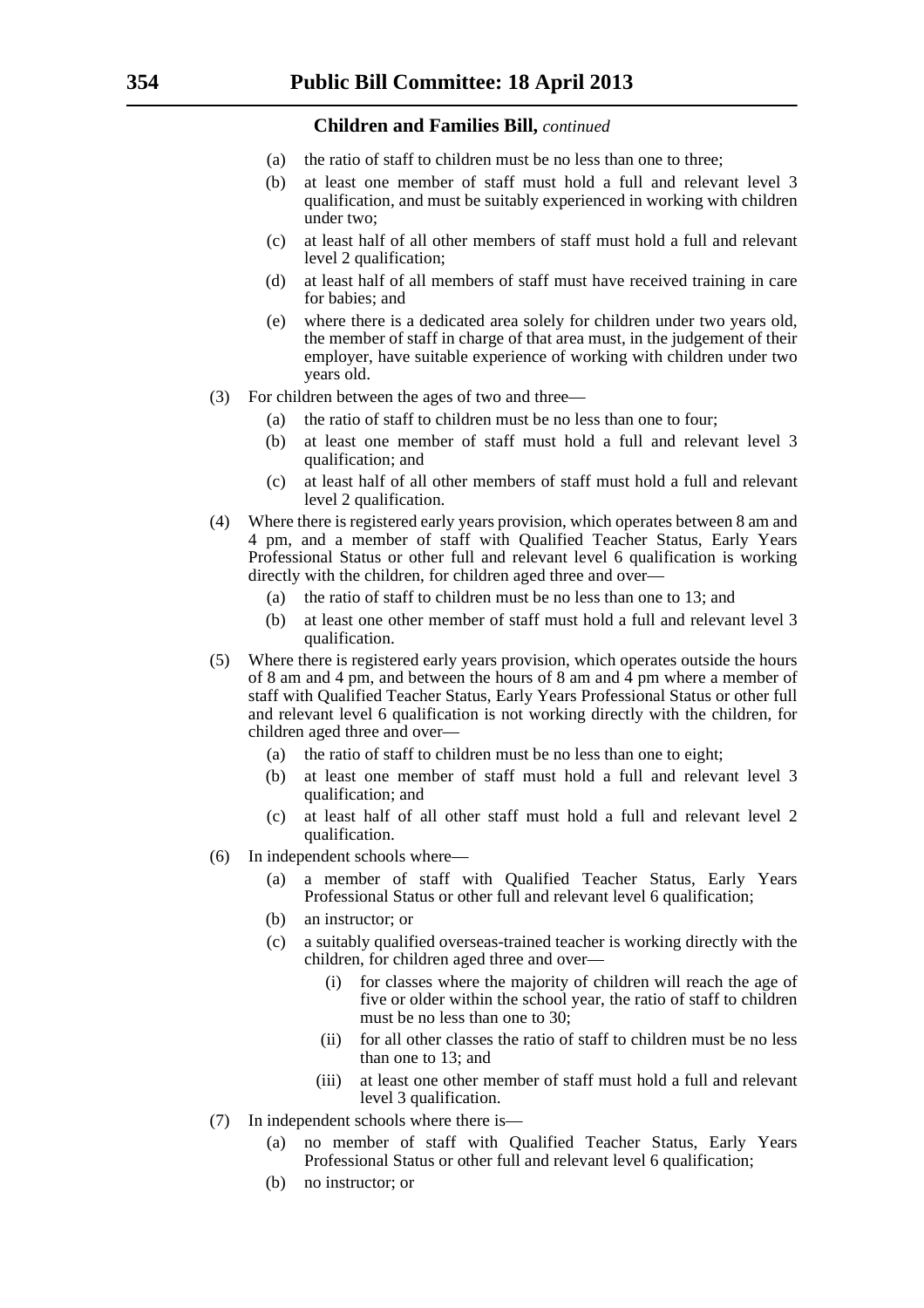**Children and Families Bill,** *continued*

(a) the ratio of staff to children must be no less than one to three;

(b) at least one member of staff must hold a full and relevant level 3 qualification, and must be suitably experienced in working with children under two;

(c) at least half of all other members of staff must hold a full and relevant level 2 qualification;

(d) at least half of all members of staff must have received training in care for babies; and

(e) where there is a dedicated area solely for children under two years old, the member of staff in charge of that area must, in the judgement of their employer, have suitable experience of working with children under two years old.

(3) For children between the ages of two and three—

(a) the ratio of staff to children must be no less than one to four;

(b) at least one member of staff must hold a full and relevant level 3 qualification; and

(c) at least half of all other members of staff must hold a full and relevant level 2 qualification.

(4) Where there is registered early years provision, which operates between 8 am and 4 pm, and a member of staff with Qualified Teacher Status, Early Years Professional Status or other full and relevant level 6 qualification is working directly with the children, for children aged three and over—

(a) the ratio of staff to children must be no less than one to 13; and

(b) at least one other member of staff must hold a full and relevant level 3 qualification.

(5) Where there is registered early years provision, which operates outside the hours of 8 am and 4 pm, and between the hours of 8 am and 4 pm where a member of staff with Qualified Teacher Status, Early Years Professional Status or other full and relevant level 6 qualification is not working directly with the children, for children aged three and over—

(a) the ratio of staff to children must be no less than one to eight;

(b) at least one member of staff must hold a full and relevant level 3 qualification; and

(c) at least half of all other staff must hold a full and relevant level 2 qualification.

(6) In independent schools where—

(a) a member of staff with Qualified Teacher Status, Early Years Professional Status or other full and relevant level 6 qualification;

(b) an instructor; or

(c) a suitably qualified overseas-trained teacher is working directly with the children, for children aged three and over—

(i) for classes where the majority of children will reach the age of five or older within the school year, the ratio of staff to children must be no less than one to 30;

(ii) for all other classes the ratio of staff to children must be no less than one to 13; and

(iii) at least one other member of staff must hold a full and relevant level 3 qualification.

(7) In independent schools where there is—

(a) no member of staff with Qualified Teacher Status, Early Years Professional Status or other full and relevant level 6 qualification;

(b) no instructor; or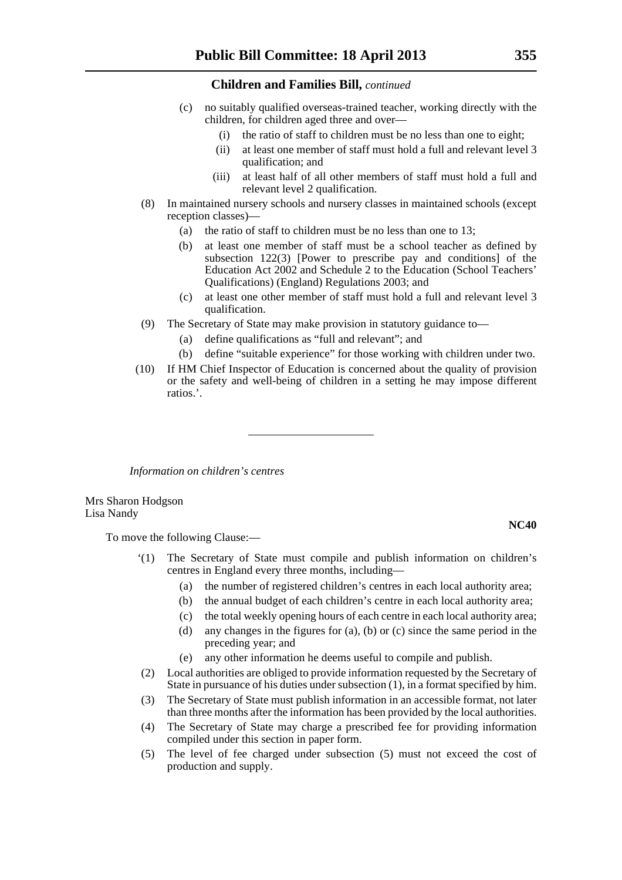**Children and Families Bill,** *continued*

(c) no suitably qualified overseas-trained teacher, working directly with the children, for children aged three and over—

(i) the ratio of staff to children must be no less than one to eight;

(ii) at least one member of staff must hold a full and relevant level 3 qualification; and

(iii) at least half of all other members of staff must hold a full and relevant level 2 qualification.

(8) In maintained nursery schools and nursery classes in maintained schools (except reception classes)—

(a) the ratio of staff to children must be no less than one to 13;

(b) at least one member of staff must be a school teacher as defined by subsection 122(3) [Power to prescribe pay and conditions] of the Education Act 2002 and Schedule 2 to the Education (School Teachers' Qualifications) (England) Regulations 2003; and

(c) at least one other member of staff must hold a full and relevant level 3 qualification.

(9) The Secretary of State may make provision in statutory guidance to—

(a) define qualifications as "full and relevant"; and

(b) define "suitable experience" for those working with children under two.

(10) If HM Chief Inspector of Education is concerned about the quality of provision or the safety and well-being of children in a setting he may impose different ratios.'.

---

*Information on children's centres*

Mrs Sharon Hodgson
Lisa Nandy

**NC40**

To move the following Clause:—

'(1) The Secretary of State must compile and publish information on children's centres in England every three months, including—

(a) the number of registered children's centres in each local authority area;

(b) the annual budget of each children's centre in each local authority area;

(c) the total weekly opening hours of each centre in each local authority area;

(d) any changes in the figures for (a), (b) or (c) since the same period in the preceding year; and

(e) any other information he deems useful to compile and publish.

(2) Local authorities are obliged to provide information requested by the Secretary of State in pursuance of his duties under subsection (1), in a format specified by him.

(3) The Secretary of State must publish information in an accessible format, not later than three months after the information has been provided by the local authorities.

(4) The Secretary of State may charge a prescribed fee for providing information compiled under this section in paper form.

(5) The level of fee charged under subsection (5) must not exceed the cost of production and supply.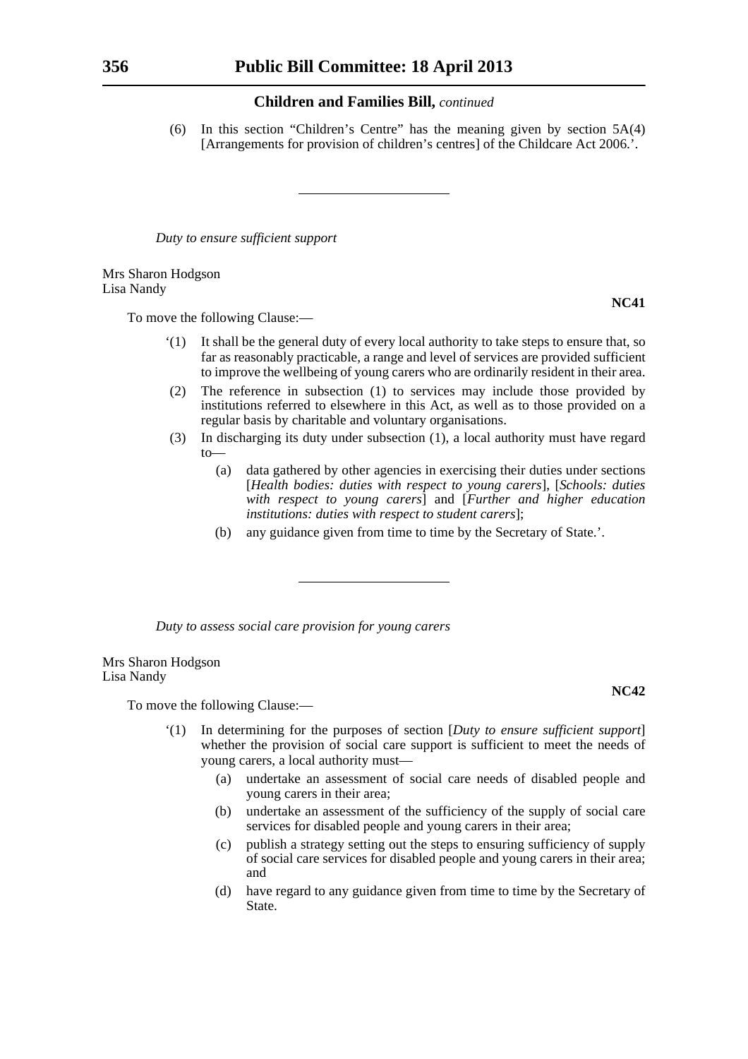**Children and Families Bill,** *continued*

(6) In this section "Children's Centre" has the meaning given by section 5A(4) [Arrangements for provision of children's centres] of the Childcare Act 2006.'.

---

*Duty to ensure sufficient support*

Mrs Sharon Hodgson
Lisa Nandy

**NC41**

To move the following Clause:—

'(1) It shall be the general duty of every local authority to take steps to ensure that, so far as reasonably practicable, a range and level of services are provided sufficient to improve the wellbeing of young carers who are ordinarily resident in their area.

(2) The reference in subsection (1) to services may include those provided by institutions referred to elsewhere in this Act, as well as to those provided on a regular basis by charitable and voluntary organisations.

(3) In discharging its duty under subsection (1), a local authority must have regard to—

(a) data gathered by other agencies in exercising their duties under sections [*Health bodies: duties with respect to young carers*], [*Schools: duties with respect to young carers*] and [*Further and higher education institutions: duties with respect to student carers*];

(b) any guidance given from time to time by the Secretary of State.'.

---

*Duty to assess social care provision for young carers*

Mrs Sharon Hodgson
Lisa Nandy

**NC42**

To move the following Clause:—

'(1) In determining for the purposes of section [*Duty to ensure sufficient support*] whether the provision of social care support is sufficient to meet the needs of young carers, a local authority must—

(a) undertake an assessment of social care needs of disabled people and young carers in their area;

(b) undertake an assessment of the sufficiency of the supply of social care services for disabled people and young carers in their area;

(c) publish a strategy setting out the steps to ensuring sufficiency of supply of social care services for disabled people and young carers in their area; and

(d) have regard to any guidance given from time to time by the Secretary of State.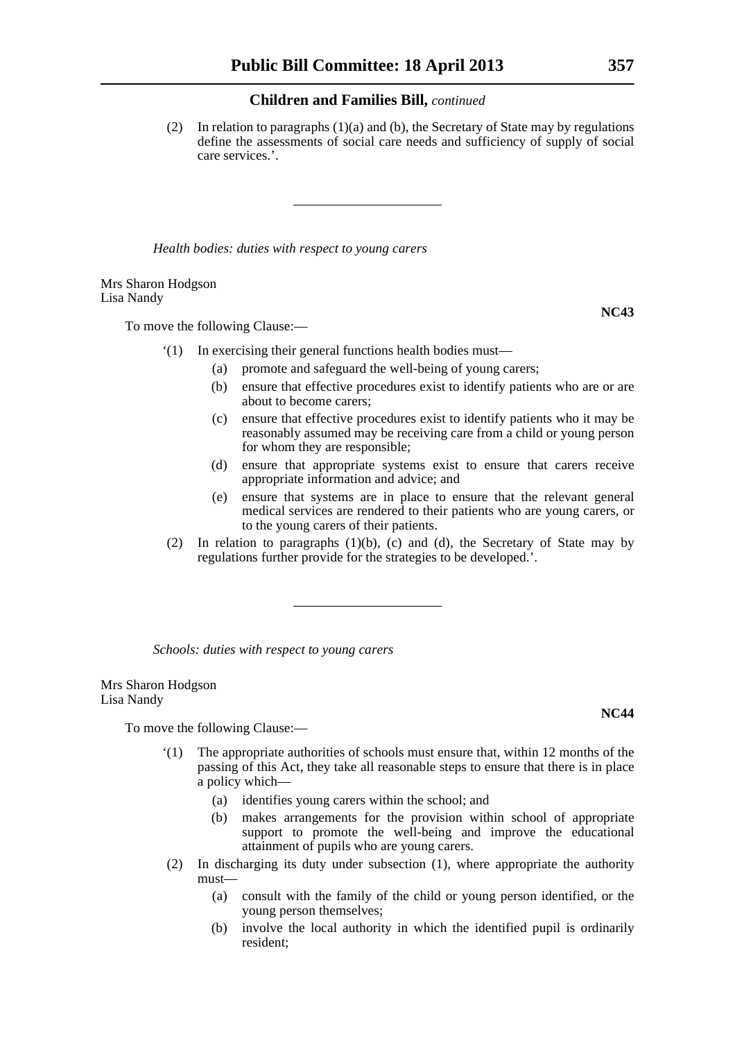(2) In relation to paragraphs (1)(a) and (b), the Secretary of State may by regulations define the assessments of social care needs and sufficiency of supply of social care services.'.

---

*Health bodies: duties with respect to young carers*

Mrs Sharon Hodgson
Lisa Nandy

**NC43**

To move the following Clause:—

'(1) In exercising their general functions health bodies must—

(a) promote and safeguard the well-being of young carers;

(b) ensure that effective procedures exist to identify patients who are or are about to become carers;

(c) ensure that effective procedures exist to identify patients who it may be reasonably assumed may be receiving care from a child or young person for whom they are responsible;

(d) ensure that appropriate systems exist to ensure that carers receive appropriate information and advice; and

(e) ensure that systems are in place to ensure that the relevant general medical services are rendered to their patients who are young carers, or to the young carers of their patients.

(2) In relation to paragraphs (1)(b), (c) and (d), the Secretary of State may by regulations further provide for the strategies to be developed.'.

---

*Schools: duties with respect to young carers*

Mrs Sharon Hodgson
Lisa Nandy

**NC44**

To move the following Clause:—

'(1) The appropriate authorities of schools must ensure that, within 12 months of the passing of this Act, they take all reasonable steps to ensure that there is in place a policy which—

(a) identifies young carers within the school; and

(b) makes arrangements for the provision within school of appropriate support to promote the well-being and improve the educational attainment of pupils who are young carers.

(2) In discharging its duty under subsection (1), where appropriate the authority must—

(a) consult with the family of the child or young person identified, or the young person themselves;

(b) involve the local authority in which the identified pupil is ordinarily resident;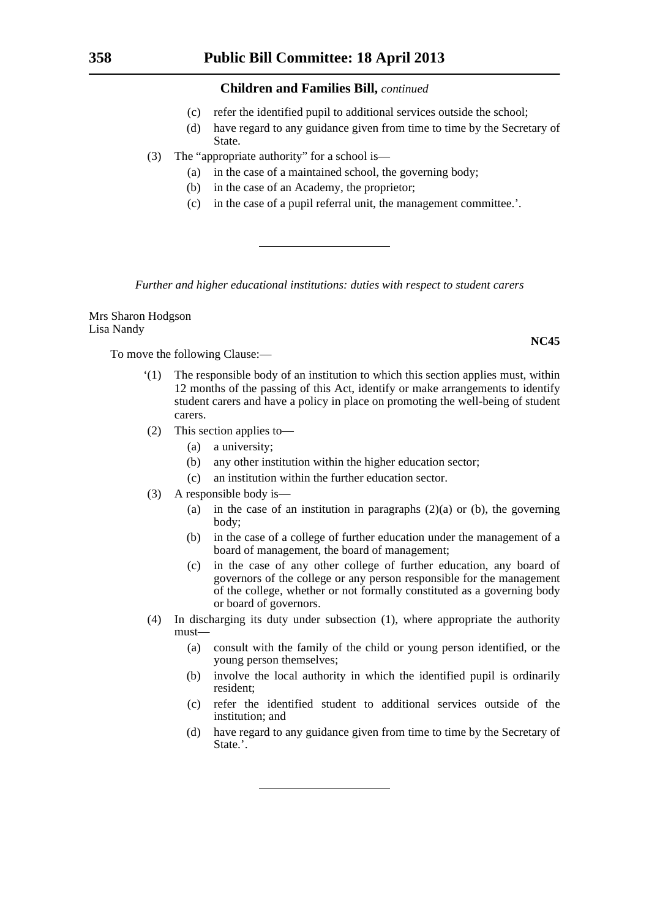**Children and Families Bill,** *continued*

(c) refer the identified pupil to additional services outside the school;

(d) have regard to any guidance given from time to time by the Secretary of State.

(3) The "appropriate authority" for a school is—

(a) in the case of a maintained school, the governing body;

(b) in the case of an Academy, the proprietor;

(c) in the case of a pupil referral unit, the management committee.'.

---

*Further and higher educational institutions: duties with respect to student carers*

Mrs Sharon Hodgson
Lisa Nandy

**NC45**

To move the following Clause:—

'(1) The responsible body of an institution to which this section applies must, within 12 months of the passing of this Act, identify or make arrangements to identify student carers and have a policy in place on promoting the well-being of student carers.

(2) This section applies to—

(a) a university;

(b) any other institution within the higher education sector;

(c) an institution within the further education sector.

(3) A responsible body is—

(a) in the case of an institution in paragraphs (2)(a) or (b), the governing body;

(b) in the case of a college of further education under the management of a board of management, the board of management;

(c) in the case of any other college of further education, any board of governors of the college or any person responsible for the management of the college, whether or not formally constituted as a governing body or board of governors.

(4) In discharging its duty under subsection (1), where appropriate the authority must—

(a) consult with the family of the child or young person identified, or the young person themselves;

(b) involve the local authority in which the identified pupil is ordinarily resident;

(c) refer the identified student to additional services outside of the institution; and

(d) have regard to any guidance given from time to time by the Secretary of State.'.

---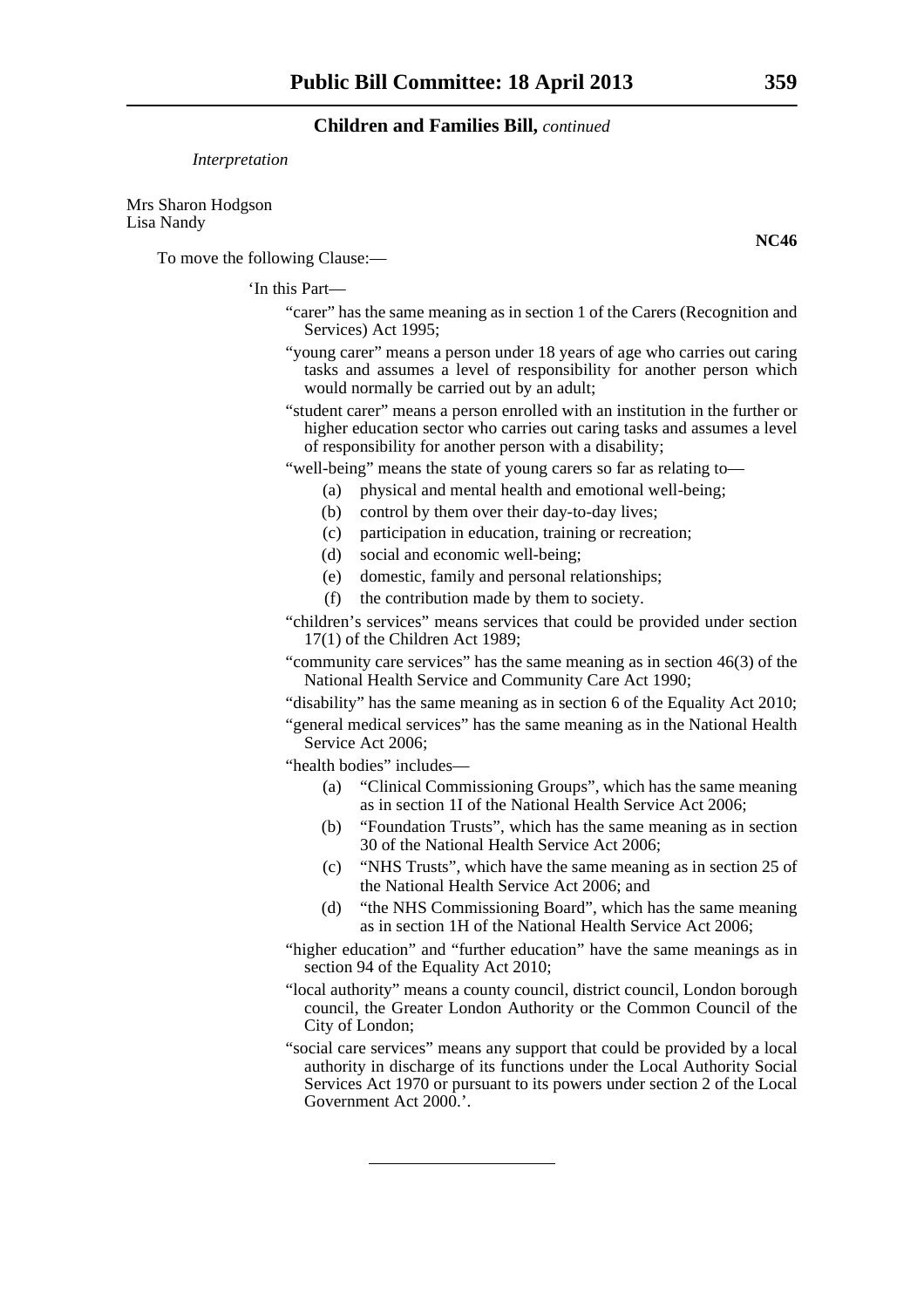*Interpretation*

Mrs Sharon Hodgson
Lisa Nandy

**NC46**

To move the following Clause:—

'In this Part—

"carer" has the same meaning as in section 1 of the Carers (Recognition and Services) Act 1995;

"young carer" means a person under 18 years of age who carries out caring tasks and assumes a level of responsibility for another person which would normally be carried out by an adult;

"student carer" means a person enrolled with an institution in the further or higher education sector who carries out caring tasks and assumes a level of responsibility for another person with a disability;

"well-being" means the state of young carers so far as relating to—

(a) physical and mental health and emotional well-being;

(b) control by them over their day-to-day lives;

(c) participation in education, training or recreation;

(d) social and economic well-being;

(e) domestic, family and personal relationships;

(f) the contribution made by them to society.

"children's services" means services that could be provided under section 17(1) of the Children Act 1989;

"community care services" has the same meaning as in section 46(3) of the National Health Service and Community Care Act 1990;

"disability" has the same meaning as in section 6 of the Equality Act 2010;

"general medical services" has the same meaning as in the National Health Service Act 2006;

"health bodies" includes—

(a) "Clinical Commissioning Groups", which has the same meaning as in section 1I of the National Health Service Act 2006;

(b) "Foundation Trusts", which has the same meaning as in section 30 of the National Health Service Act 2006;

(c) "NHS Trusts", which have the same meaning as in section 25 of the National Health Service Act 2006; and

(d) "the NHS Commissioning Board", which has the same meaning as in section 1H of the National Health Service Act 2006;

"higher education" and "further education" have the same meanings as in section 94 of the Equality Act 2010;

"local authority" means a county council, district council, London borough council, the Greater London Authority or the Common Council of the City of London;

"social care services" means any support that could be provided by a local authority in discharge of its functions under the Local Authority Social Services Act 1970 or pursuant to its powers under section 2 of the Local Government Act 2000.'.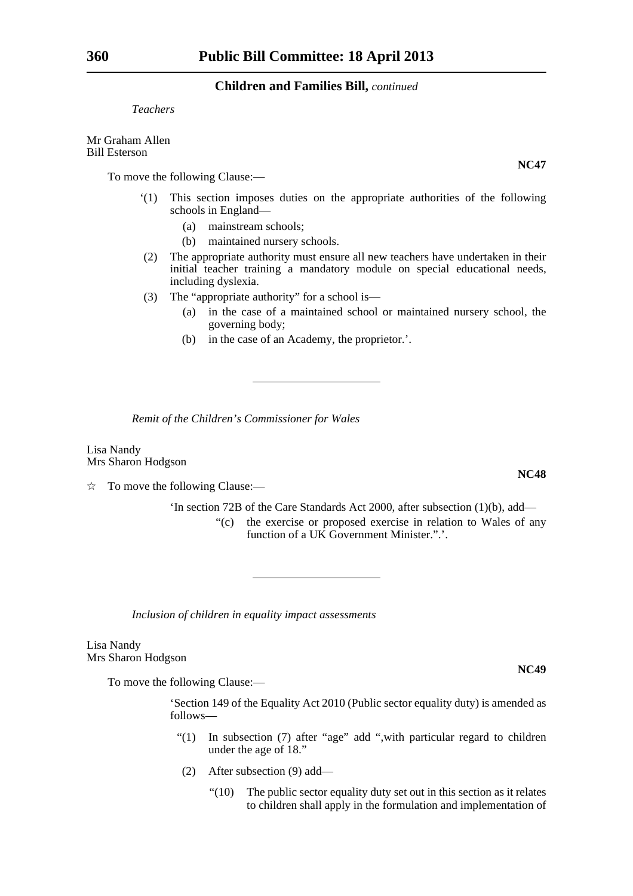*Teachers*

Mr Graham Allen
Bill Esterson

**NC47**

To move the following Clause:—

‘(1) This section imposes duties on the appropriate authorities of the following schools in England—

(a) mainstream schools;

(b) maintained nursery schools.

(2) The appropriate authority must ensure all new teachers have undertaken in their initial teacher training a mandatory module on special educational needs, including dyslexia.

(3) The “appropriate authority” for a school is—

(a) in the case of a maintained school or maintained nursery school, the governing body;

(b) in the case of an Academy, the proprietor.’.

---

*Remit of the Children’s Commissioner for Wales*

Lisa Nandy
Mrs Sharon Hodgson

**NC48**

☆ To move the following Clause:—

‘In section 72B of the Care Standards Act 2000, after subsection (1)(b), add—

“(c) the exercise or proposed exercise in relation to Wales of any function of a UK Government Minister.”.’.

---

*Inclusion of children in equality impact assessments*

Lisa Nandy
Mrs Sharon Hodgson

**NC49**

To move the following Clause:—

‘Section 149 of the Equality Act 2010 (Public sector equality duty) is amended as follows—

“(1) In subsection (7) after “age” add “,with particular regard to children under the age of 18.”

(2) After subsection (9) add—

“(10) The public sector equality duty set out in this section as it relates to children shall apply in the formulation and implementation of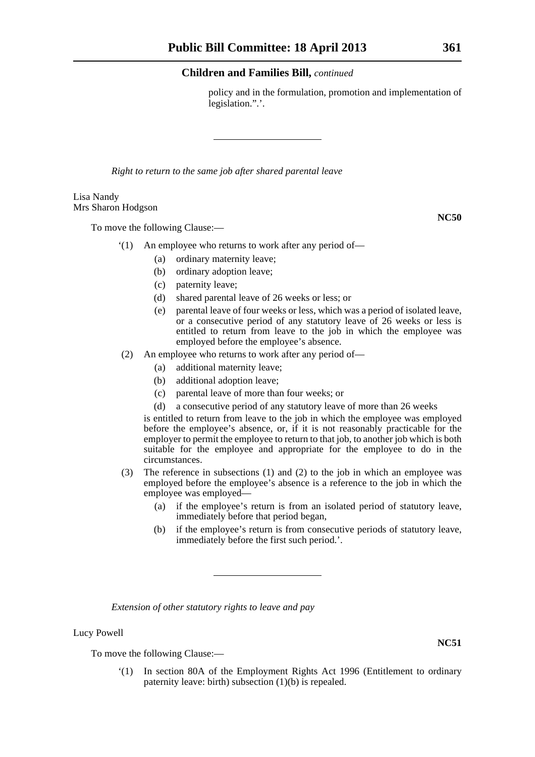policy and in the formulation, promotion and implementation of legislation.".'.

---

*Right to return to the same job after shared parental leave*

Lisa Nandy
Mrs Sharon Hodgson

**NC50**

To move the following Clause:—

'(1) An employee who returns to work after any period of—

(a) ordinary maternity leave;

(b) ordinary adoption leave;

(c) paternity leave;

(d) shared parental leave of 26 weeks or less; or

(e) parental leave of four weeks or less, which was a period of isolated leave, or a consecutive period of any statutory leave of 26 weeks or less is entitled to return from leave to the job in which the employee was employed before the employee's absence.

(2) An employee who returns to work after any period of—

(a) additional maternity leave;

(b) additional adoption leave;

(c) parental leave of more than four weeks; or

(d) a consecutive period of any statutory leave of more than 26 weeks

is entitled to return from leave to the job in which the employee was employed before the employee's absence, or, if it is not reasonably practicable for the employer to permit the employee to return to that job, to another job which is both suitable for the employee and appropriate for the employee to do in the circumstances.

(3) The reference in subsections (1) and (2) to the job in which an employee was employed before the employee's absence is a reference to the job in which the employee was employed—

(a) if the employee's return is from an isolated period of statutory leave, immediately before that period began,

(b) if the employee's return is from consecutive periods of statutory leave, immediately before the first such period.'.

---

*Extension of other statutory rights to leave and pay*

Lucy Powell

**NC51**

To move the following Clause:—

'(1) In section 80A of the Employment Rights Act 1996 (Entitlement to ordinary paternity leave: birth) subsection (1)(b) is repealed.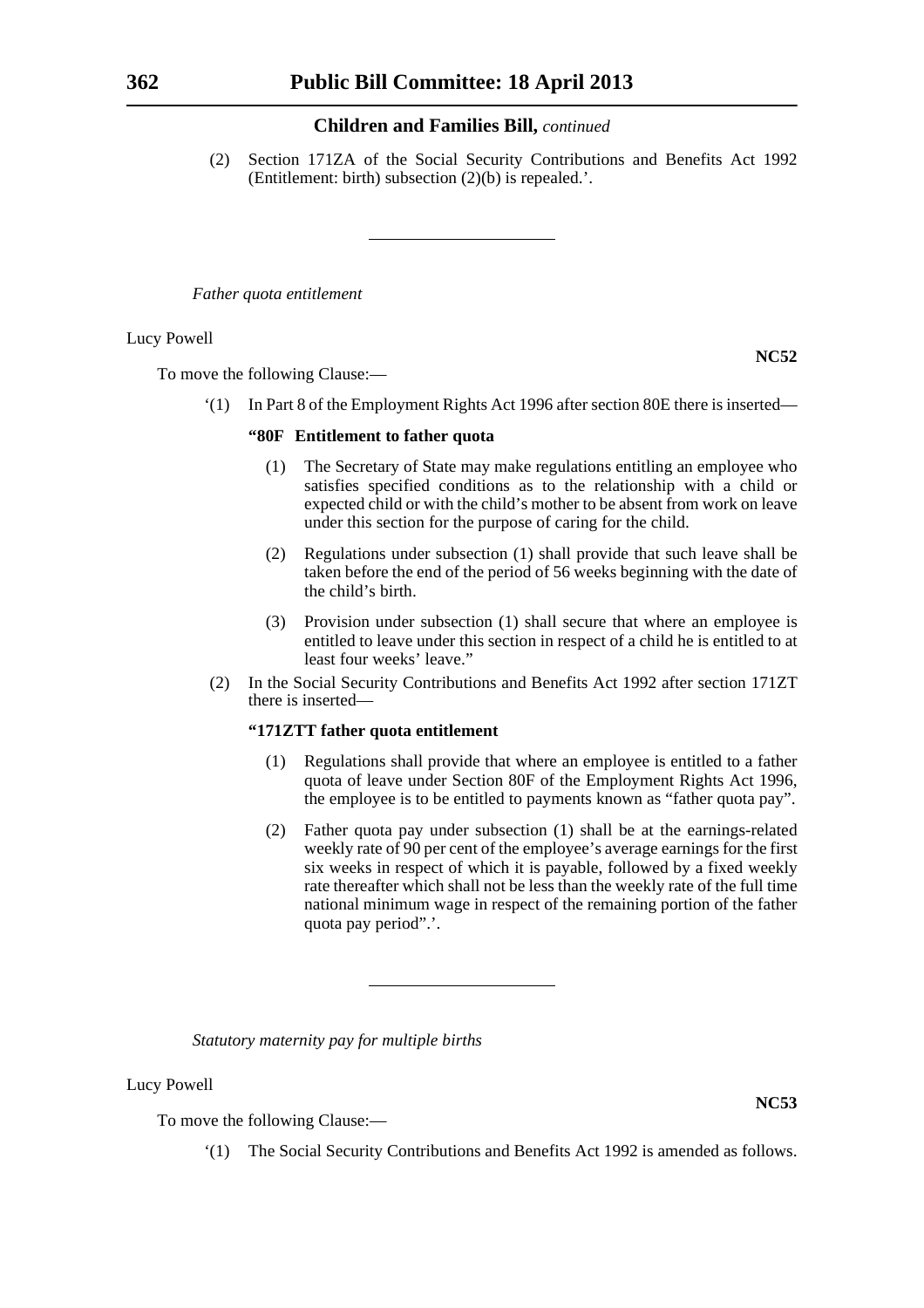(2) Section 171ZA of the Social Security Contributions and Benefits Act 1992 (Entitlement: birth) subsection (2)(b) is repealed.'.

---

*Father quota entitlement*

Lucy Powell

**NC52**

To move the following Clause:—

'(1) In Part 8 of the Employment Rights Act 1996 after section 80E there is inserted—

**"80F Entitlement to father quota**

(1) The Secretary of State may make regulations entitling an employee who satisfies specified conditions as to the relationship with a child or expected child or with the child's mother to be absent from work on leave under this section for the purpose of caring for the child.

(2) Regulations under subsection (1) shall provide that such leave shall be taken before the end of the period of 56 weeks beginning with the date of the child's birth.

(3) Provision under subsection (1) shall secure that where an employee is entitled to leave under this section in respect of a child he is entitled to at least four weeks' leave."

(2) In the Social Security Contributions and Benefits Act 1992 after section 171ZT there is inserted—

**"171ZTT father quota entitlement**

(1) Regulations shall provide that where an employee is entitled to a father quota of leave under Section 80F of the Employment Rights Act 1996, the employee is to be entitled to payments known as "father quota pay".

(2) Father quota pay under subsection (1) shall be at the earnings-related weekly rate of 90 per cent of the employee's average earnings for the first six weeks in respect of which it is payable, followed by a fixed weekly rate thereafter which shall not be less than the weekly rate of the full time national minimum wage in respect of the remaining portion of the father quota pay period".'.

---

*Statutory maternity pay for multiple births*

Lucy Powell

**NC53**

To move the following Clause:—

'(1) The Social Security Contributions and Benefits Act 1992 is amended as follows.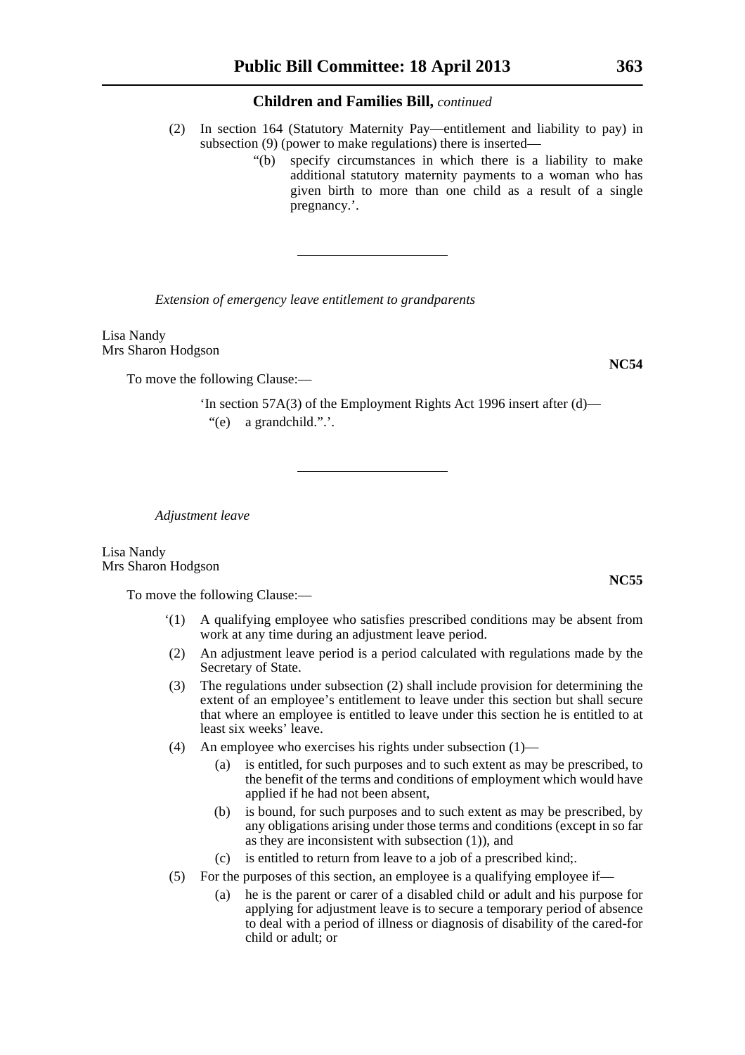## Children and Families Bill, *continued*

(2) In section 164 (Statutory Maternity Pay—entitlement and liability to pay) in subsection (9) (power to make regulations) there is inserted—

> "(b) specify circumstances in which there is a liability to make additional statutory maternity payments to a woman who has given birth to more than one child as a result of a single pregnancy.'.

---

*Extension of emergency leave entitlement to grandparents*

Lisa Nandy
Mrs Sharon Hodgson

**NC54**

To move the following Clause:—

> 'In section 57A(3) of the Employment Rights Act 1996 insert after (d)—
> "(e) a grandchild.".'.

---

*Adjustment leave*

Lisa Nandy
Mrs Sharon Hodgson

**NC55**

To move the following Clause:—

'(1) A qualifying employee who satisfies prescribed conditions may be absent from work at any time during an adjustment leave period.

(2) An adjustment leave period is a period calculated with regulations made by the Secretary of State.

(3) The regulations under subsection (2) shall include provision for determining the extent of an employee's entitlement to leave under this section but shall secure that where an employee is entitled to leave under this section he is entitled to at least six weeks' leave.

(4) An employee who exercises his rights under subsection (1)—

- (a) is entitled, for such purposes and to such extent as may be prescribed, to the benefit of the terms and conditions of employment which would have applied if he had not been absent,
- (b) is bound, for such purposes and to such extent as may be prescribed, by any obligations arising under those terms and conditions (except in so far as they are inconsistent with subsection (1)), and
- (c) is entitled to return from leave to a job of a prescribed kind;.

(5) For the purposes of this section, an employee is a qualifying employee if—

- (a) he is the parent or carer of a disabled child or adult and his purpose for applying for adjustment leave is to secure a temporary period of absence to deal with a period of illness or diagnosis of disability of the cared-for child or adult; or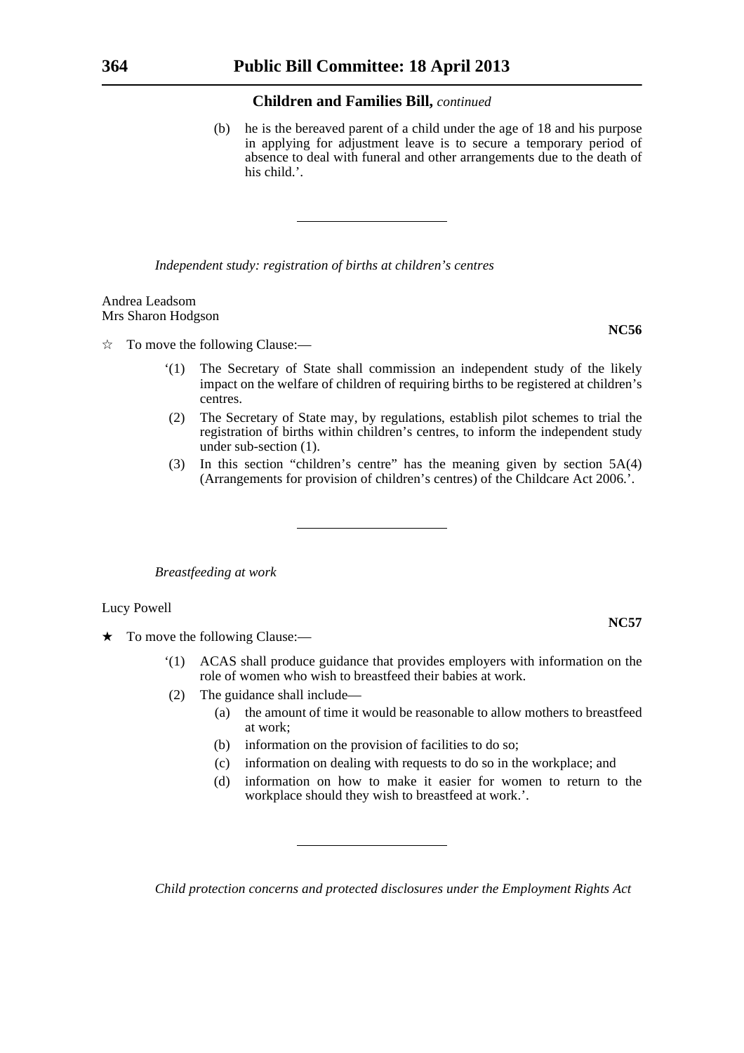(b) he is the bereaved parent of a child under the age of 18 and his purpose in applying for adjustment leave is to secure a temporary period of absence to deal with funeral and other arrangements due to the death of his child.'.

---

*Independent study: registration of births at children's centres*

Andrea Leadsom
Mrs Sharon Hodgson

**NC56**

☆ To move the following Clause:—

'(1) The Secretary of State shall commission an independent study of the likely impact on the welfare of children of requiring births to be registered at children's centres.

(2) The Secretary of State may, by regulations, establish pilot schemes to trial the registration of births within children's centres, to inform the independent study under sub-section (1).

(3) In this section "children's centre" has the meaning given by section 5A(4) (Arrangements for provision of children's centres) of the Childcare Act 2006.'.

---

*Breastfeeding at work*

Lucy Powell

**NC57**

★ To move the following Clause:—

'(1) ACAS shall produce guidance that provides employers with information on the role of women who wish to breastfeed their babies at work.

(2) The guidance shall include—

(a) the amount of time it would be reasonable to allow mothers to breastfeed at work;

(b) information on the provision of facilities to do so;

(c) information on dealing with requests to do so in the workplace; and

(d) information on how to make it easier for women to return to the workplace should they wish to breastfeed at work.'.

---

*Child protection concerns and protected disclosures under the Employment Rights Act*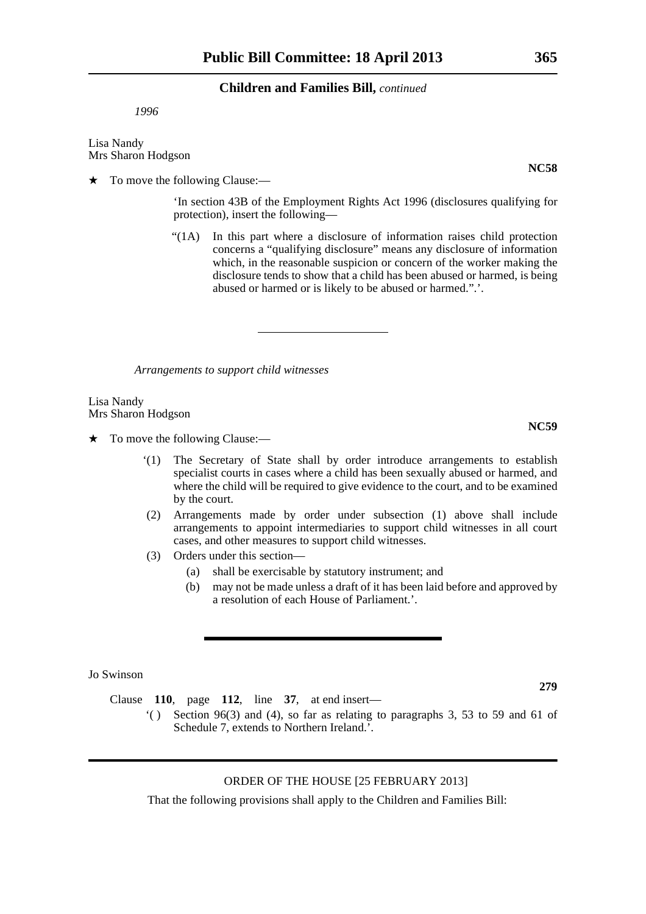*1996*

Lisa Nandy
Mrs Sharon Hodgson

**NC58**

★ To move the following Clause:—

'In section 43B of the Employment Rights Act 1996 (disclosures qualifying for protection), insert the following—

"(1A) In this part where a disclosure of information raises child protection concerns a "qualifying disclosure" means any disclosure of information which, in the reasonable suspicion or concern of the worker making the disclosure tends to show that a child has been abused or harmed, is being abused or harmed or is likely to be abused or harmed.".'.

---

*Arrangements to support child witnesses*

Lisa Nandy
Mrs Sharon Hodgson

**NC59**

★ To move the following Clause:—

'(1) The Secretary of State shall by order introduce arrangements to establish specialist courts in cases where a child has been sexually abused or harmed, and where the child will be required to give evidence to the court, and to be examined by the court.

(2) Arrangements made by order under subsection (1) above shall include arrangements to appoint intermediaries to support child witnesses in all court cases, and other measures to support child witnesses.

(3) Orders under this section—

(a) shall be exercisable by statutory instrument; and

(b) may not be made unless a draft of it has been laid before and approved by a resolution of each House of Parliament.'.

---

Jo Swinson

**279**

Clause **110**, page **112**, line **37**, at end insert—

'( ) Section 96(3) and (4), so far as relating to paragraphs 3, 53 to 59 and 61 of Schedule 7, extends to Northern Ireland.'.

---

ORDER OF THE HOUSE [25 FEBRUARY 2013]

That the following provisions shall apply to the Children and Families Bill: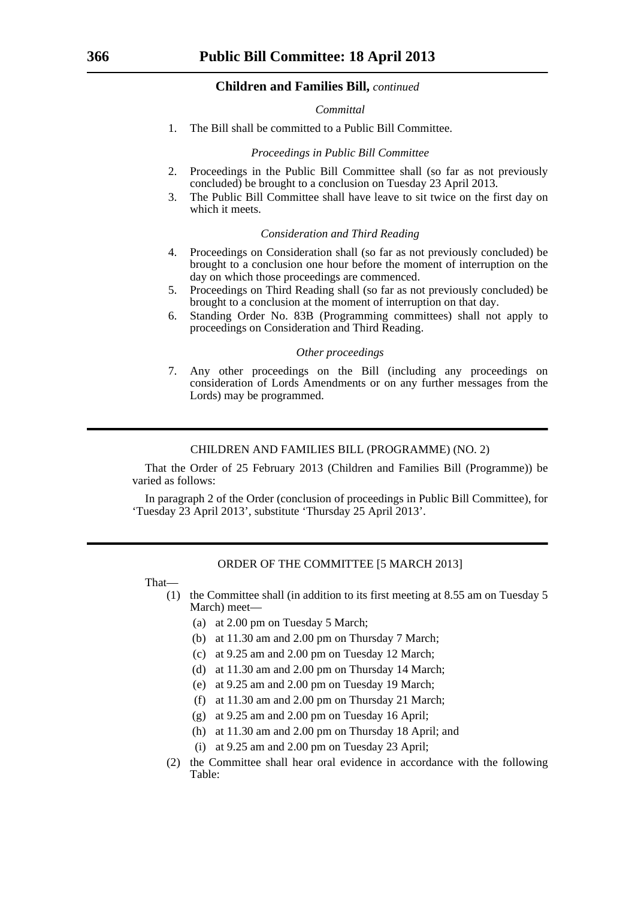## Children and Families Bill, *continued*

*Committal*

1. The Bill shall be committed to a Public Bill Committee.

*Proceedings in Public Bill Committee*

2. Proceedings in the Public Bill Committee shall (so far as not previously concluded) be brought to a conclusion on Tuesday 23 April 2013.
3. The Public Bill Committee shall have leave to sit twice on the first day on which it meets.

*Consideration and Third Reading*

4. Proceedings on Consideration shall (so far as not previously concluded) be brought to a conclusion one hour before the moment of interruption on the day on which those proceedings are commenced.
5. Proceedings on Third Reading shall (so far as not previously concluded) be brought to a conclusion at the moment of interruption on that day.
6. Standing Order No. 83B (Programming committees) shall not apply to proceedings on Consideration and Third Reading.

*Other proceedings*

7. Any other proceedings on the Bill (including any proceedings on consideration of Lords Amendments or on any further messages from the Lords) may be programmed.

---

### CHILDREN AND FAMILIES BILL (PROGRAMME) (NO. 2)

That the Order of 25 February 2013 (Children and Families Bill (Programme)) be varied as follows:

In paragraph 2 of the Order (conclusion of proceedings in Public Bill Committee), for 'Tuesday 23 April 2013', substitute 'Thursday 25 April 2013'.

---

### ORDER OF THE COMMITTEE [5 MARCH 2013]

That—

(1) the Committee shall (in addition to its first meeting at 8.55 am on Tuesday 5 March) meet—

- (a) at 2.00 pm on Tuesday 5 March;
- (b) at 11.30 am and 2.00 pm on Thursday 7 March;
- (c) at 9.25 am and 2.00 pm on Tuesday 12 March;
- (d) at 11.30 am and 2.00 pm on Thursday 14 March;
- (e) at 9.25 am and 2.00 pm on Tuesday 19 March;
- (f) at 11.30 am and 2.00 pm on Thursday 21 March;
- (g) at 9.25 am and 2.00 pm on Tuesday 16 April;
- (h) at 11.30 am and 2.00 pm on Thursday 18 April; and
- (i) at 9.25 am and 2.00 pm on Tuesday 23 April;

(2) the Committee shall hear oral evidence in accordance with the following Table: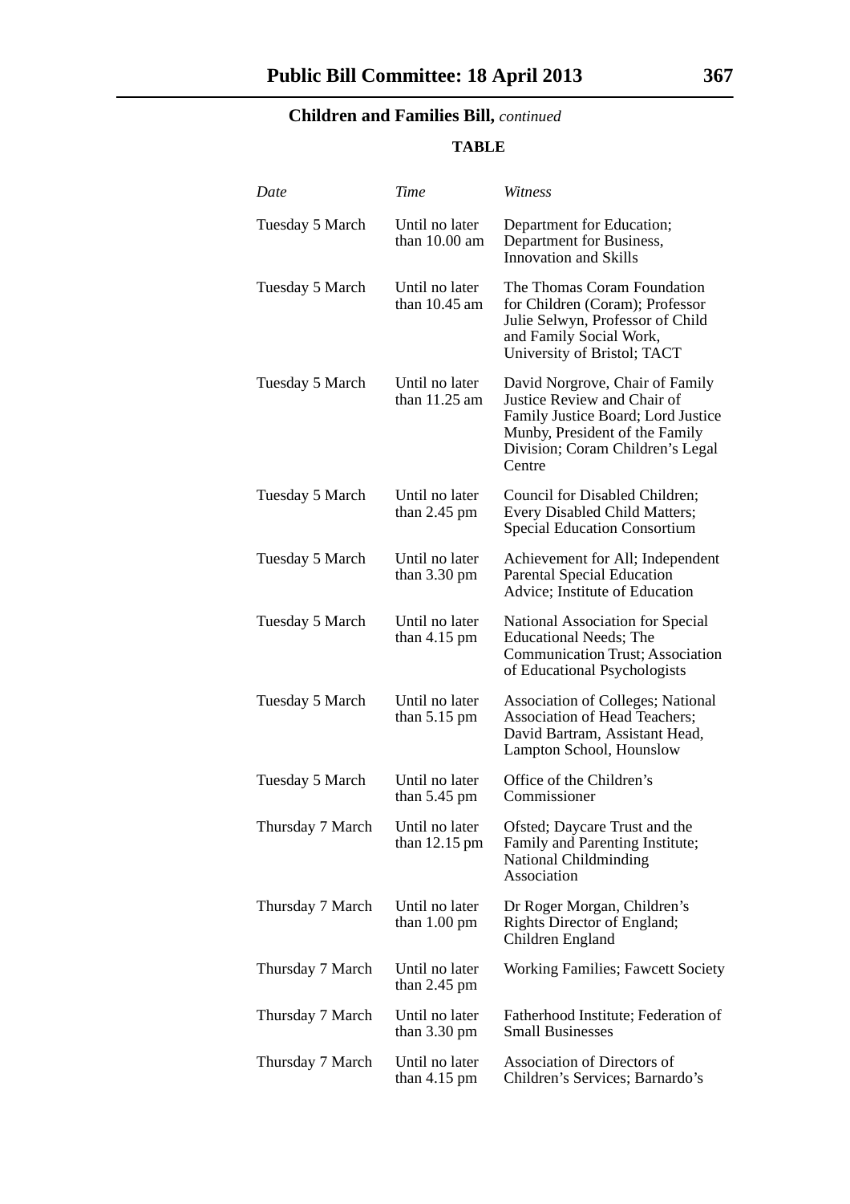**Children and Families Bill,** *continued*

**TABLE**

| *Date* | *Time* | *Witness* |
|---|---|---|
| Tuesday 5 March | Until no later than 10.00 am | Department for Education; Department for Business, Innovation and Skills |
| Tuesday 5 March | Until no later than 10.45 am | The Thomas Coram Foundation for Children (Coram); Professor Julie Selwyn, Professor of Child and Family Social Work, University of Bristol; TACT |
| Tuesday 5 March | Until no later than 11.25 am | David Norgrove, Chair of Family Justice Review and Chair of Family Justice Board; Lord Justice Munby, President of the Family Division; Coram Children's Legal Centre |
| Tuesday 5 March | Until no later than 2.45 pm | Council for Disabled Children; Every Disabled Child Matters; Special Education Consortium |
| Tuesday 5 March | Until no later than 3.30 pm | Achievement for All; Independent Parental Special Education Advice; Institute of Education |
| Tuesday 5 March | Until no later than 4.15 pm | National Association for Special Educational Needs; The Communication Trust; Association of Educational Psychologists |
| Tuesday 5 March | Until no later than 5.15 pm | Association of Colleges; National Association of Head Teachers; David Bartram, Assistant Head, Lampton School, Hounslow |
| Tuesday 5 March | Until no later than 5.45 pm | Office of the Children's Commissioner |
| Thursday 7 March | Until no later than 12.15 pm | Ofsted; Daycare Trust and the Family and Parenting Institute; National Childminding Association |
| Thursday 7 March | Until no later than 1.00 pm | Dr Roger Morgan, Children's Rights Director of England; Children England |
| Thursday 7 March | Until no later than 2.45 pm | Working Families; Fawcett Society |
| Thursday 7 March | Until no later than 3.30 pm | Fatherhood Institute; Federation of Small Businesses |
| Thursday 7 March | Until no later than 4.15 pm | Association of Directors of Children's Services; Barnardo's |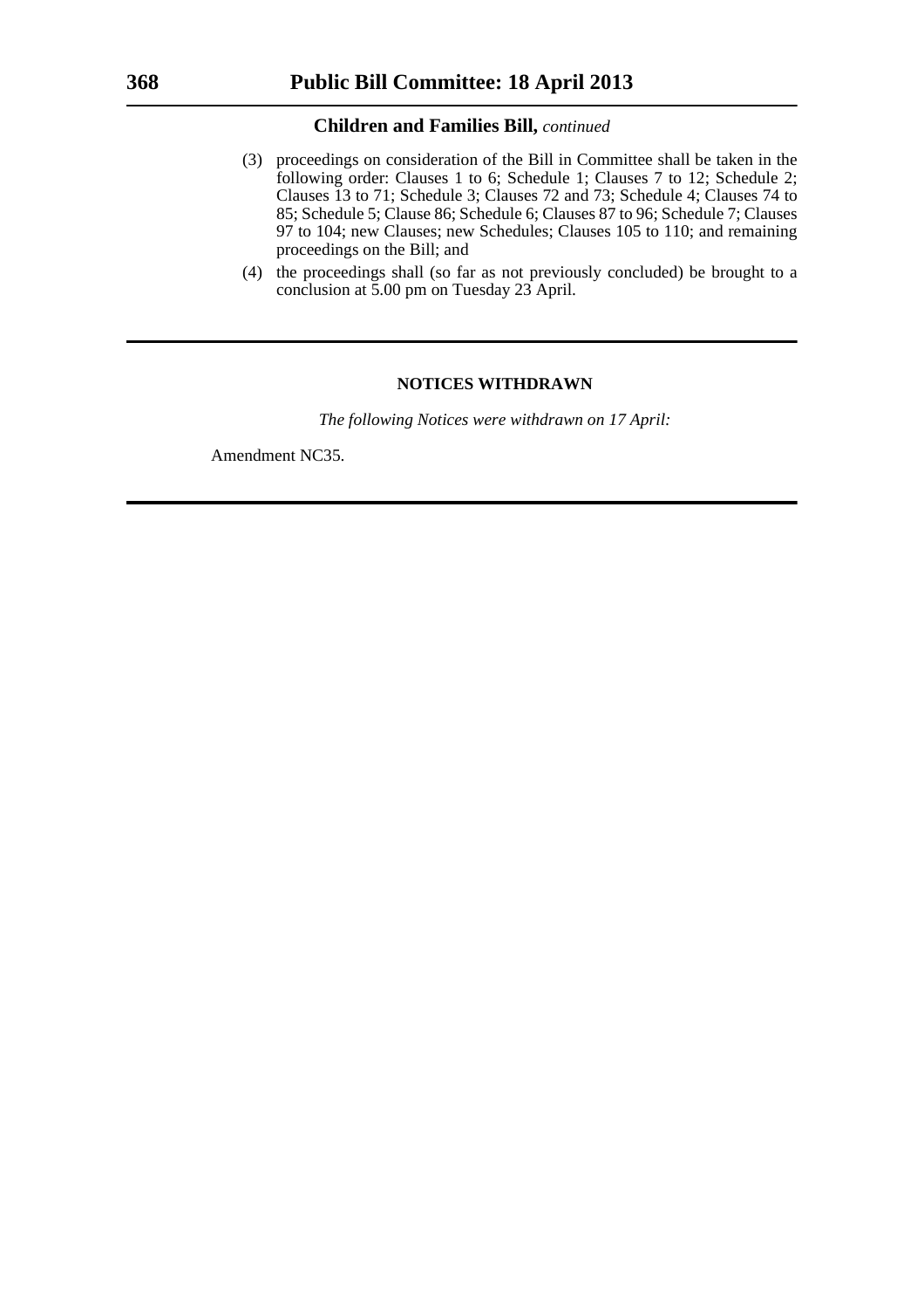## Children and Families Bill, *continued*

(3) proceedings on consideration of the Bill in Committee shall be taken in the following order: Clauses 1 to 6; Schedule 1; Clauses 7 to 12; Schedule 2; Clauses 13 to 71; Schedule 3; Clauses 72 and 73; Schedule 4; Clauses 74 to 85; Schedule 5; Clause 86; Schedule 6; Clauses 87 to 96; Schedule 7; Clauses 97 to 104; new Clauses; new Schedules; Clauses 105 to 110; and remaining proceedings on the Bill; and

(4) the proceedings shall (so far as not previously concluded) be brought to a conclusion at 5.00 pm on Tuesday 23 April.

---

### NOTICES WITHDRAWN

*The following Notices were withdrawn on 17 April:*

Amendment NC35.